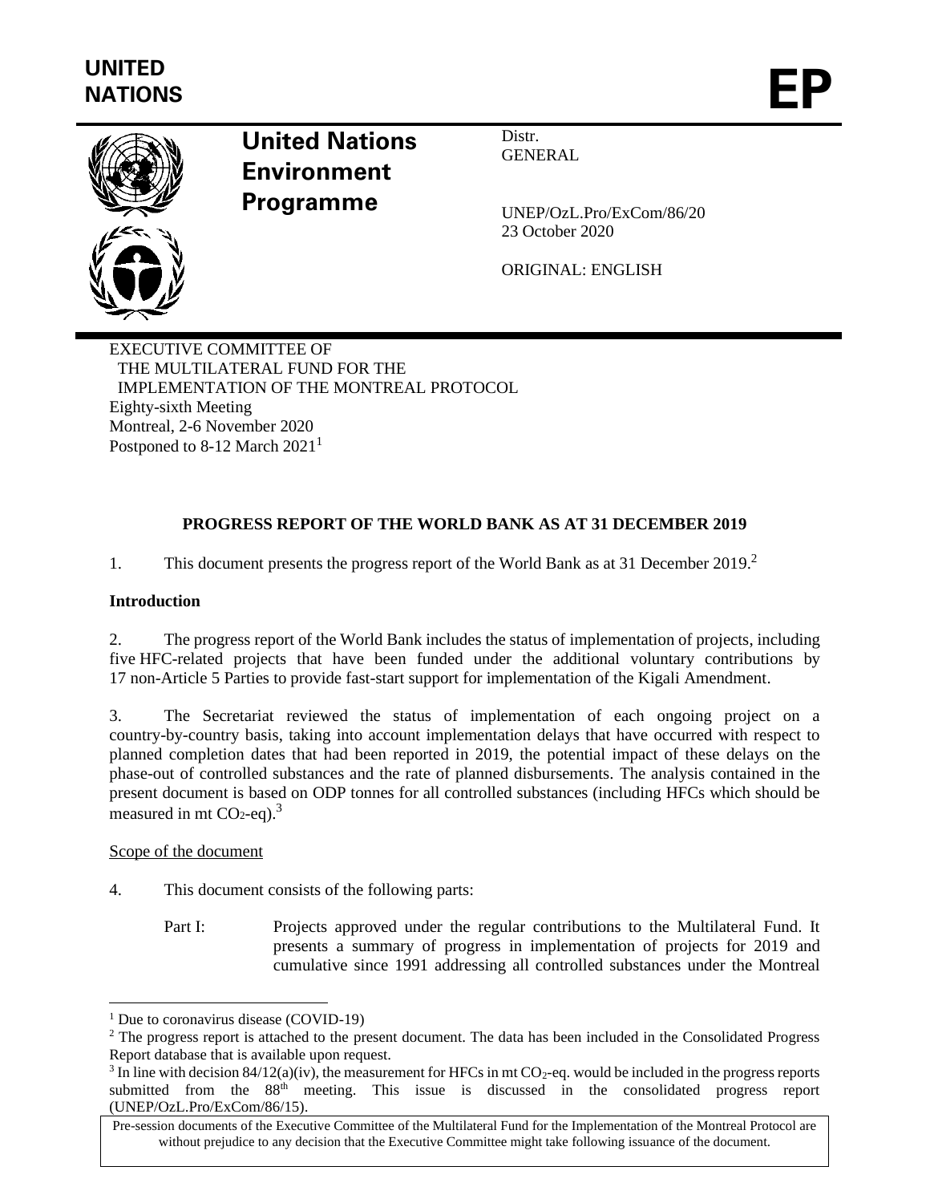**UNITED NATIONS** **EP**

**United Nations Environment Programme**

Distr.
GENERAL

UNEP/OzL.Pro/ExCom/86/20
23 October 2020

ORIGINAL: ENGLISH

EXECUTIVE COMMITTEE OF
THE MULTILATERAL FUND FOR THE
IMPLEMENTATION OF THE MONTREAL PROTOCOL
Eighty-sixth Meeting
Montreal, 2-6 November 2020
Postponed to 8-12 March 2021[1]

**PROGRESS REPORT OF THE WORLD BANK AS AT 31 DECEMBER 2019**

1. This document presents the progress report of the World Bank as at 31 December 2019.[2]

**Introduction**

2. The progress report of the World Bank includes the status of implementation of projects, including five HFC-related projects that have been funded under the additional voluntary contributions by 17 non-Article 5 Parties to provide fast-start support for implementation of the Kigali Amendment.

3. The Secretariat reviewed the status of implementation of each ongoing project on a country-by-country basis, taking into account implementation delays that have occurred with respect to planned completion dates that had been reported in 2019, the potential impact of these delays on the phase-out of controlled substances and the rate of planned disbursements. The analysis contained in the present document is based on ODP tonnes for all controlled substances (including HFCs which should be measured in mt $CO_2$-eq).[3]

Scope of the document

4. This document consists of the following parts:

Part I: Projects approved under the regular contributions to the Multilateral Fund. It presents a summary of progress in implementation of projects for 2019 and cumulative since 1991 addressing all controlled substances under the Montreal

---

[1] Due to coronavirus disease (COVID-19)

[2] The progress report is attached to the present document. The data has been included in the Consolidated Progress Report database that is available upon request.

[3] In line with decision 84/12(a)(iv), the measurement for HFCs in mt $CO_2$-eq. would be included in the progress reports submitted from the 88th meeting. This issue is discussed in the consolidated progress report (UNEP/OzL.Pro/ExCom/86/15).

Pre-session documents of the Executive Committee of the Multilateral Fund for the Implementation of the Montreal Protocol are without prejudice to any decision that the Executive Committee might take following issuance of the document.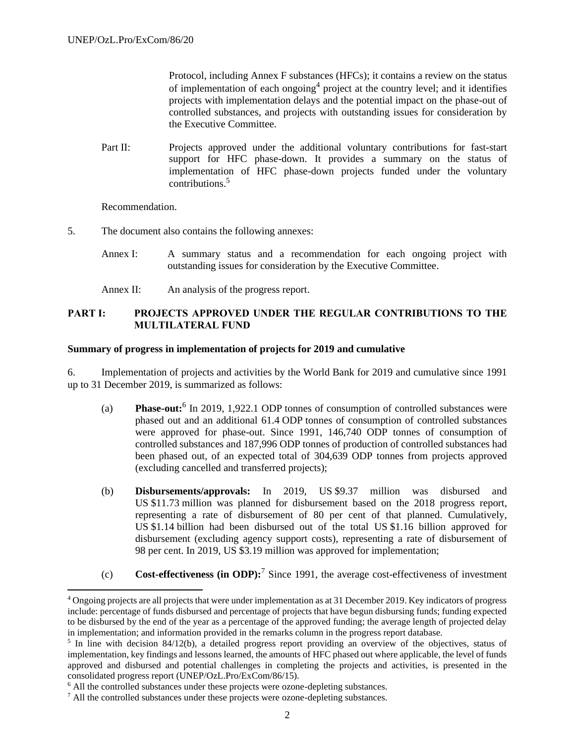Protocol, including Annex F substances (HFCs); it contains a review on the status of implementation of each ongoing[4] project at the country level; and it identifies projects with implementation delays and the potential impact on the phase-out of controlled substances, and projects with outstanding issues for consideration by the Executive Committee.

Part II: Projects approved under the additional voluntary contributions for fast-start support for HFC phase-down. It provides a summary on the status of implementation of HFC phase-down projects funded under the voluntary contributions.[5]

Recommendation.

5. The document also contains the following annexes:

Annex I: A summary status and a recommendation for each ongoing project with outstanding issues for consideration by the Executive Committee.

Annex II: An analysis of the progress report.

## PART I: PROJECTS APPROVED UNDER THE REGULAR CONTRIBUTIONS TO THE MULTILATERAL FUND

### Summary of progress in implementation of projects for 2019 and cumulative

6. Implementation of projects and activities by the World Bank for 2019 and cumulative since 1991 up to 31 December 2019, is summarized as follows:

(a) **Phase-out:**[6] In 2019, 1,922.1 ODP tonnes of consumption of controlled substances were phased out and an additional 61.4 ODP tonnes of consumption of controlled substances were approved for phase-out. Since 1991, 146,740 ODP tonnes of consumption of controlled substances and 187,996 ODP tonnes of production of controlled substances had been phased out, of an expected total of 304,639 ODP tonnes from projects approved (excluding cancelled and transferred projects);

(b) **Disbursements/approvals:** In 2019, US $9.37 million was disbursed and US $11.73 million was planned for disbursement based on the 2018 progress report, representing a rate of disbursement of 80 per cent of that planned. Cumulatively, US $1.14 billion had been disbursed out of the total US $1.16 billion approved for disbursement (excluding agency support costs), representing a rate of disbursement of 98 per cent. In 2019, US $3.19 million was approved for implementation;

(c) **Cost-effectiveness (in ODP):**[7] Since 1991, the average cost-effectiveness of investment

---

[4] Ongoing projects are all projects that were under implementation as at 31 December 2019. Key indicators of progress include: percentage of funds disbursed and percentage of projects that have begun disbursing funds; funding expected to be disbursed by the end of the year as a percentage of the approved funding; the average length of projected delay in implementation; and information provided in the remarks column in the progress report database.

[5] In line with decision 84/12(b), a detailed progress report providing an overview of the objectives, status of implementation, key findings and lessons learned, the amounts of HFC phased out where applicable, the level of funds approved and disbursed and potential challenges in completing the projects and activities, is presented in the consolidated progress report (UNEP/OzL.Pro/ExCom/86/15).

[6] All the controlled substances under these projects were ozone-depleting substances.

[7] All the controlled substances under these projects were ozone-depleting substances.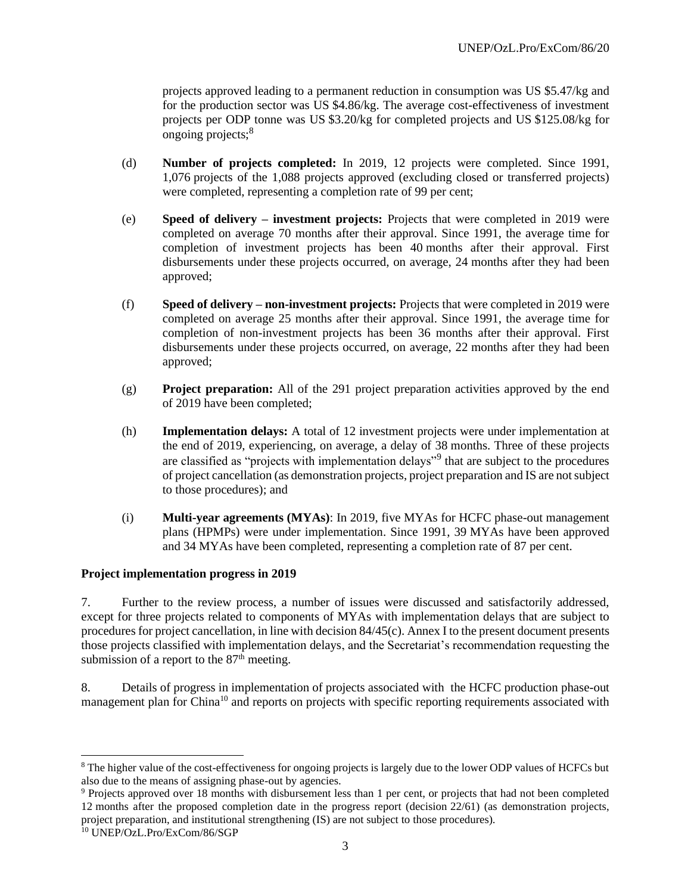projects approved leading to a permanent reduction in consumption was US $5.47/kg and for the production sector was US $4.86/kg. The average cost-effectiveness of investment projects per ODP tonne was US $3.20/kg for completed projects and US $125.08/kg for ongoing projects;[8]

(d) **Number of projects completed:** In 2019, 12 projects were completed. Since 1991, 1,076 projects of the 1,088 projects approved (excluding closed or transferred projects) were completed, representing a completion rate of 99 per cent;

(e) **Speed of delivery – investment projects:** Projects that were completed in 2019 were completed on average 70 months after their approval. Since 1991, the average time for completion of investment projects has been 40 months after their approval. First disbursements under these projects occurred, on average, 24 months after they had been approved;

(f) **Speed of delivery – non-investment projects:** Projects that were completed in 2019 were completed on average 25 months after their approval. Since 1991, the average time for completion of non-investment projects has been 36 months after their approval. First disbursements under these projects occurred, on average, 22 months after they had been approved;

(g) **Project preparation:** All of the 291 project preparation activities approved by the end of 2019 have been completed;

(h) **Implementation delays:** A total of 12 investment projects were under implementation at the end of 2019, experiencing, on average, a delay of 38 months. Three of these projects are classified as "projects with implementation delays"[9] that are subject to the procedures of project cancellation (as demonstration projects, project preparation and IS are not subject to those procedures); and

(i) **Multi-year agreements (MYAs)**: In 2019, five MYAs for HCFC phase-out management plans (HPMPs) were under implementation. Since 1991, 39 MYAs have been approved and 34 MYAs have been completed, representing a completion rate of 87 per cent.

**Project implementation progress in 2019**

7. Further to the review process, a number of issues were discussed and satisfactorily addressed, except for three projects related to components of MYAs with implementation delays that are subject to procedures for project cancellation, in line with decision 84/45(c). Annex I to the present document presents those projects classified with implementation delays, and the Secretariat's recommendation requesting the submission of a report to the 87th meeting.

8. Details of progress in implementation of projects associated with the HCFC production phase-out management plan for China[10] and reports on projects with specific reporting requirements associated with

[8] The higher value of the cost-effectiveness for ongoing projects is largely due to the lower ODP values of HCFCs but also due to the means of assigning phase-out by agencies.

[9] Projects approved over 18 months with disbursement less than 1 per cent, or projects that had not been completed 12 months after the proposed completion date in the progress report (decision 22/61) (as demonstration projects, project preparation, and institutional strengthening (IS) are not subject to those procedures).

[10] UNEP/OzL.Pro/ExCom/86/SGP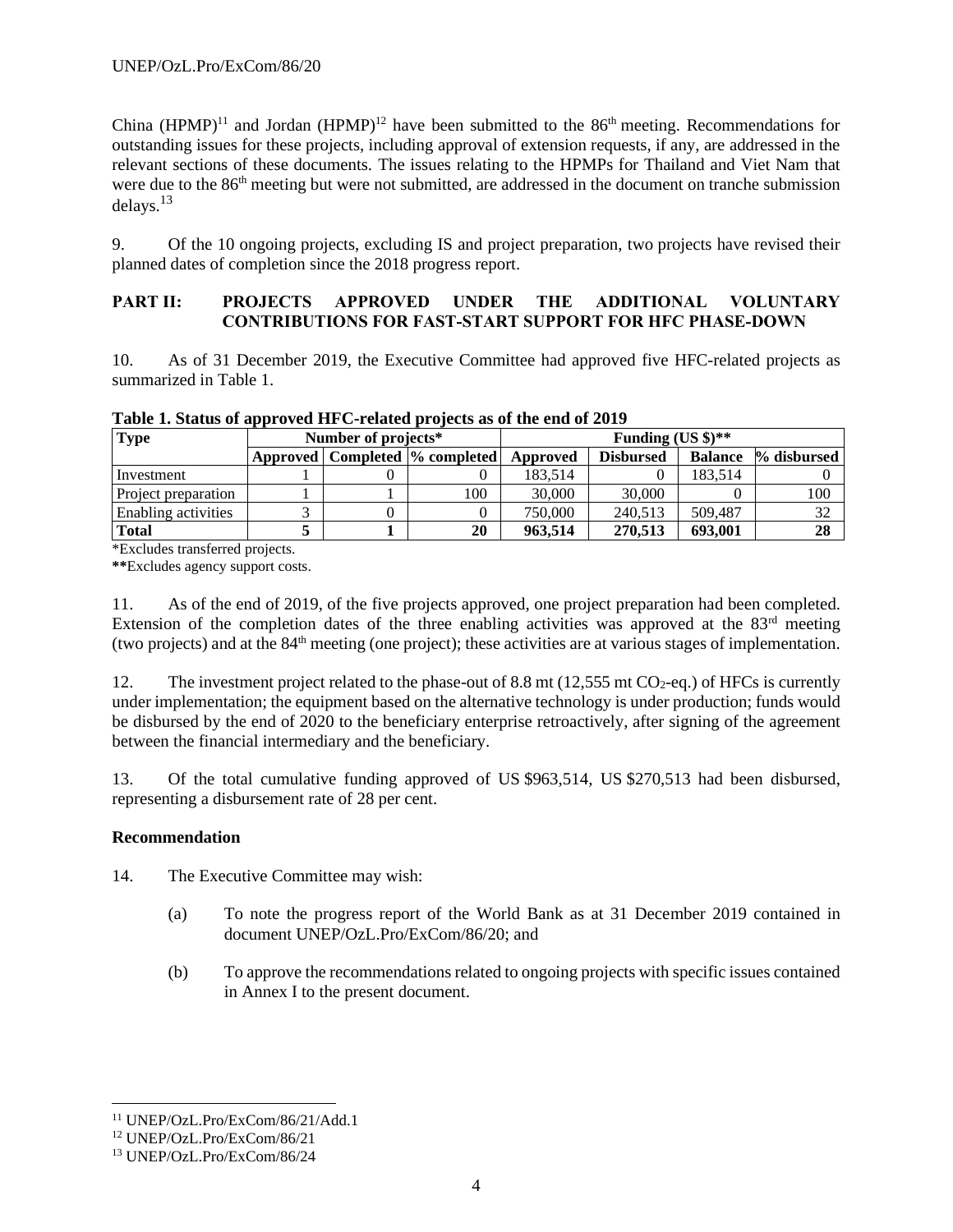China (HPMP)[11] and Jordan (HPMP)[12] have been submitted to the 86th meeting. Recommendations for outstanding issues for these projects, including approval of extension requests, if any, are addressed in the relevant sections of these documents. The issues relating to the HPMPs for Thailand and Viet Nam that were due to the 86th meeting but were not submitted, are addressed in the document on tranche submission delays.[13]

9. Of the 10 ongoing projects, excluding IS and project preparation, two projects have revised their planned dates of completion since the 2018 progress report.

## PART II: PROJECTS APPROVED UNDER THE ADDITIONAL VOLUNTARY CONTRIBUTIONS FOR FAST-START SUPPORT FOR HFC PHASE-DOWN

10. As of 31 December 2019, the Executive Committee had approved five HFC-related projects as summarized in Table 1.

**Table 1. Status of approved HFC-related projects as of the end of 2019**

| Type | Number of projects* | | | Funding (US $)** | | | |
|---|---|---|---|---|---|---|---|
| | Approved | Completed | % completed | Approved | Disbursed | Balance | % disbursed |
| Investment | 1 | 0 | 0 | 183,514 | 0 | 183,514 | 0 |
| Project preparation | 1 | 1 | 100 | 30,000 | 30,000 | 0 | 100 |
| Enabling activities | 3 | 0 | 0 | 750,000 | 240,513 | 509,487 | 32 |
| **Total** | **5** | **1** | **20** | **963,514** | **270,513** | **693,001** | **28** |

*Excludes transferred projects.

**Excludes agency support costs.

11. As of the end of 2019, of the five projects approved, one project preparation had been completed. Extension of the completion dates of the three enabling activities was approved at the 83rd meeting (two projects) and at the 84th meeting (one project); these activities are at various stages of implementation.

12. The investment project related to the phase-out of 8.8 mt (12,555 mt $CO_2$-eq.) of HFCs is currently under implementation; the equipment based on the alternative technology is under production; funds would be disbursed by the end of 2020 to the beneficiary enterprise retroactively, after signing of the agreement between the financial intermediary and the beneficiary.

13. Of the total cumulative funding approved of US $963,514, US $270,513 had been disbursed, representing a disbursement rate of 28 per cent.

### Recommendation

14. The Executive Committee may wish:

(a) To note the progress report of the World Bank as at 31 December 2019 contained in document UNEP/OzL.Pro/ExCom/86/20; and

(b) To approve the recommendations related to ongoing projects with specific issues contained in Annex I to the present document.

---

[11] UNEP/OzL.Pro/ExCom/86/21/Add.1

[12] UNEP/OzL.Pro/ExCom/86/21

[13] UNEP/OzL.Pro/ExCom/86/24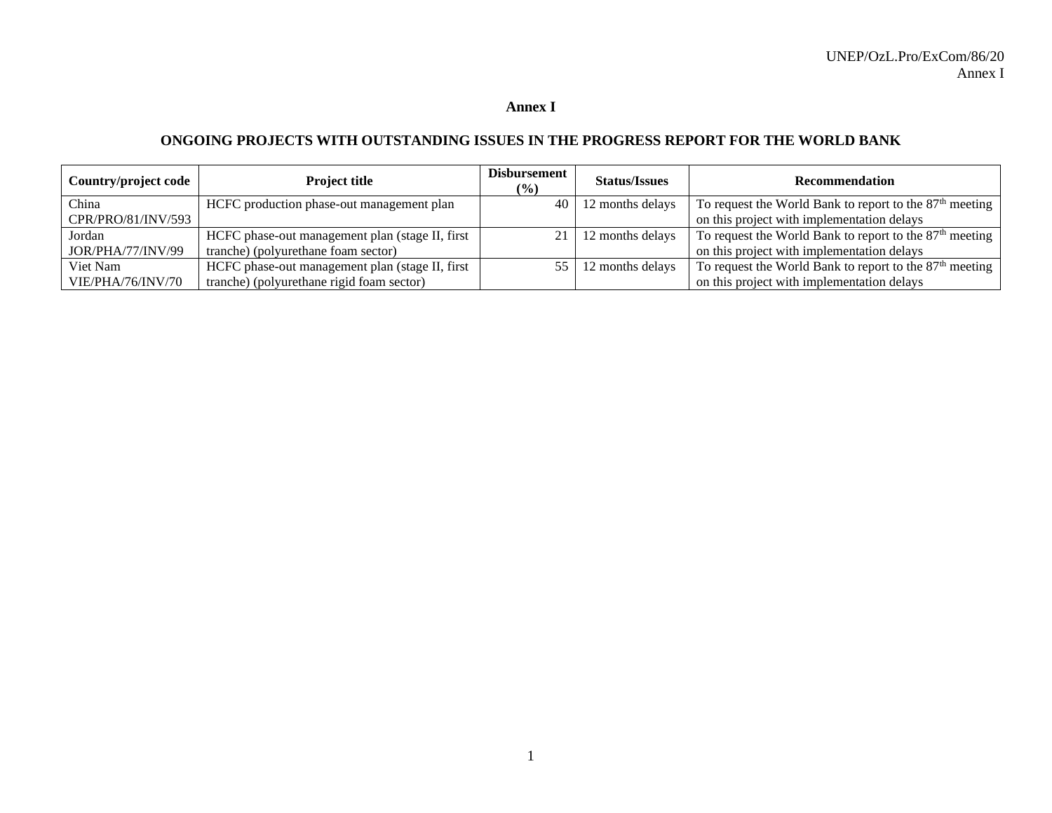# Annex I

## ONGOING PROJECTS WITH OUTSTANDING ISSUES IN THE PROGRESS REPORT FOR THE WORLD BANK

| Country/project code | Project title | Disbursement (%) | Status/Issues | Recommendation |
|---|---|---|---|---|
| China CPR/PRO/81/INV/593 | HCFC production phase-out management plan | 40 | 12 months delays | To request the World Bank to report to the 87th meeting on this project with implementation delays |
| Jordan JOR/PHA/77/INV/99 | HCFC phase-out management plan (stage II, first tranche) (polyurethane foam sector) | 21 | 12 months delays | To request the World Bank to report to the 87th meeting on this project with implementation delays |
| Viet Nam VIE/PHA/76/INV/70 | HCFC phase-out management plan (stage II, first tranche) (polyurethane rigid foam sector) | 55 | 12 months delays | To request the World Bank to report to the 87th meeting on this project with implementation delays |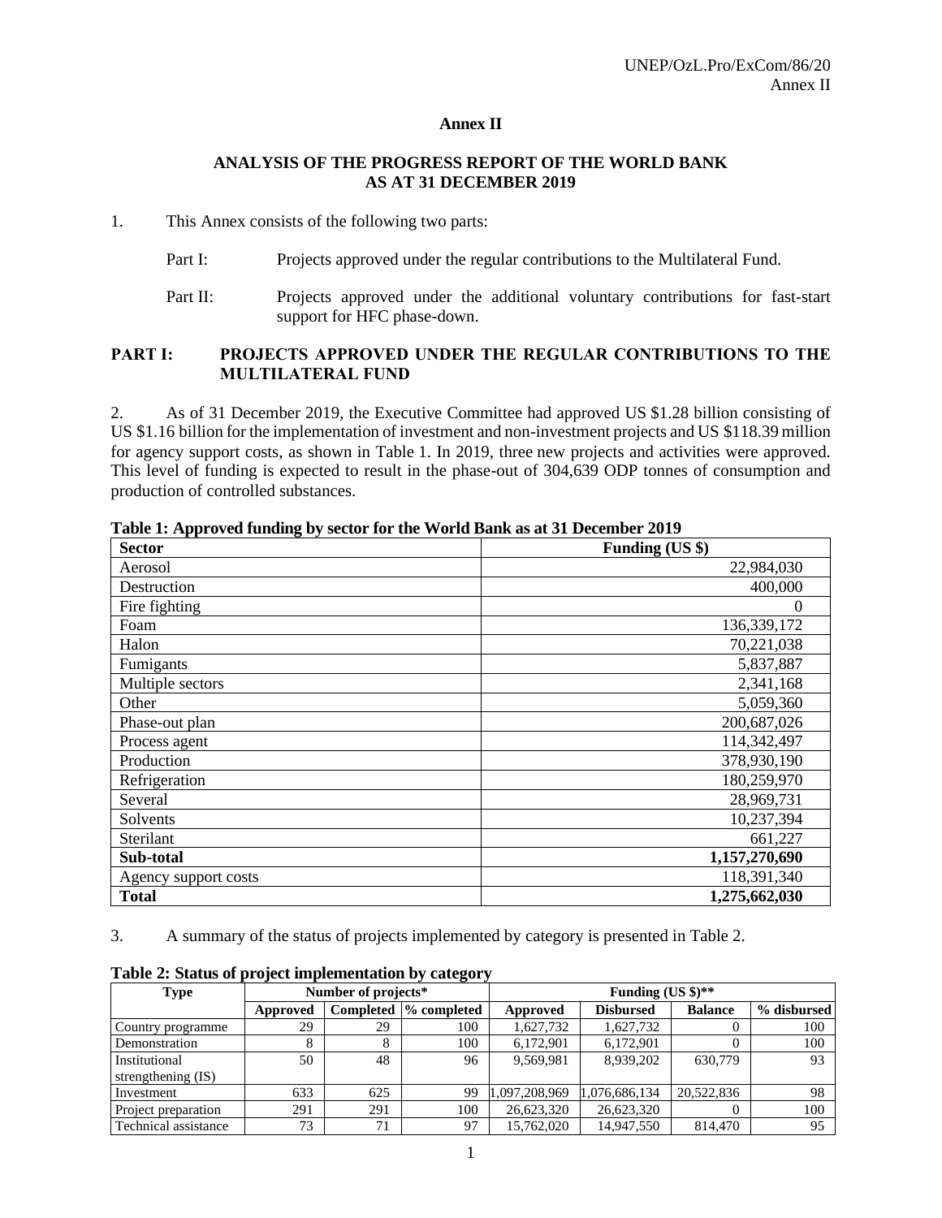# Annex II

## ANALYSIS OF THE PROGRESS REPORT OF THE WORLD BANK AS AT 31 DECEMBER 2019

1. This Annex consists of the following two parts:

   Part I: Projects approved under the regular contributions to the Multilateral Fund.

   Part II: Projects approved under the additional voluntary contributions for fast-start support for HFC phase-down.

## PART I: PROJECTS APPROVED UNDER THE REGULAR CONTRIBUTIONS TO THE MULTILATERAL FUND

2. As of 31 December 2019, the Executive Committee had approved US $1.28 billion consisting of US $1.16 billion for the implementation of investment and non-investment projects and US $118.39 million for agency support costs, as shown in Table 1. In 2019, three new projects and activities were approved. This level of funding is expected to result in the phase-out of 304,639 ODP tonnes of consumption and production of controlled substances.

**Table 1: Approved funding by sector for the World Bank as at 31 December 2019**

| Sector | Funding (US $) |
|---|---:|
| Aerosol | 22,984,030 |
| Destruction | 400,000 |
| Fire fighting | 0 |
| Foam | 136,339,172 |
| Halon | 70,221,038 |
| Fumigants | 5,837,887 |
| Multiple sectors | 2,341,168 |
| Other | 5,059,360 |
| Phase-out plan | 200,687,026 |
| Process agent | 114,342,497 |
| Production | 378,930,190 |
| Refrigeration | 180,259,970 |
| Several | 28,969,731 |
| Solvents | 10,237,394 |
| Sterilant | 661,227 |
| **Sub-total** | **1,157,270,690** |
| Agency support costs | 118,391,340 |
| **Total** | **1,275,662,030** |

3. A summary of the status of projects implemented by category is presented in Table 2.

**Table 2: Status of project implementation by category**

| Type | Number of projects* | | | Funding (US $)** | | | |
|---|---|---|---|---|---|---|---|
| | Approved | Completed | % completed | Approved | Disbursed | Balance | % disbursed |
| Country programme | 29 | 29 | 100 | 1,627,732 | 1,627,732 | 0 | 100 |
| Demonstration | 8 | 8 | 100 | 6,172,901 | 6,172,901 | 0 | 100 |
| Institutional strengthening (IS) | 50 | 48 | 96 | 9,569,981 | 8,939,202 | 630,779 | 93 |
| Investment | 633 | 625 | 99 | 1,097,208,969 | 1,076,686,134 | 20,522,836 | 98 |
| Project preparation | 291 | 291 | 100 | 26,623,320 | 26,623,320 | 0 | 100 |
| Technical assistance | 73 | 71 | 97 | 15,762,020 | 14,947,550 | 814,470 | 95 |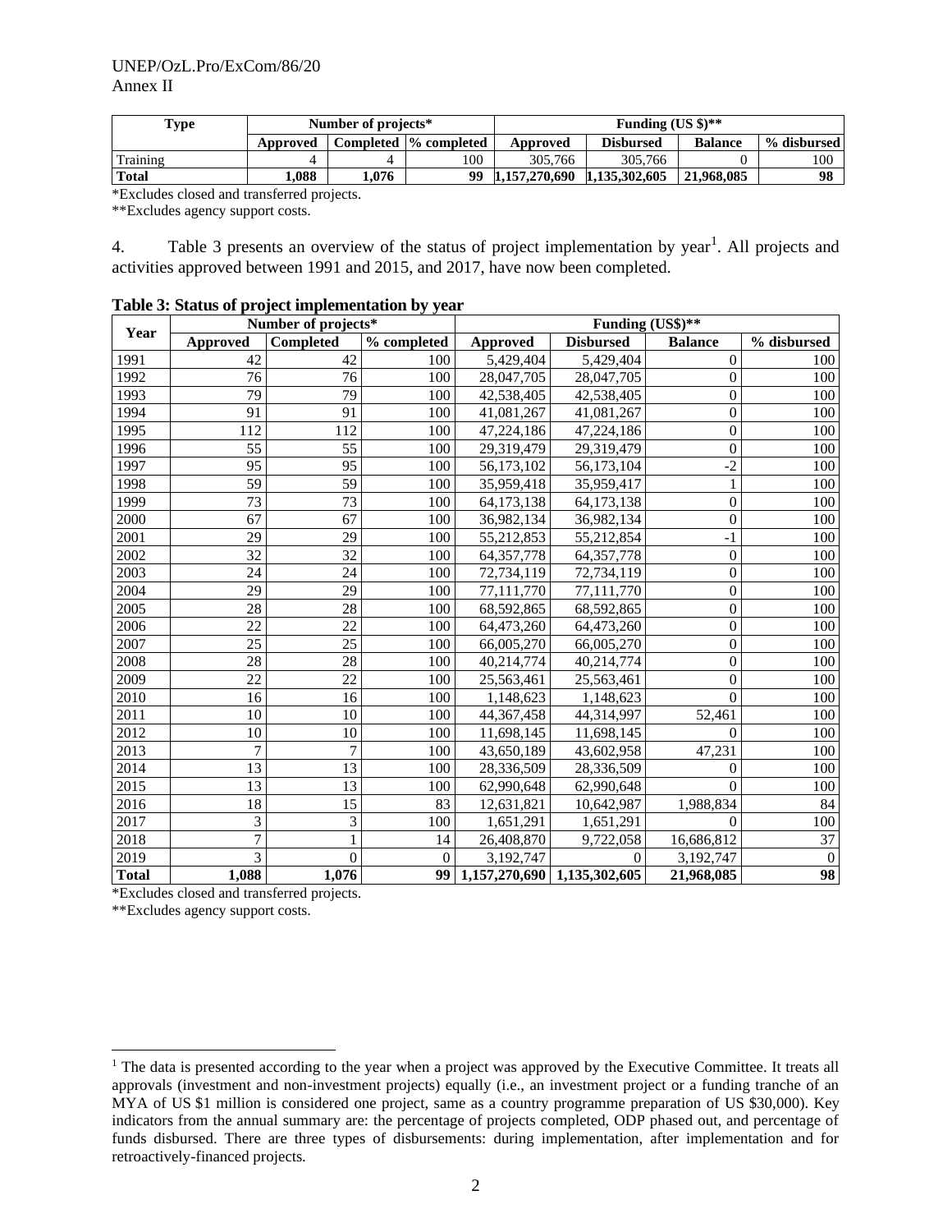| Type | Number of projects* | | | Funding (US $)** | | | |
|---|---|---|---|---|---|---|---|
| | Approved | Completed | % completed | Approved | Disbursed | Balance | % disbursed |
| Training | 4 | 4 | 100 | 305,766 | 305,766 | 0 | 100 |
| **Total** | **1,088** | **1,076** | **99** | **1,157,270,690** | **1,135,302,605** | **21,968,085** | **98** |

*Excludes closed and transferred projects.

**Excludes agency support costs.

4. Table 3 presents an overview of the status of project implementation by year[1]. All projects and activities approved between 1991 and 2015, and 2017, have now been completed.

**Table 3: Status of project implementation by year**

| Year | Number of projects* | | | Funding (US$)** | | | |
|---|---|---|---|---|---|---|---|
| | Approved | Completed | % completed | Approved | Disbursed | Balance | % disbursed |
| 1991 | 42 | 42 | 100 | 5,429,404 | 5,429,404 | 0 | 100 |
| 1992 | 76 | 76 | 100 | 28,047,705 | 28,047,705 | 0 | 100 |
| 1993 | 79 | 79 | 100 | 42,538,405 | 42,538,405 | 0 | 100 |
| 1994 | 91 | 91 | 100 | 41,081,267 | 41,081,267 | 0 | 100 |
| 1995 | 112 | 112 | 100 | 47,224,186 | 47,224,186 | 0 | 100 |
| 1996 | 55 | 55 | 100 | 29,319,479 | 29,319,479 | 0 | 100 |
| 1997 | 95 | 95 | 100 | 56,173,102 | 56,173,104 | -2 | 100 |
| 1998 | 59 | 59 | 100 | 35,959,418 | 35,959,417 | 1 | 100 |
| 1999 | 73 | 73 | 100 | 64,173,138 | 64,173,138 | 0 | 100 |
| 2000 | 67 | 67 | 100 | 36,982,134 | 36,982,134 | 0 | 100 |
| 2001 | 29 | 29 | 100 | 55,212,853 | 55,212,854 | -1 | 100 |
| 2002 | 32 | 32 | 100 | 64,357,778 | 64,357,778 | 0 | 100 |
| 2003 | 24 | 24 | 100 | 72,734,119 | 72,734,119 | 0 | 100 |
| 2004 | 29 | 29 | 100 | 77,111,770 | 77,111,770 | 0 | 100 |
| 2005 | 28 | 28 | 100 | 68,592,865 | 68,592,865 | 0 | 100 |
| 2006 | 22 | 22 | 100 | 64,473,260 | 64,473,260 | 0 | 100 |
| 2007 | 25 | 25 | 100 | 66,005,270 | 66,005,270 | 0 | 100 |
| 2008 | 28 | 28 | 100 | 40,214,774 | 40,214,774 | 0 | 100 |
| 2009 | 22 | 22 | 100 | 25,563,461 | 25,563,461 | 0 | 100 |
| 2010 | 16 | 16 | 100 | 1,148,623 | 1,148,623 | 0 | 100 |
| 2011 | 10 | 10 | 100 | 44,367,458 | 44,314,997 | 52,461 | 100 |
| 2012 | 10 | 10 | 100 | 11,698,145 | 11,698,145 | 0 | 100 |
| 2013 | 7 | 7 | 100 | 43,650,189 | 43,602,958 | 47,231 | 100 |
| 2014 | 13 | 13 | 100 | 28,336,509 | 28,336,509 | 0 | 100 |
| 2015 | 13 | 13 | 100 | 62,990,648 | 62,990,648 | 0 | 100 |
| 2016 | 18 | 15 | 83 | 12,631,821 | 10,642,987 | 1,988,834 | 84 |
| 2017 | 3 | 3 | 100 | 1,651,291 | 1,651,291 | 0 | 100 |
| 2018 | 7 | 1 | 14 | 26,408,870 | 9,722,058 | 16,686,812 | 37 |
| 2019 | 3 | 0 | 0 | 3,192,747 | 0 | 3,192,747 | 0 |
| **Total** | **1,088** | **1,076** | **99** | **1,157,270,690** | **1,135,302,605** | **21,968,085** | **98** |

*Excludes closed and transferred projects.

**Excludes agency support costs.

[1] The data is presented according to the year when a project was approved by the Executive Committee. It treats all approvals (investment and non-investment projects) equally (i.e., an investment project or a funding tranche of an MYA of US $1 million is considered one project, same as a country programme preparation of US $30,000). Key indicators from the annual summary are: the percentage of projects completed, ODP phased out, and percentage of funds disbursed. There are three types of disbursements: during implementation, after implementation and for retroactively-financed projects.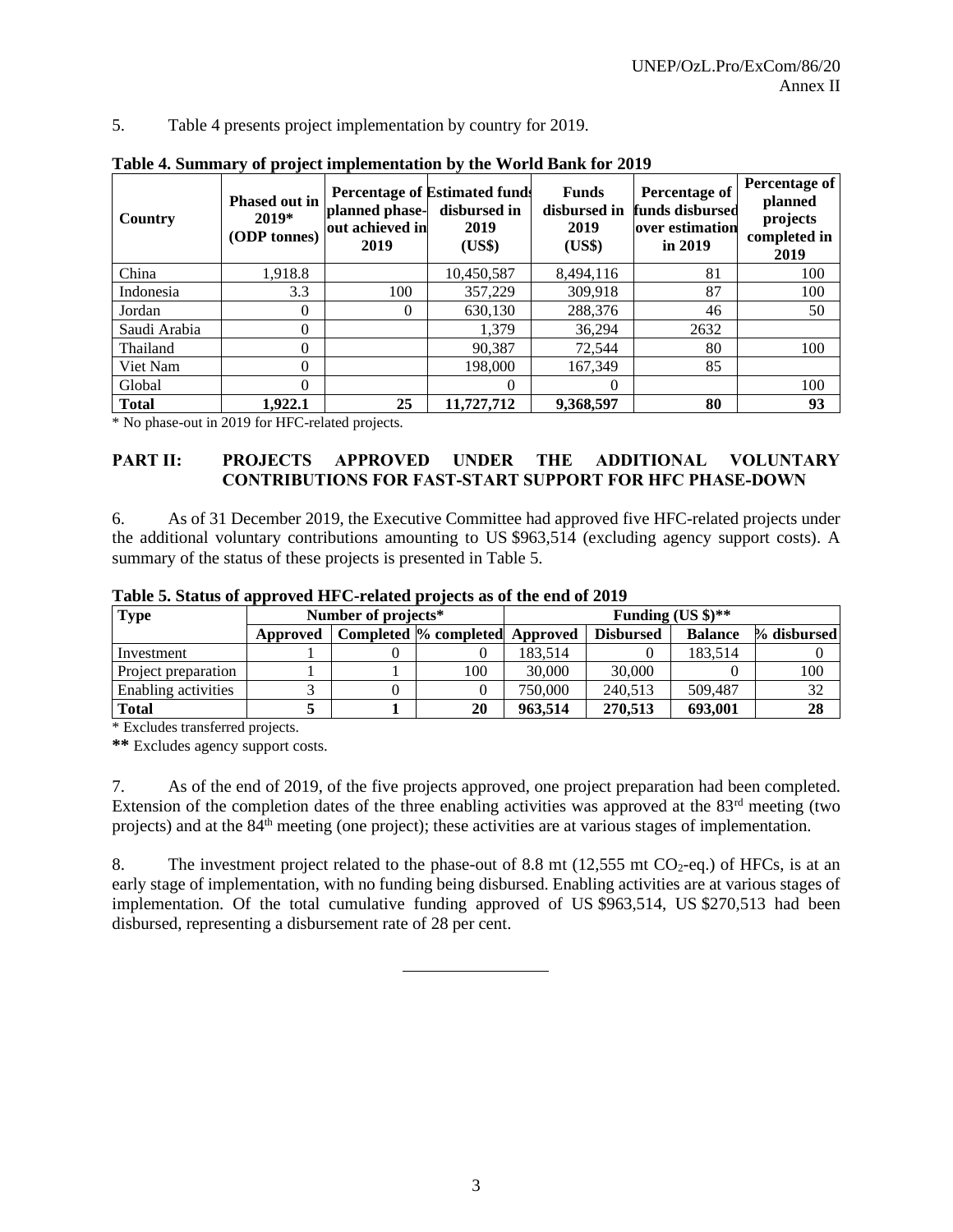5. Table 4 presents project implementation by country for 2019.

**Table 4. Summary of project implementation by the World Bank for 2019**

| Country | Phased out in 2019* (ODP tonnes) | Percentage of planned phase-out achieved in 2019 | Estimated funds disbursed in 2019 (US$) | Funds disbursed in 2019 (US$) | Percentage of funds disbursed over estimation in 2019 | Percentage of planned projects completed in 2019 |
|---|---|---|---|---|---|---|
| China | 1,918.8 | | 10,450,587 | 8,494,116 | 81 | 100 |
| Indonesia | 3.3 | 100 | 357,229 | 309,918 | 87 | 100 |
| Jordan | 0 | 0 | 630,130 | 288,376 | 46 | 50 |
| Saudi Arabia | 0 | | 1,379 | 36,294 | 2632 | |
| Thailand | 0 | | 90,387 | 72,544 | 80 | 100 |
| Viet Nam | 0 | | 198,000 | 167,349 | 85 | |
| Global | 0 | | 0 | 0 | | 100 |
| **Total** | **1,922.1** | **25** | **11,727,712** | **9,368,597** | **80** | **93** |

\* No phase-out in 2019 for HFC-related projects.

## PART II: PROJECTS APPROVED UNDER THE ADDITIONAL VOLUNTARY CONTRIBUTIONS FOR FAST-START SUPPORT FOR HFC PHASE-DOWN

6. As of 31 December 2019, the Executive Committee had approved five HFC-related projects under the additional voluntary contributions amounting to US $963,514 (excluding agency support costs). A summary of the status of these projects is presented in Table 5.

**Table 5. Status of approved HFC-related projects as of the end of 2019**

| Type | Number of projects* | | | Funding (US $)** | | | |
|---|---|---|---|---|---|---|---|
| | Approved | Completed | % completed | Approved | Disbursed | Balance | % disbursed |
| Investment | 1 | 0 | 0 | 183,514 | 0 | 183,514 | 0 |
| Project preparation | 1 | 1 | 100 | 30,000 | 30,000 | 0 | 100 |
| Enabling activities | 3 | 0 | 0 | 750,000 | 240,513 | 509,487 | 32 |
| **Total** | **5** | **1** | **20** | **963,514** | **270,513** | **693,001** | **28** |

\* Excludes transferred projects.

**\*\*** Excludes agency support costs.

7. As of the end of 2019, of the five projects approved, one project preparation had been completed. Extension of the completion dates of the three enabling activities was approved at the 83rd meeting (two projects) and at the 84th meeting (one project); these activities are at various stages of implementation.

8. The investment project related to the phase-out of 8.8 mt (12,555 mt $CO_2$-eq.) of HFCs, is at an early stage of implementation, with no funding being disbursed. Enabling activities are at various stages of implementation. Of the total cumulative funding approved of US $963,514, US $270,513 had been disbursed, representing a disbursement rate of 28 per cent.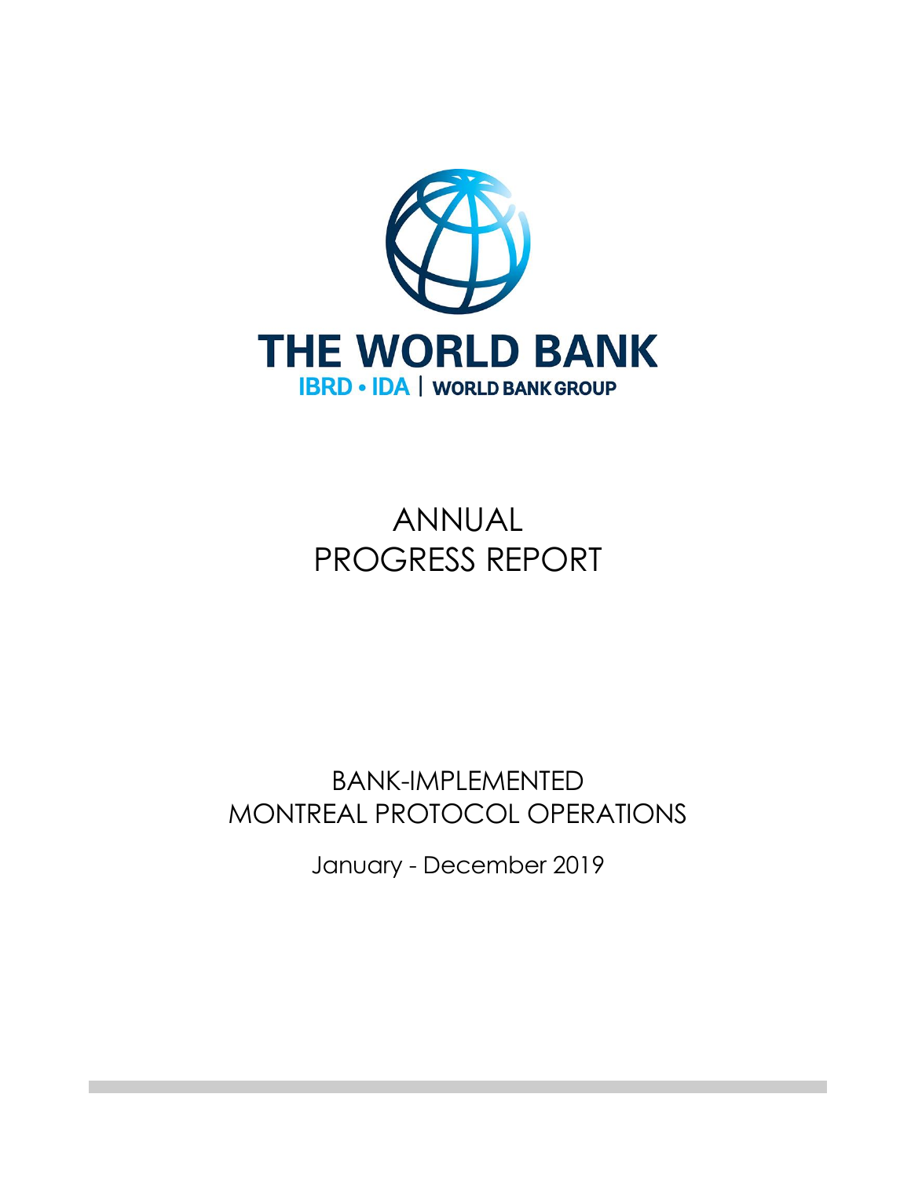# THE WORLD BANK

IBRD • IDA | WORLD BANK GROUP

# ANNUAL PROGRESS REPORT

## BANK-IMPLEMENTED MONTREAL PROTOCOL OPERATIONS

January - December 2019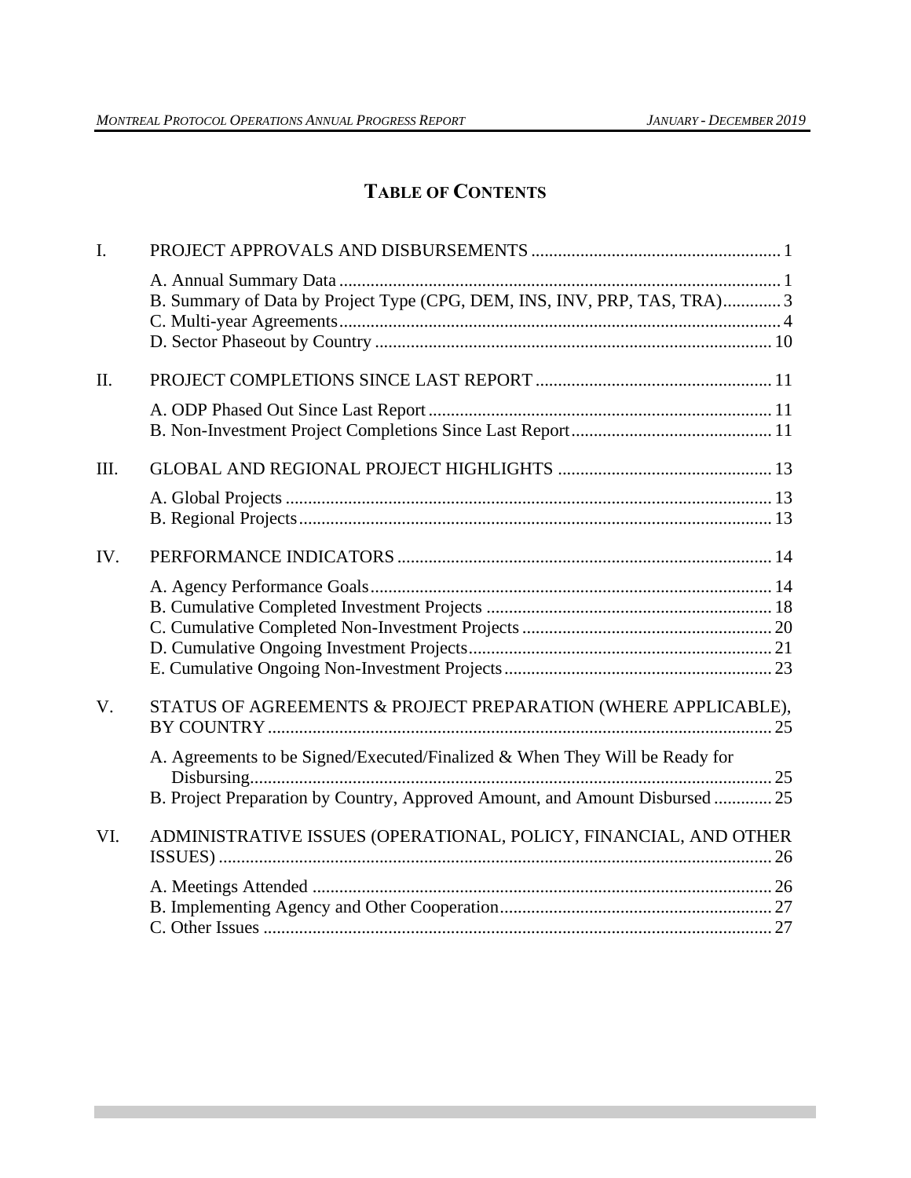# Table of Contents

I. PROJECT APPROVALS AND DISBURSEMENTS ........ 1

- A. Annual Summary Data ........ 1
- B. Summary of Data by Project Type (CPG, DEM, INS, INV, PRP, TAS, TRA) ........ 3
- C. Multi-year Agreements ........ 4
- D. Sector Phaseout by Country ........ 10

II. PROJECT COMPLETIONS SINCE LAST REPORT ........ 11

- A. ODP Phased Out Since Last Report ........ 11
- B. Non-Investment Project Completions Since Last Report ........ 11

III. GLOBAL AND REGIONAL PROJECT HIGHLIGHTS ........ 13

- A. Global Projects ........ 13
- B. Regional Projects ........ 13

IV. PERFORMANCE INDICATORS ........ 14

- A. Agency Performance Goals ........ 14
- B. Cumulative Completed Investment Projects ........ 18
- C. Cumulative Completed Non-Investment Projects ........ 20
- D. Cumulative Ongoing Investment Projects ........ 21
- E. Cumulative Ongoing Non-Investment Projects ........ 23

V. STATUS OF AGREEMENTS & PROJECT PREPARATION (WHERE APPLICABLE), BY COUNTRY ........ 25

- A. Agreements to be Signed/Executed/Finalized & When They Will be Ready for Disbursing ........ 25
- B. Project Preparation by Country, Approved Amount, and Amount Disbursed ........ 25

VI. ADMINISTRATIVE ISSUES (OPERATIONAL, POLICY, FINANCIAL, AND OTHER ISSUES) ........ 26

- A. Meetings Attended ........ 26
- B. Implementing Agency and Other Cooperation ........ 27
- C. Other Issues ........ 27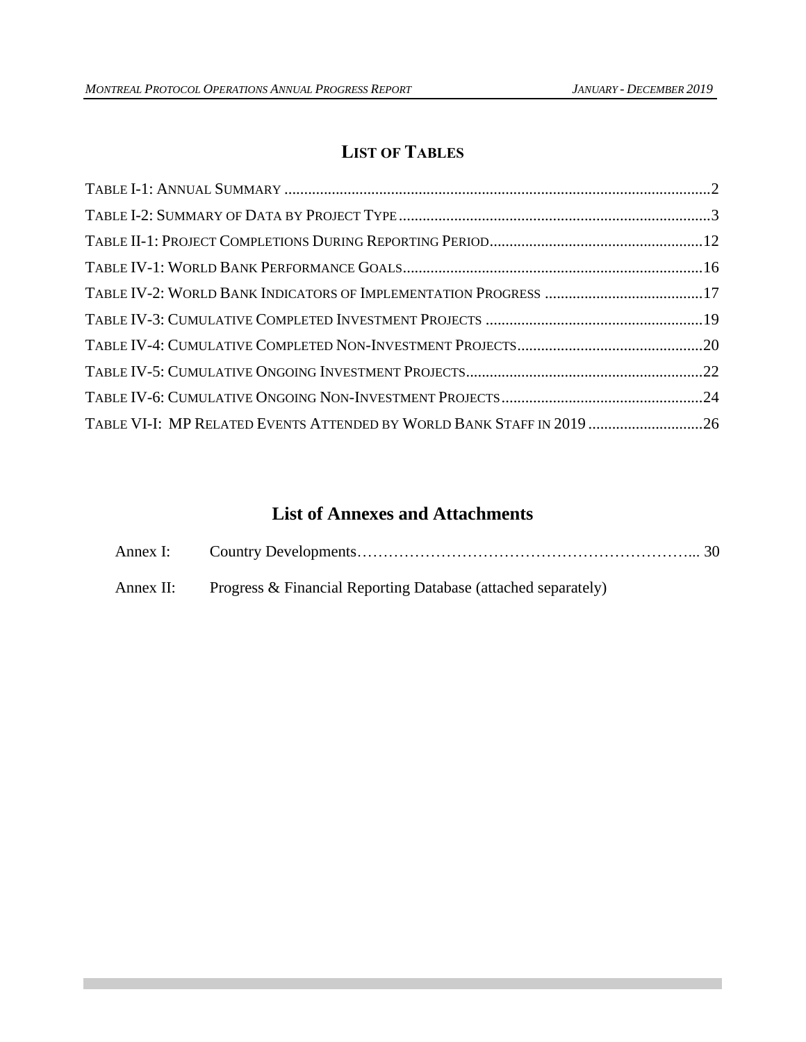## LIST OF TABLES

TABLE I-1: ANNUAL SUMMARY ....................................................................................................2

TABLE I-2: SUMMARY OF DATA BY PROJECT TYPE ....................................................................3

TABLE II-1: PROJECT COMPLETIONS DURING REPORTING PERIOD...........................................12

TABLE IV-1: WORLD BANK PERFORMANCE GOALS....................................................................16

TABLE IV-2: WORLD BANK INDICATORS OF IMPLEMENTATION PROGRESS ..............................17

TABLE IV-3: CUMULATIVE COMPLETED INVESTMENT PROJECTS ..............................................19

TABLE IV-4: CUMULATIVE COMPLETED NON-INVESTMENT PROJECTS.......................................20

TABLE IV-5: CUMULATIVE ONGOING INVESTMENT PROJECTS....................................................22

TABLE IV-6: CUMULATIVE ONGOING NON-INVESTMENT PROJECTS...........................................24

TABLE VI-I: MP RELATED EVENTS ATTENDED BY WORLD BANK STAFF IN 2019 ......................26

## List of Annexes and Attachments

Annex I: Country Developments………………………………………………………... 30

Annex II: Progress & Financial Reporting Database (attached separately)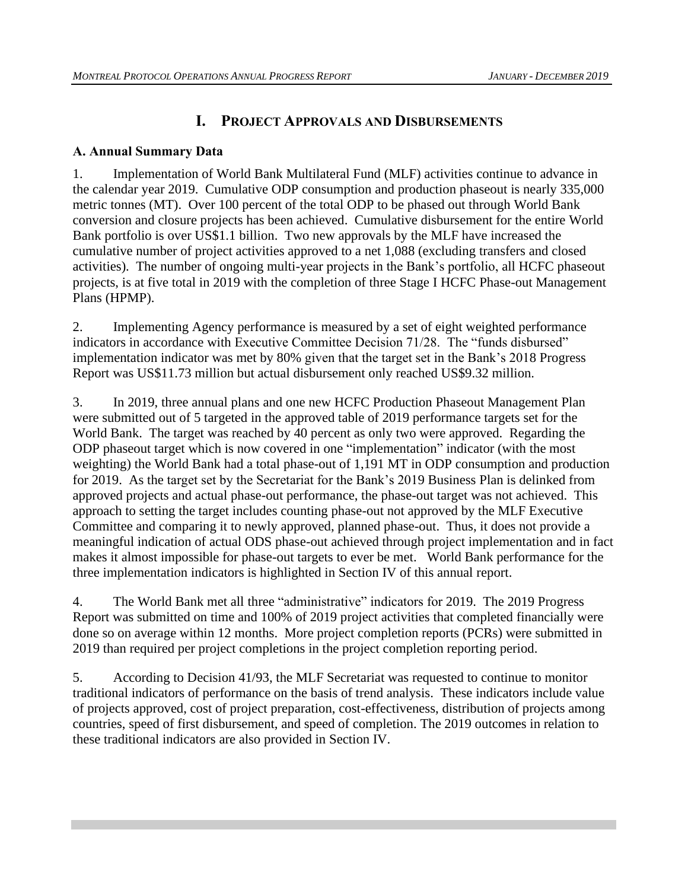# I. PROJECT APPROVALS AND DISBURSEMENTS

**A. Annual Summary Data**

1. Implementation of World Bank Multilateral Fund (MLF) activities continue to advance in the calendar year 2019. Cumulative ODP consumption and production phaseout is nearly 335,000 metric tonnes (MT). Over 100 percent of the total ODP to be phased out through World Bank conversion and closure projects has been achieved. Cumulative disbursement for the entire World Bank portfolio is over US$1.1 billion. Two new approvals by the MLF have increased the cumulative number of project activities approved to a net 1,088 (excluding transfers and closed activities). The number of ongoing multi-year projects in the Bank's portfolio, all HCFC phaseout projects, is at five total in 2019 with the completion of three Stage I HCFC Phase-out Management Plans (HPMP).

2. Implementing Agency performance is measured by a set of eight weighted performance indicators in accordance with Executive Committee Decision 71/28. The "funds disbursed" implementation indicator was met by 80% given that the target set in the Bank's 2018 Progress Report was US$11.73 million but actual disbursement only reached US$9.32 million.

3. In 2019, three annual plans and one new HCFC Production Phaseout Management Plan were submitted out of 5 targeted in the approved table of 2019 performance targets set for the World Bank. The target was reached by 40 percent as only two were approved. Regarding the ODP phaseout target which is now covered in one "implementation" indicator (with the most weighting) the World Bank had a total phase-out of 1,191 MT in ODP consumption and production for 2019. As the target set by the Secretariat for the Bank's 2019 Business Plan is delinked from approved projects and actual phase-out performance, the phase-out target was not achieved. This approach to setting the target includes counting phase-out not approved by the MLF Executive Committee and comparing it to newly approved, planned phase-out. Thus, it does not provide a meaningful indication of actual ODS phase-out achieved through project implementation and in fact makes it almost impossible for phase-out targets to ever be met. World Bank performance for the three implementation indicators is highlighted in Section IV of this annual report.

4. The World Bank met all three "administrative" indicators for 2019. The 2019 Progress Report was submitted on time and 100% of 2019 project activities that completed financially were done so on average within 12 months. More project completion reports (PCRs) were submitted in 2019 than required per project completions in the project completion reporting period.

5. According to Decision 41/93, the MLF Secretariat was requested to continue to monitor traditional indicators of performance on the basis of trend analysis. These indicators include value of projects approved, cost of project preparation, cost-effectiveness, distribution of projects among countries, speed of first disbursement, and speed of completion. The 2019 outcomes in relation to these traditional indicators are also provided in Section IV.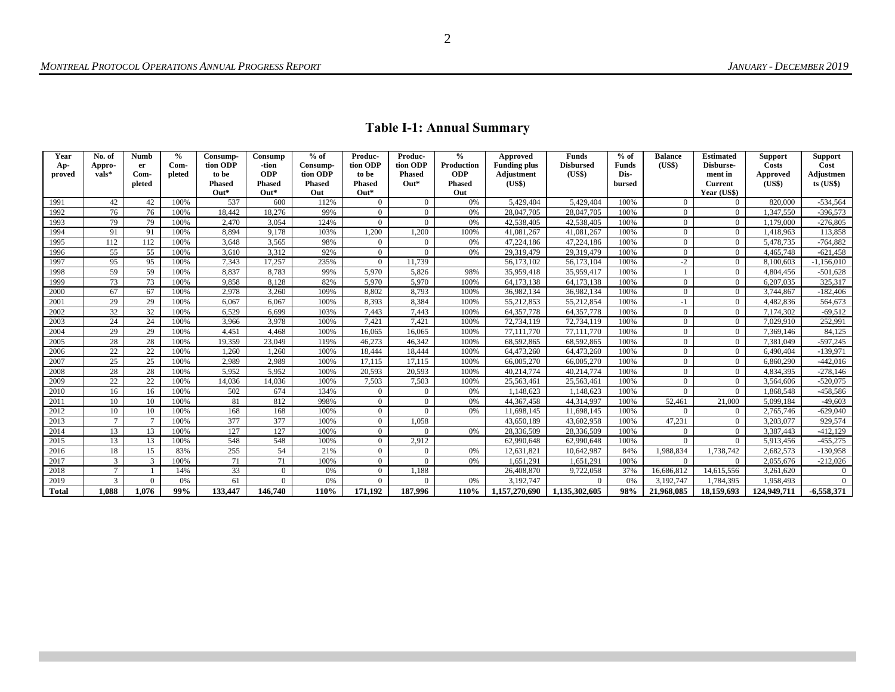## Table I-1: Annual Summary

| Year Approved | No. of Approvals* | Number Completed | % Completed | Consumption ODP to be Phased Out* | Consumption ODP Phased Out* | % of Consumption ODP Phased Out | Production ODP to be Phased Out* | Production ODP Phased Out* | % Production ODP Phased Out | Approved Funding plus Adjustment (US$) | Funds Disbursed (US$) | % of Funds Disbursed | Balance (US$) | Estimated Disbursement in Current Year (US$) | Support Costs Approved (US$) | Support Cost Adjustments (US$) |
|---|---|---|---|---|---|---|---|---|---|---|---|---|---|---|---|---|
| 1991 | 42 | 42 | 100% | 537 | 600 | 112% | 0 | 0 | 0% | 5,429,404 | 5,429,404 | 100% | 0 | 0 | 820,000 | -534,564 |
| 1992 | 76 | 76 | 100% | 18,442 | 18,276 | 99% | 0 | 0 | 0% | 28,047,705 | 28,047,705 | 100% | 0 | 0 | 1,347,550 | -396,573 |
| 1993 | 79 | 79 | 100% | 2,470 | 3,054 | 124% | 0 | 0 | 0% | 42,538,405 | 42,538,405 | 100% | 0 | 0 | 1,179,000 | -276,805 |
| 1994 | 91 | 91 | 100% | 8,894 | 9,178 | 103% | 1,200 | 1,200 | 100% | 41,081,267 | 41,081,267 | 100% | 0 | 0 | 1,418,963 | 113,858 |
| 1995 | 112 | 112 | 100% | 3,648 | 3,565 | 98% | 0 | 0 | 0% | 47,224,186 | 47,224,186 | 100% | 0 | 0 | 5,478,735 | -764,882 |
| 1996 | 55 | 55 | 100% | 3,610 | 3,312 | 92% | 0 | 0 | 0% | 29,319,479 | 29,319,479 | 100% | 0 | 0 | 4,465,748 | -621,458 |
| 1997 | 95 | 95 | 100% | 7,343 | 17,257 | 235% | 0 | 11,739 | | 56,173,102 | 56,173,104 | 100% | -2 | 0 | 8,100,603 | -1,156,010 |
| 1998 | 59 | 59 | 100% | 8,837 | 8,783 | 99% | 5,970 | 5,826 | 98% | 35,959,418 | 35,959,417 | 100% | 1 | 0 | 4,804,456 | -501,628 |
| 1999 | 73 | 73 | 100% | 9,858 | 8,128 | 82% | 5,970 | 5,970 | 100% | 64,173,138 | 64,173,138 | 100% | 0 | 0 | 6,207,035 | 325,317 |
| 2000 | 67 | 67 | 100% | 2,978 | 3,260 | 109% | 8,802 | 8,793 | 100% | 36,982,134 | 36,982,134 | 100% | 0 | 0 | 3,744,867 | -182,406 |
| 2001 | 29 | 29 | 100% | 6,067 | 6,067 | 100% | 8,393 | 8,384 | 100% | 55,212,853 | 55,212,854 | 100% | -1 | 0 | 4,482,836 | 564,673 |
| 2002 | 32 | 32 | 100% | 6,529 | 6,699 | 103% | 7,443 | 7,443 | 100% | 64,357,778 | 64,357,778 | 100% | 0 | 0 | 7,174,302 | -69,512 |
| 2003 | 24 | 24 | 100% | 3,966 | 3,978 | 100% | 7,421 | 7,421 | 100% | 72,734,119 | 72,734,119 | 100% | 0 | 0 | 7,029,910 | 252,991 |
| 2004 | 29 | 29 | 100% | 4,451 | 4,468 | 100% | 16,065 | 16,065 | 100% | 77,111,770 | 77,111,770 | 100% | 0 | 0 | 7,369,146 | 84,125 |
| 2005 | 28 | 28 | 100% | 19,359 | 23,049 | 119% | 46,273 | 46,342 | 100% | 68,592,865 | 68,592,865 | 100% | 0 | 0 | 7,381,049 | -597,245 |
| 2006 | 22 | 22 | 100% | 1,260 | 1,260 | 100% | 18,444 | 18,444 | 100% | 64,473,260 | 64,473,260 | 100% | 0 | 0 | 6,490,404 | -139,971 |
| 2007 | 25 | 25 | 100% | 2,989 | 2,989 | 100% | 17,115 | 17,115 | 100% | 66,005,270 | 66,005,270 | 100% | 0 | 0 | 6,860,290 | -442,016 |
| 2008 | 28 | 28 | 100% | 5,952 | 5,952 | 100% | 20,593 | 20,593 | 100% | 40,214,774 | 40,214,774 | 100% | 0 | 0 | 4,834,395 | -278,146 |
| 2009 | 22 | 22 | 100% | 14,036 | 14,036 | 100% | 7,503 | 7,503 | 100% | 25,563,461 | 25,563,461 | 100% | 0 | 0 | 3,564,606 | -520,075 |
| 2010 | 16 | 16 | 100% | 502 | 674 | 134% | 0 | 0 | 0% | 1,148,623 | 1,148,623 | 100% | 0 | 0 | 1,868,548 | -458,586 |
| 2011 | 10 | 10 | 100% | 81 | 812 | 998% | 0 | 0 | 0% | 44,367,458 | 44,314,997 | 100% | 52,461 | 21,000 | 5,099,184 | -49,603 |
| 2012 | 10 | 10 | 100% | 168 | 168 | 100% | 0 | 0 | 0% | 11,698,145 | 11,698,145 | 100% | 0 | 0 | 2,765,746 | -629,040 |
| 2013 | 7 | 7 | 100% | 377 | 377 | 100% | 0 | 1,058 | | 43,650,189 | 43,602,958 | 100% | 47,231 | 0 | 3,203,077 | 929,574 |
| 2014 | 13 | 13 | 100% | 127 | 127 | 100% | 0 | 0 | 0% | 28,336,509 | 28,336,509 | 100% | 0 | 0 | 3,387,443 | -412,129 |
| 2015 | 13 | 13 | 100% | 548 | 548 | 100% | 0 | 2,912 | | 62,990,648 | 62,990,648 | 100% | 0 | 0 | 5,913,456 | -455,275 |
| 2016 | 18 | 15 | 83% | 255 | 54 | 21% | 0 | 0 | 0% | 12,631,821 | 10,642,987 | 84% | 1,988,834 | 1,738,742 | 2,682,573 | -130,958 |
| 2017 | 3 | 3 | 100% | 71 | 71 | 100% | 0 | 0 | 0% | 1,651,291 | 1,651,291 | 100% | 0 | 0 | 2,055,676 | -212,026 |
| 2018 | 7 | 1 | 14% | 33 | 0 | 0% | 0 | 1,188 | | 26,408,870 | 9,722,058 | 37% | 16,686,812 | 14,615,556 | 3,261,620 | 0 |
| 2019 | 3 | 0 | 0% | 61 | 0 | 0% | 0 | 0 | 0% | 3,192,747 | 0 | 0% | 3,192,747 | 1,784,395 | 1,958,493 | 0 |
| **Total** | **1,088** | **1,076** | **99%** | **133,447** | **146,740** | **110%** | **171,192** | **187,996** | **110%** | **1,157,270,690** | **1,135,302,605** | **98%** | **21,968,085** | **18,159,693** | **124,949,711** | **-6,558,371** |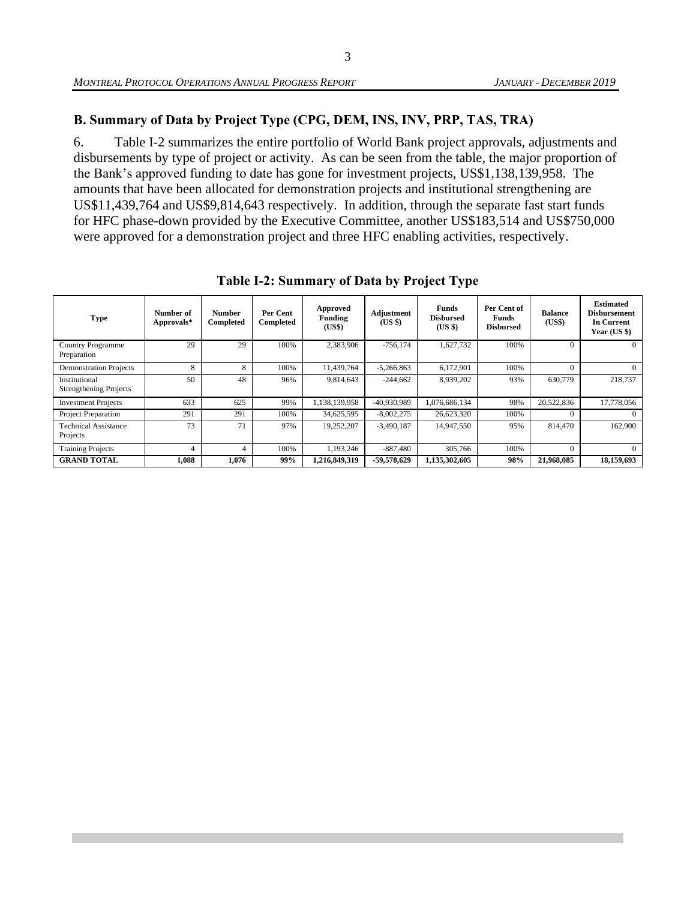## B. Summary of Data by Project Type (CPG, DEM, INS, INV, PRP, TAS, TRA)

6. Table I-2 summarizes the entire portfolio of World Bank project approvals, adjustments and disbursements by type of project or activity. As can be seen from the table, the major proportion of the Bank's approved funding to date has gone for investment projects, US$1,138,139,958. The amounts that have been allocated for demonstration projects and institutional strengthening are US$11,439,764 and US$9,814,643 respectively. In addition, through the separate fast start funds for HFC phase-down provided by the Executive Committee, another US$183,514 and US$750,000 were approved for a demonstration project and three HFC enabling activities, respectively.

**Table I-2: Summary of Data by Project Type**

| Type | Number of Approvals* | Number Completed | Per Cent Completed | Approved Funding (US$) | Adjustment (US $) | Funds Disbursed (US $) | Per Cent of Funds Disbursed | Balance (US$) | Estimated Disbursement In Current Year (US $) |
|---|---|---|---|---|---|---|---|---|---|
| Country Programme Preparation | 29 | 29 | 100% | 2,383,906 | -756,174 | 1,627,732 | 100% | 0 | 0 |
| Demonstration Projects | 8 | 8 | 100% | 11,439,764 | -5,266,863 | 6,172,901 | 100% | 0 | 0 |
| Institutional Strengthening Projects | 50 | 48 | 96% | 9,814,643 | -244,662 | 8,939,202 | 93% | 630,779 | 218,737 |
| Investment Projects | 633 | 625 | 99% | 1,138,139,958 | -40,930,989 | 1,076,686,134 | 98% | 20,522,836 | 17,778,056 |
| Project Preparation | 291 | 291 | 100% | 34,625,595 | -8,002,275 | 26,623,320 | 100% | 0 | 0 |
| Technical Assistance Projects | 73 | 71 | 97% | 19,252,207 | -3,490,187 | 14,947,550 | 95% | 814,470 | 162,900 |
| Training Projects | 4 | 4 | 100% | 1,193,246 | -887,480 | 305,766 | 100% | 0 | 0 |
| **GRAND TOTAL** | **1,088** | **1,076** | **99%** | **1,216,849,319** | **-59,578,629** | **1,135,302,605** | **98%** | **21,968,085** | **18,159,693** |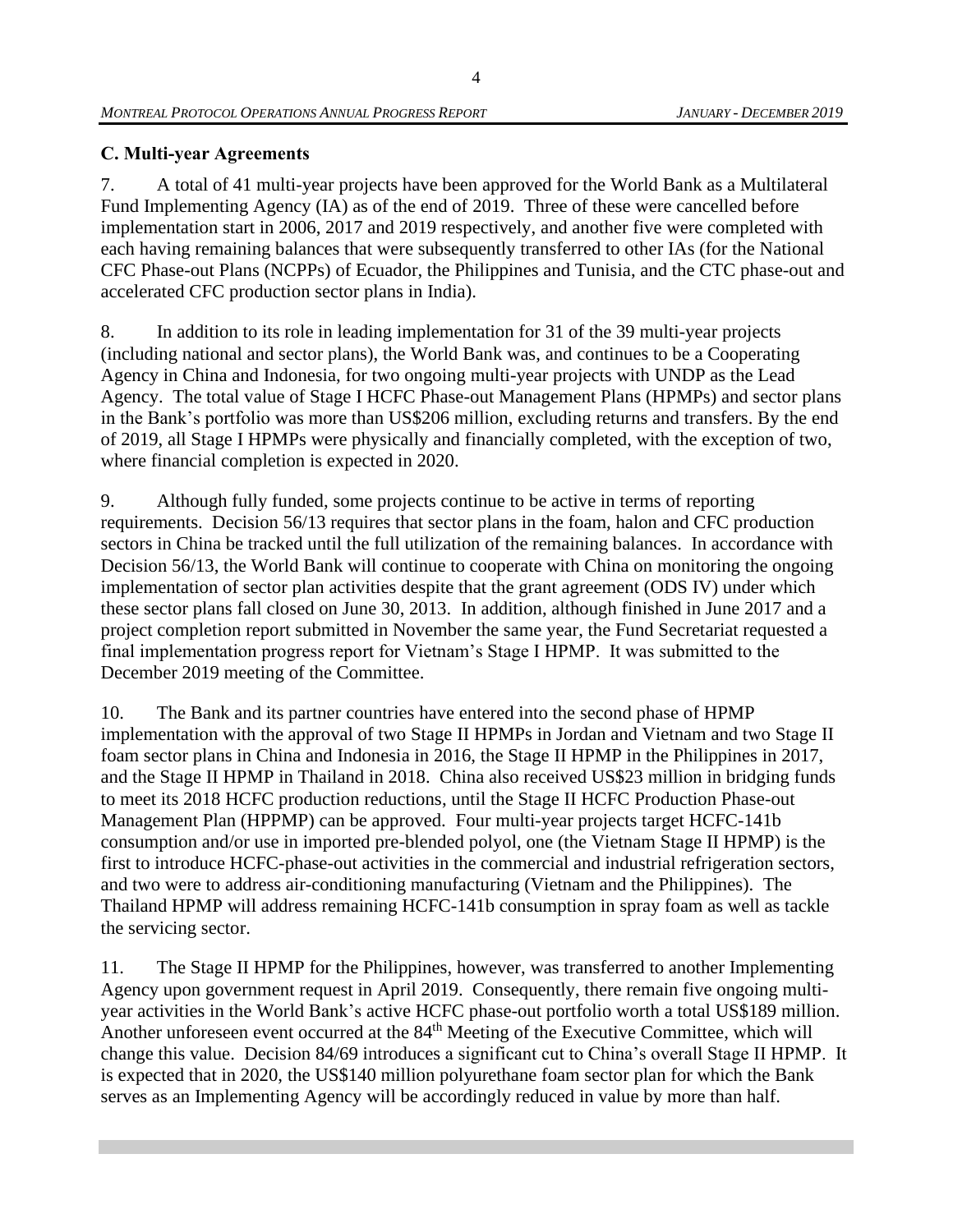### C. Multi-year Agreements

7. A total of 41 multi-year projects have been approved for the World Bank as a Multilateral Fund Implementing Agency (IA) as of the end of 2019. Three of these were cancelled before implementation start in 2006, 2017 and 2019 respectively, and another five were completed with each having remaining balances that were subsequently transferred to other IAs (for the National CFC Phase-out Plans (NCPPs) of Ecuador, the Philippines and Tunisia, and the CTC phase-out and accelerated CFC production sector plans in India).

8. In addition to its role in leading implementation for 31 of the 39 multi-year projects (including national and sector plans), the World Bank was, and continues to be a Cooperating Agency in China and Indonesia, for two ongoing multi-year projects with UNDP as the Lead Agency. The total value of Stage I HCFC Phase-out Management Plans (HPMPs) and sector plans in the Bank's portfolio was more than US$206 million, excluding returns and transfers. By the end of 2019, all Stage I HPMPs were physically and financially completed, with the exception of two, where financial completion is expected in 2020.

9. Although fully funded, some projects continue to be active in terms of reporting requirements. Decision 56/13 requires that sector plans in the foam, halon and CFC production sectors in China be tracked until the full utilization of the remaining balances. In accordance with Decision 56/13, the World Bank will continue to cooperate with China on monitoring the ongoing implementation of sector plan activities despite that the grant agreement (ODS IV) under which these sector plans fall closed on June 30, 2013. In addition, although finished in June 2017 and a project completion report submitted in November the same year, the Fund Secretariat requested a final implementation progress report for Vietnam's Stage I HPMP. It was submitted to the December 2019 meeting of the Committee.

10. The Bank and its partner countries have entered into the second phase of HPMP implementation with the approval of two Stage II HPMPs in Jordan and Vietnam and two Stage II foam sector plans in China and Indonesia in 2016, the Stage II HPMP in the Philippines in 2017, and the Stage II HPMP in Thailand in 2018. China also received US$23 million in bridging funds to meet its 2018 HCFC production reductions, until the Stage II HCFC Production Phase-out Management Plan (HPPMP) can be approved. Four multi-year projects target HCFC-141b consumption and/or use in imported pre-blended polyol, one (the Vietnam Stage II HPMP) is the first to introduce HCFC-phase-out activities in the commercial and industrial refrigeration sectors, and two were to address air-conditioning manufacturing (Vietnam and the Philippines). The Thailand HPMP will address remaining HCFC-141b consumption in spray foam as well as tackle the servicing sector.

11. The Stage II HPMP for the Philippines, however, was transferred to another Implementing Agency upon government request in April 2019. Consequently, there remain five ongoing multi-year activities in the World Bank's active HCFC phase-out portfolio worth a total US$189 million. Another unforeseen event occurred at the 84th Meeting of the Executive Committee, which will change this value. Decision 84/69 introduces a significant cut to China's overall Stage II HPMP. It is expected that in 2020, the US$140 million polyurethane foam sector plan for which the Bank serves as an Implementing Agency will be accordingly reduced in value by more than half.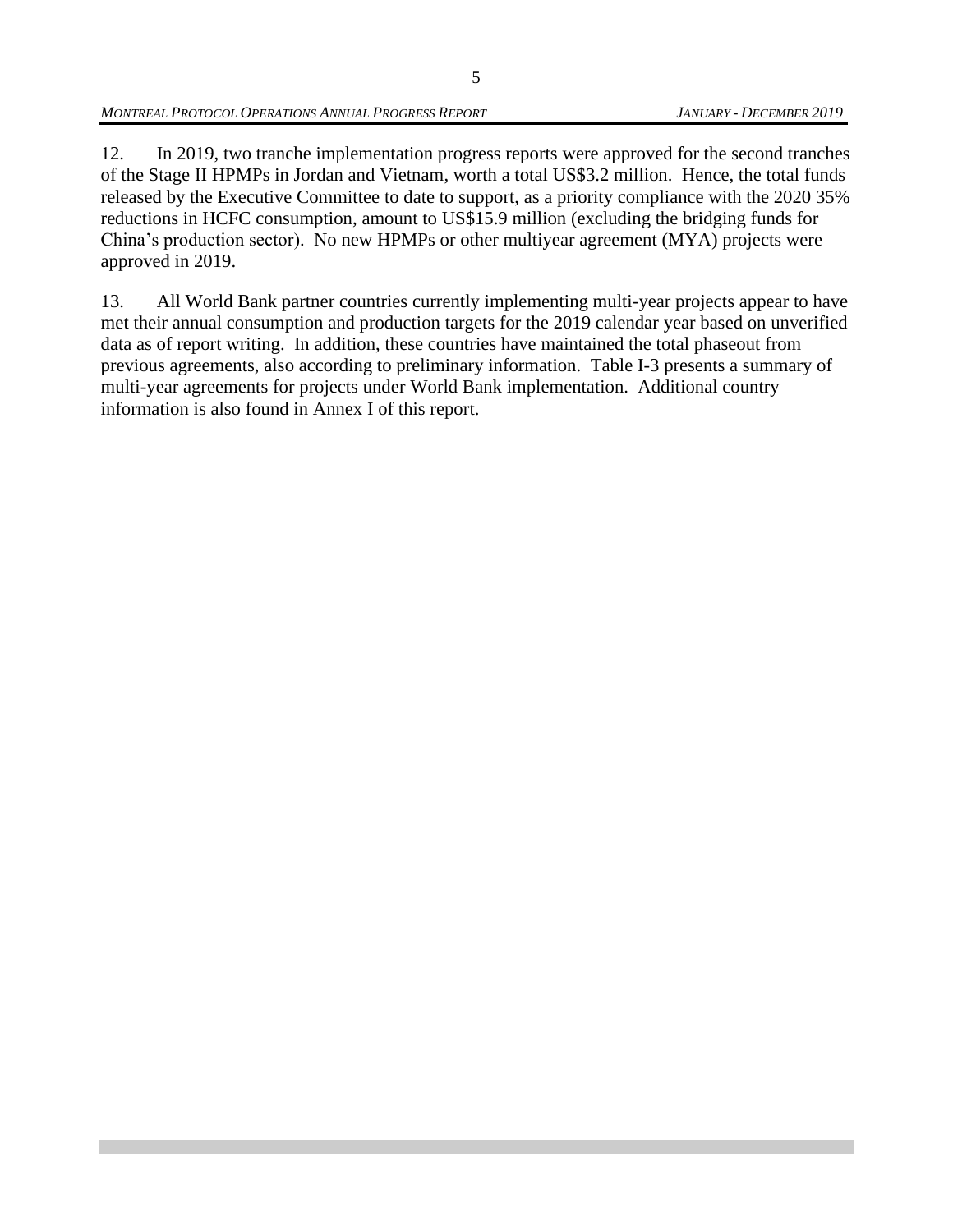12. In 2019, two tranche implementation progress reports were approved for the second tranches of the Stage II HPMPs in Jordan and Vietnam, worth a total US$3.2 million. Hence, the total funds released by the Executive Committee to date to support, as a priority compliance with the 2020 35% reductions in HCFC consumption, amount to US$15.9 million (excluding the bridging funds for China's production sector). No new HPMPs or other multiyear agreement (MYA) projects were approved in 2019.

13. All World Bank partner countries currently implementing multi-year projects appear to have met their annual consumption and production targets for the 2019 calendar year based on unverified data as of report writing. In addition, these countries have maintained the total phaseout from previous agreements, also according to preliminary information. Table I-3 presents a summary of multi-year agreements for projects under World Bank implementation. Additional country information is also found in Annex I of this report.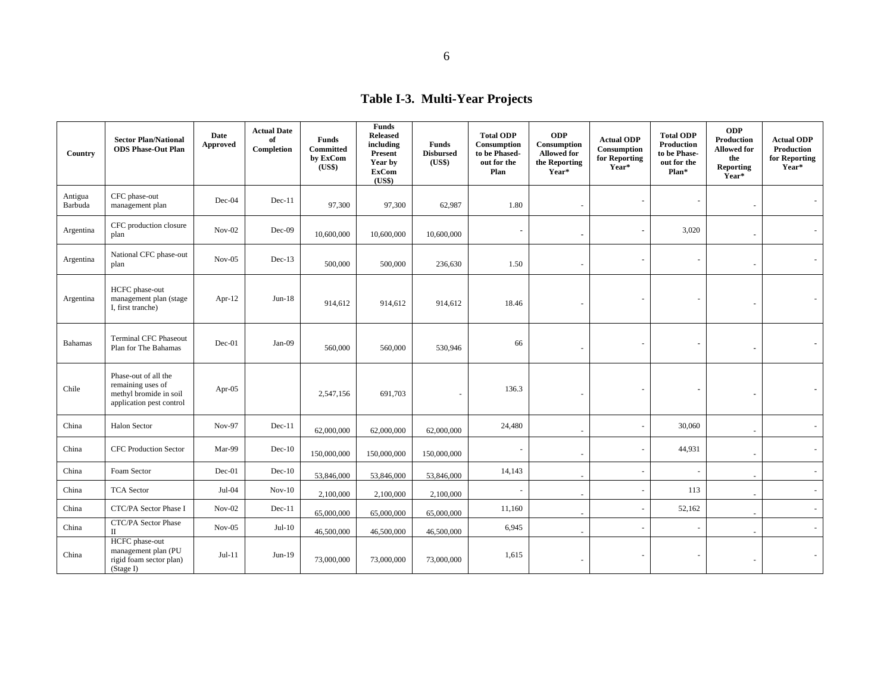# Table I-3. Multi-Year Projects

| Country | Sector Plan/National ODS Phase-Out Plan | Date Approved | Actual Date of Completion | Funds Committed by ExCom (US$) | Funds Released including Present Year by ExCom (US$) | Funds Disbursed (US$) | Total ODP Consumption to be Phased-out for the Plan | ODP Consumption Allowed for the Reporting Year* | Actual ODP Consumption for Reporting Year* | Total ODP Production to be Phase-out for the Plan* | ODP Production Allowed for the Reporting Year* | Actual ODP Production for Reporting Year* |
|---|---|---|---|---|---|---|---|---|---|---|---|---|
| Antigua Barbuda | CFC phase-out management plan | Dec-04 | Dec-11 | 97,300 | 97,300 | 62,987 | 1.80 | - | - | - | - | - |
| Argentina | CFC production closure plan | Nov-02 | Dec-09 | 10,600,000 | 10,600,000 | 10,600,000 | - | - | - | 3,020 | - | - |
| Argentina | National CFC phase-out plan | Nov-05 | Dec-13 | 500,000 | 500,000 | 236,630 | 1.50 | - | - | - | - | - |
| Argentina | HCFC phase-out management plan (stage I, first tranche) | Apr-12 | Jun-18 | 914,612 | 914,612 | 914,612 | 18.46 | - | - | - | - | - |
| Bahamas | Terminal CFC Phaseout Plan for The Bahamas | Dec-01 | Jan-09 | 560,000 | 560,000 | 530,946 | 66 | - | - | - | - | - |
| Chile | Phase-out of all the remaining uses of methyl bromide in soil application pest control | Apr-05 | | 2,547,156 | 691,703 | - | 136.3 | - | - | - | - | - |
| China | Halon Sector | Nov-97 | Dec-11 | 62,000,000 | 62,000,000 | 62,000,000 | 24,480 | - | - | 30,060 | - | - |
| China | CFC Production Sector | Mar-99 | Dec-10 | 150,000,000 | 150,000,000 | 150,000,000 | - | - | - | 44,931 | - | - |
| China | Foam Sector | Dec-01 | Dec-10 | 53,846,000 | 53,846,000 | 53,846,000 | 14,143 | - | - | - | - | - |
| China | TCA Sector | Jul-04 | Nov-10 | 2,100,000 | 2,100,000 | 2,100,000 | - | - | - | 113 | - | - |
| China | CTC/PA Sector Phase I | Nov-02 | Dec-11 | 65,000,000 | 65,000,000 | 65,000,000 | 11,160 | - | - | 52,162 | - | - |
| China | CTC/PA Sector Phase II | Nov-05 | Jul-10 | 46,500,000 | 46,500,000 | 46,500,000 | 6,945 | - | - | - | - | - |
| China | HCFC phase-out management plan (PU rigid foam sector plan) (Stage I) | Jul-11 | Jun-19 | 73,000,000 | 73,000,000 | 73,000,000 | 1,615 | - | - | - | - | - |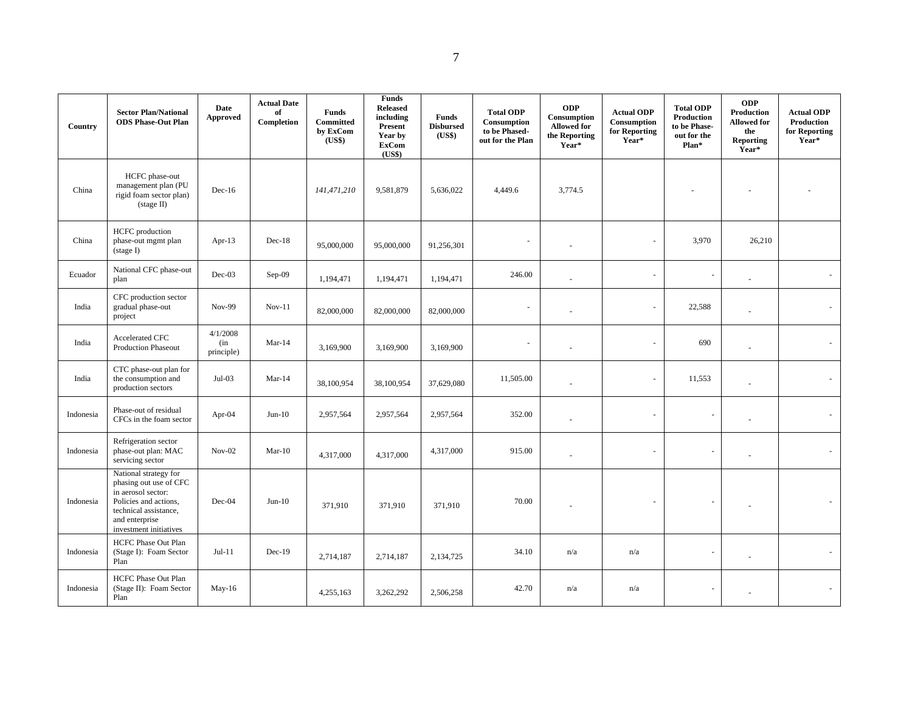| Country | Sector Plan/National ODS Phase-Out Plan | Date Approved | Actual Date of Completion | Funds Committed by ExCom (US$) | Funds Released including Present Year by ExCom (US$) | Funds Disbursed (US$) | Total ODP Consumption to be Phased-out for the Plan | ODP Consumption Allowed for the Reporting Year* | Actual ODP Consumption for Reporting Year* | Total ODP Production to be Phase-out for the Plan* | ODP Production Allowed for the Reporting Year* | Actual ODP Production for Reporting Year* |
|---|---|---|---|---|---|---|---|---|---|---|---|---|
| China | HCFC phase-out management plan (PU rigid foam sector plan) (stage II) | Dec-16 | | *141,471,210* | 9,581,879 | 5,636,022 | 4,449.6 | 3,774.5 | | - | - | - |
| China | HCFC production phase-out mgmt plan (stage I) | Apr-13 | Dec-18 | 95,000,000 | 95,000,000 | 91,256,301 | - | - | - | 3,970 | 26,210 | |
| Ecuador | National CFC phase-out plan | Dec-03 | Sep-09 | 1,194,471 | 1,194,471 | 1,194,471 | 246.00 | - | - | - | - | - |
| India | CFC production sector gradual phase-out project | Nov-99 | Nov-11 | 82,000,000 | 82,000,000 | 82,000,000 | - | - | - | 22,588 | - | - |
| India | Accelerated CFC Production Phaseout | 4/1/2008 (in principle) | Mar-14 | 3,169,900 | 3,169,900 | 3,169,900 | - | - | - | 690 | - | - |
| India | CTC phase-out plan for the consumption and production sectors | Jul-03 | Mar-14 | 38,100,954 | 38,100,954 | 37,629,080 | 11,505.00 | - | - | 11,553 | - | - |
| Indonesia | Phase-out of residual CFCs in the foam sector | Apr-04 | Jun-10 | 2,957,564 | 2,957,564 | 2,957,564 | 352.00 | - | - | - | - | - |
| Indonesia | Refrigeration sector phase-out plan: MAC servicing sector | Nov-02 | Mar-10 | 4,317,000 | 4,317,000 | 4,317,000 | 915.00 | - | - | - | - | - |
| Indonesia | National strategy for phasing out use of CFC in aerosol sector: Policies and actions, technical assistance, and enterprise investment initiatives | Dec-04 | Jun-10 | 371,910 | 371,910 | 371,910 | 70.00 | - | - | - | - | - |
| Indonesia | HCFC Phase Out Plan (Stage I): Foam Sector Plan | Jul-11 | Dec-19 | 2,714,187 | 2,714,187 | 2,134,725 | 34.10 | n/a | n/a | - | - | - |
| Indonesia | HCFC Phase Out Plan (Stage II): Foam Sector Plan | May-16 | | 4,255,163 | 3,262,292 | 2,506,258 | 42.70 | n/a | n/a | - | - | - |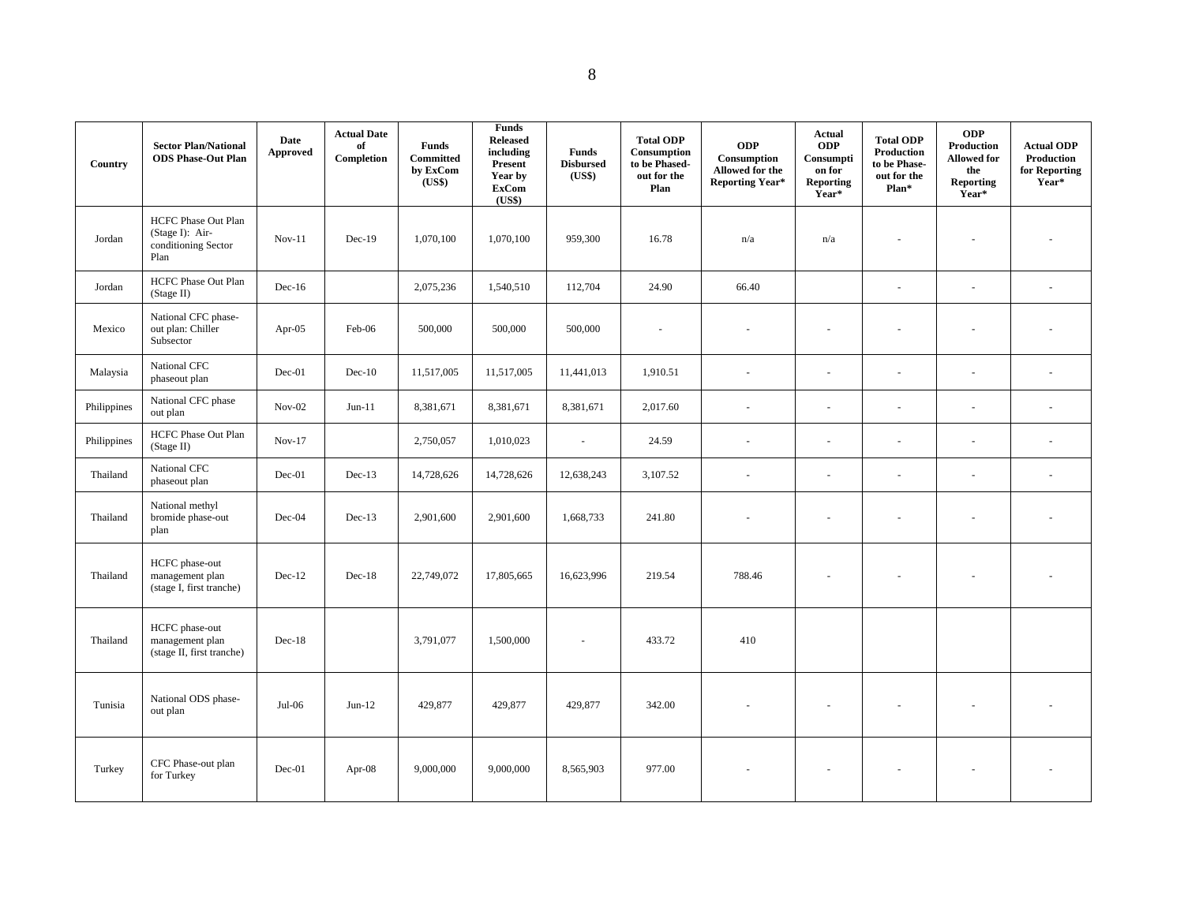| Country | Sector Plan/National ODS Phase-Out Plan | Date Approved | Actual Date of Completion | Funds Committed by ExCom (US$) | Funds Released including Present Year by ExCom (US$) | Funds Disbursed (US$) | Total ODP Consumption to be Phased-out for the Plan | ODP Consumption Allowed for the Reporting Year* | Actual ODP Consumption for Reporting Year* | Total ODP Production to be Phase-out for the Plan* | ODP Production Allowed for the Reporting Year* | Actual ODP Production for Reporting Year* |
|---|---|---|---|---|---|---|---|---|---|---|---|---|
| Jordan | HCFC Phase Out Plan (Stage I): Air-conditioning Sector Plan | Nov-11 | Dec-19 | 1,070,100 | 1,070,100 | 959,300 | 16.78 | n/a | n/a | - | - | - |
| Jordan | HCFC Phase Out Plan (Stage II) | Dec-16 | | 2,075,236 | 1,540,510 | 112,704 | 24.90 | 66.40 | | - | - | - |
| Mexico | National CFC phase-out plan: Chiller Subsector | Apr-05 | Feb-06 | 500,000 | 500,000 | 500,000 | - | - | - | - | - | - |
| Malaysia | National CFC phaseout plan | Dec-01 | Dec-10 | 11,517,005 | 11,517,005 | 11,441,013 | 1,910.51 | - | - | - | - | - |
| Philippines | National CFC phase out plan | Nov-02 | Jun-11 | 8,381,671 | 8,381,671 | 8,381,671 | 2,017.60 | - | - | - | - | - |
| Philippines | HCFC Phase Out Plan (Stage II) | Nov-17 | | 2,750,057 | 1,010,023 | - | 24.59 | - | - | - | - | - |
| Thailand | National CFC phaseout plan | Dec-01 | Dec-13 | 14,728,626 | 14,728,626 | 12,638,243 | 3,107.52 | - | - | - | - | - |
| Thailand | National methyl bromide phase-out plan | Dec-04 | Dec-13 | 2,901,600 | 2,901,600 | 1,668,733 | 241.80 | - | - | - | - | - |
| Thailand | HCFC phase-out management plan (stage I, first tranche) | Dec-12 | Dec-18 | 22,749,072 | 17,805,665 | 16,623,996 | 219.54 | 788.46 | - | - | - | - |
| Thailand | HCFC phase-out management plan (stage II, first tranche) | Dec-18 | | 3,791,077 | 1,500,000 | - | 433.72 | 410 | | | | |
| Tunisia | National ODS phase-out plan | Jul-06 | Jun-12 | 429,877 | 429,877 | 429,877 | 342.00 | - | - | - | - | - |
| Turkey | CFC Phase-out plan for Turkey | Dec-01 | Apr-08 | 9,000,000 | 9,000,000 | 8,565,903 | 977.00 | - | - | - | - | - |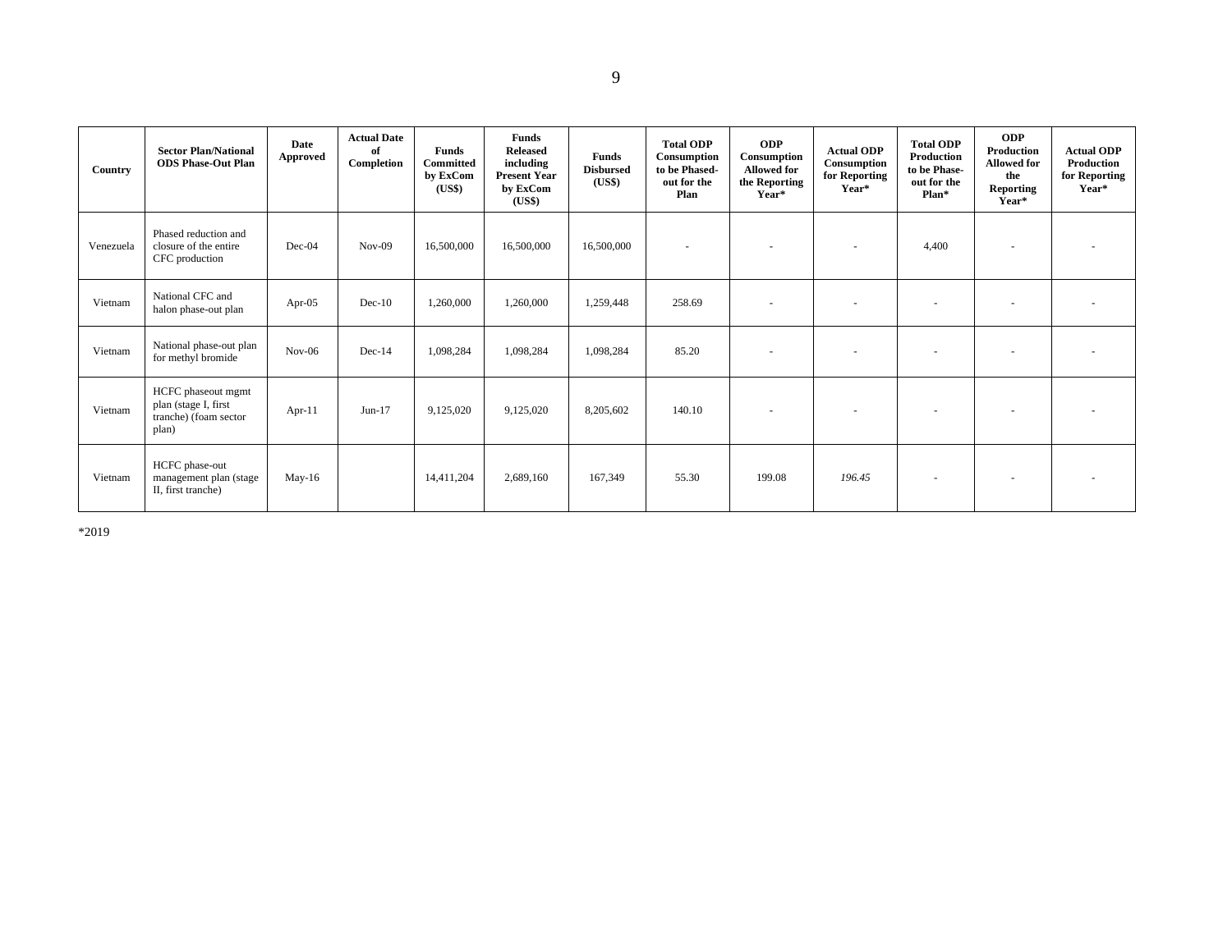| Country | Sector Plan/National ODS Phase-Out Plan | Date Approved | Actual Date of Completion | Funds Committed by ExCom (US$) | Funds Released including Present Year by ExCom (US$) | Funds Disbursed (US$) | Total ODP Consumption to be Phased-out for the Plan | ODP Consumption Allowed for the Reporting Year* | Actual ODP Consumption for Reporting Year* | Total ODP Production to be Phase-out for the Plan* | ODP Production Allowed for the Reporting Year* | Actual ODP Production for Reporting Year* |
|---|---|---|---|---|---|---|---|---|---|---|---|---|
| Venezuela | Phased reduction and closure of the entire CFC production | Dec-04 | Nov-09 | 16,500,000 | 16,500,000 | 16,500,000 | - | - | - | 4,400 | - | - |
| Vietnam | National CFC and halon phase-out plan | Apr-05 | Dec-10 | 1,260,000 | 1,260,000 | 1,259,448 | 258.69 | - | - | - | - | - |
| Vietnam | National phase-out plan for methyl bromide | Nov-06 | Dec-14 | 1,098,284 | 1,098,284 | 1,098,284 | 85.20 | - | - | - | - | - |
| Vietnam | HCFC phaseout mgmt plan (stage I, first tranche) (foam sector plan) | Apr-11 | Jun-17 | 9,125,020 | 9,125,020 | 8,205,602 | 140.10 | - | - | - | - | - |
| Vietnam | HCFC phase-out management plan (stage II, first tranche) | May-16 | | 14,411,204 | 2,689,160 | 167,349 | 55.30 | 199.08 | *196.45* | - | - | - |

*2019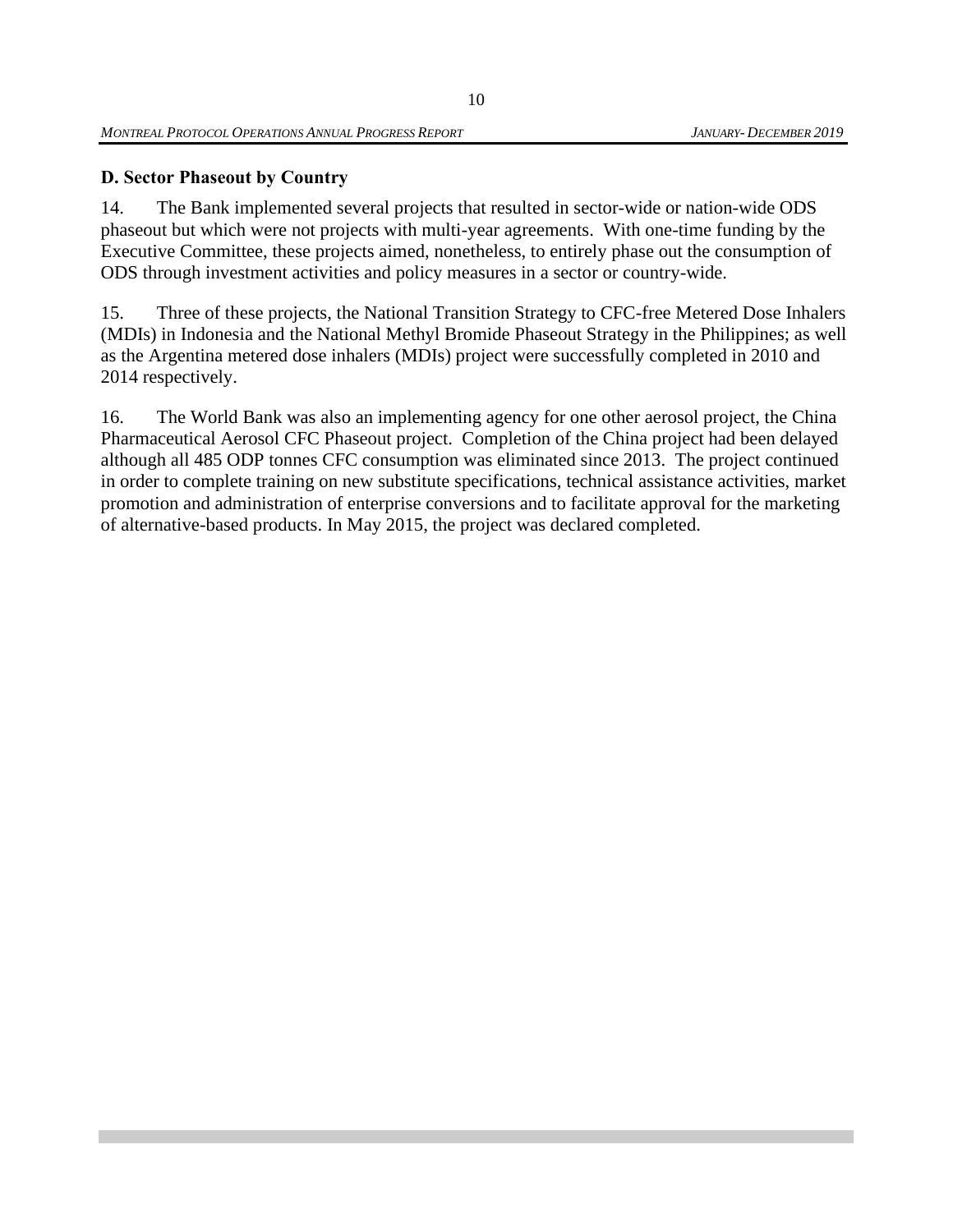## D. Sector Phaseout by Country

14. The Bank implemented several projects that resulted in sector-wide or nation-wide ODS phaseout but which were not projects with multi-year agreements. With one-time funding by the Executive Committee, these projects aimed, nonetheless, to entirely phase out the consumption of ODS through investment activities and policy measures in a sector or country-wide.

15. Three of these projects, the National Transition Strategy to CFC-free Metered Dose Inhalers (MDIs) in Indonesia and the National Methyl Bromide Phaseout Strategy in the Philippines; as well as the Argentina metered dose inhalers (MDIs) project were successfully completed in 2010 and 2014 respectively.

16. The World Bank was also an implementing agency for one other aerosol project, the China Pharmaceutical Aerosol CFC Phaseout project. Completion of the China project had been delayed although all 485 ODP tonnes CFC consumption was eliminated since 2013. The project continued in order to complete training on new substitute specifications, technical assistance activities, market promotion and administration of enterprise conversions and to facilitate approval for the marketing of alternative-based products. In May 2015, the project was declared completed.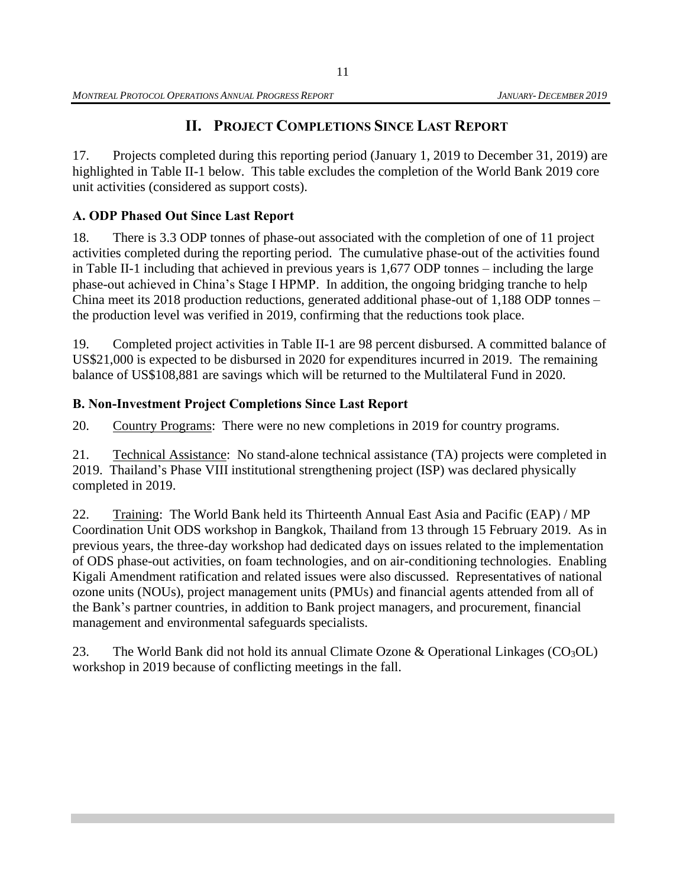# II. PROJECT COMPLETIONS SINCE LAST REPORT

17. Projects completed during this reporting period (January 1, 2019 to December 31, 2019) are highlighted in Table II-1 below. This table excludes the completion of the World Bank 2019 core unit activities (considered as support costs).

## A. ODP Phased Out Since Last Report

18. There is 3.3 ODP tonnes of phase-out associated with the completion of one of 11 project activities completed during the reporting period. The cumulative phase-out of the activities found in Table II-1 including that achieved in previous years is 1,677 ODP tonnes – including the large phase-out achieved in China's Stage I HPMP. In addition, the ongoing bridging tranche to help China meet its 2018 production reductions, generated additional phase-out of 1,188 ODP tonnes – the production level was verified in 2019, confirming that the reductions took place.

19. Completed project activities in Table II-1 are 98 percent disbursed. A committed balance of US$21,000 is expected to be disbursed in 2020 for expenditures incurred in 2019. The remaining balance of US$108,881 are savings which will be returned to the Multilateral Fund in 2020.

## B. Non-Investment Project Completions Since Last Report

20. Country Programs: There were no new completions in 2019 for country programs.

21. Technical Assistance: No stand-alone technical assistance (TA) projects were completed in 2019. Thailand's Phase VIII institutional strengthening project (ISP) was declared physically completed in 2019.

22. Training: The World Bank held its Thirteenth Annual East Asia and Pacific (EAP) / MP Coordination Unit ODS workshop in Bangkok, Thailand from 13 through 15 February 2019. As in previous years, the three-day workshop had dedicated days on issues related to the implementation of ODS phase-out activities, on foam technologies, and on air-conditioning technologies. Enabling Kigali Amendment ratification and related issues were also discussed. Representatives of national ozone units (NOUs), project management units (PMUs) and financial agents attended from all of the Bank's partner countries, in addition to Bank project managers, and procurement, financial management and environmental safeguards specialists.

23. The World Bank did not hold its annual Climate Ozone & Operational Linkages ($CO_3OL$) workshop in 2019 because of conflicting meetings in the fall.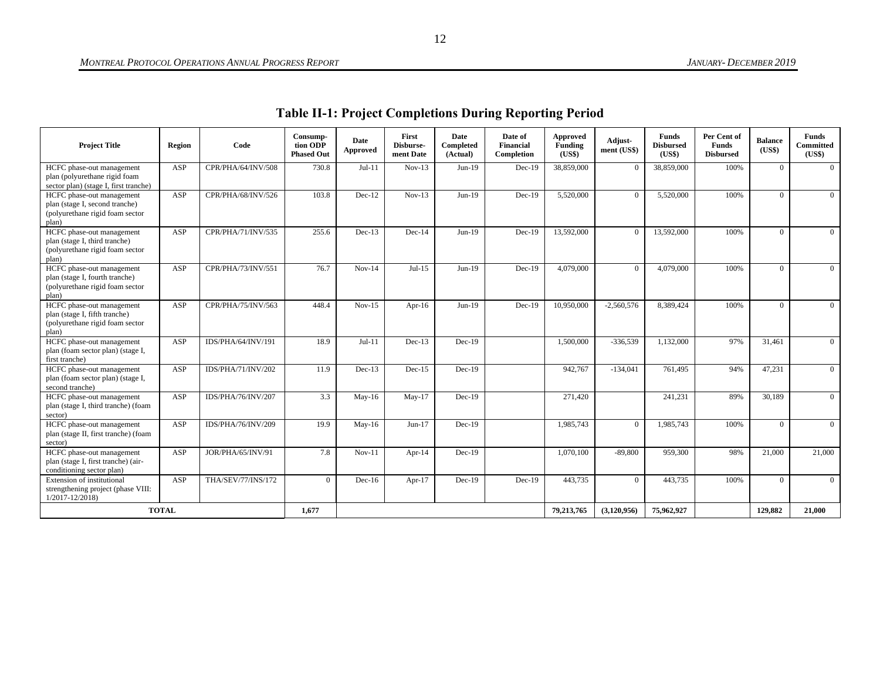# Table II-1: Project Completions During Reporting Period

| Project Title | Region | Code | Consump-tion ODP Phased Out | Date Approved | First Disburse-ment Date | Date Completed (Actual) | Date of Financial Completion | Approved Funding (US$) | Adjust-ment (US$) | Funds Disbursed (US$) | Per Cent of Funds Disbursed | Balance (US$) | Funds Committed (US$) |
|---|---|---|---|---|---|---|---|---|---|---|---|---|---|
| HCFC phase-out management plan (polyurethane rigid foam sector plan) (stage I, first tranche) | ASP | CPR/PHA/64/INV/508 | 730.8 | Jul-11 | Nov-13 | Jun-19 | Dec-19 | 38,859,000 | 0 | 38,859,000 | 100% | 0 | 0 |
| HCFC phase-out management plan (stage I, second tranche) (polyurethane rigid foam sector plan) | ASP | CPR/PHA/68/INV/526 | 103.8 | Dec-12 | Nov-13 | Jun-19 | Dec-19 | 5,520,000 | 0 | 5,520,000 | 100% | 0 | 0 |
| HCFC phase-out management plan (stage I, third tranche) (polyurethane rigid foam sector plan) | ASP | CPR/PHA/71/INV/535 | 255.6 | Dec-13 | Dec-14 | Jun-19 | Dec-19 | 13,592,000 | 0 | 13,592,000 | 100% | 0 | 0 |
| HCFC phase-out management plan (stage I, fourth tranche) (polyurethane rigid foam sector plan) | ASP | CPR/PHA/73/INV/551 | 76.7 | Nov-14 | Jul-15 | Jun-19 | Dec-19 | 4,079,000 | 0 | 4,079,000 | 100% | 0 | 0 |
| HCFC phase-out management plan (stage I, fifth tranche) (polyurethane rigid foam sector plan) | ASP | CPR/PHA/75/INV/563 | 448.4 | Nov-15 | Apr-16 | Jun-19 | Dec-19 | 10,950,000 | -2,560,576 | 8,389,424 | 100% | 0 | 0 |
| HCFC phase-out management plan (foam sector plan) (stage I, first tranche) | ASP | IDS/PHA/64/INV/191 | 18.9 | Jul-11 | Dec-13 | Dec-19 | | 1,500,000 | -336,539 | 1,132,000 | 97% | 31,461 | 0 |
| HCFC phase-out management plan (foam sector plan) (stage I, second tranche) | ASP | IDS/PHA/71/INV/202 | 11.9 | Dec-13 | Dec-15 | Dec-19 | | 942,767 | -134,041 | 761,495 | 94% | 47,231 | 0 |
| HCFC phase-out management plan (stage I, third tranche) (foam sector) | ASP | IDS/PHA/76/INV/207 | 3.3 | May-16 | May-17 | Dec-19 | | 271,420 | | 241,231 | 89% | 30,189 | 0 |
| HCFC phase-out management plan (stage II, first tranche) (foam sector) | ASP | IDS/PHA/76/INV/209 | 19.9 | May-16 | Jun-17 | Dec-19 | | 1,985,743 | 0 | 1,985,743 | 100% | 0 | 0 |
| HCFC phase-out management plan (stage I, first tranche) (air-conditioning sector plan) | ASP | JOR/PHA/65/INV/91 | 7.8 | Nov-11 | Apr-14 | Dec-19 | | 1,070,100 | -89,800 | 959,300 | 98% | 21,000 | 21,000 |
| Extension of institutional strengthening project (phase VIII: 1/2017-12/2018) | ASP | THA/SEV/77/INS/172 | 0 | Dec-16 | Apr-17 | Dec-19 | Dec-19 | 443,735 | 0 | 443,735 | 100% | 0 | 0 |
| **TOTAL** | | | **1,677** | | | | | **79,213,765** | **(3,120,956)** | **75,962,927** | | **129,882** | **21,000** |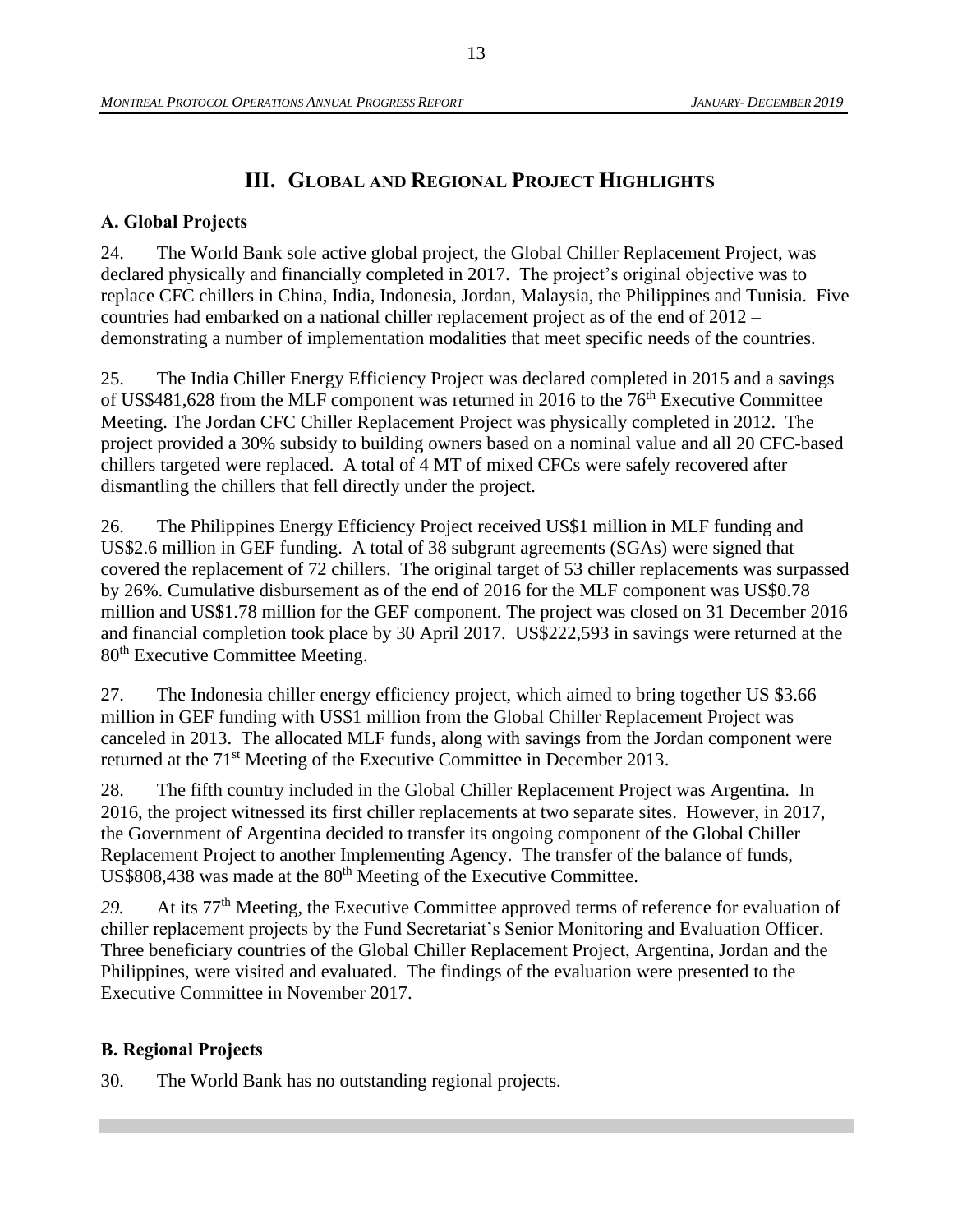# III. Global and Regional Project Highlights

## A. Global Projects

24. The World Bank sole active global project, the Global Chiller Replacement Project, was declared physically and financially completed in 2017. The project's original objective was to replace CFC chillers in China, India, Indonesia, Jordan, Malaysia, the Philippines and Tunisia. Five countries had embarked on a national chiller replacement project as of the end of 2012 – demonstrating a number of implementation modalities that meet specific needs of the countries.

25. The India Chiller Energy Efficiency Project was declared completed in 2015 and a savings of US$481,628 from the MLF component was returned in 2016 to the 76th Executive Committee Meeting. The Jordan CFC Chiller Replacement Project was physically completed in 2012. The project provided a 30% subsidy to building owners based on a nominal value and all 20 CFC-based chillers targeted were replaced. A total of 4 MT of mixed CFCs were safely recovered after dismantling the chillers that fell directly under the project.

26. The Philippines Energy Efficiency Project received US$1 million in MLF funding and US$2.6 million in GEF funding. A total of 38 subgrant agreements (SGAs) were signed that covered the replacement of 72 chillers. The original target of 53 chiller replacements was surpassed by 26%. Cumulative disbursement as of the end of 2016 for the MLF component was US$0.78 million and US$1.78 million for the GEF component. The project was closed on 31 December 2016 and financial completion took place by 30 April 2017. US$222,593 in savings were returned at the 80th Executive Committee Meeting.

27. The Indonesia chiller energy efficiency project, which aimed to bring together US $3.66 million in GEF funding with US$1 million from the Global Chiller Replacement Project was canceled in 2013. The allocated MLF funds, along with savings from the Jordan component were returned at the 71st Meeting of the Executive Committee in December 2013.

28. The fifth country included in the Global Chiller Replacement Project was Argentina. In 2016, the project witnessed its first chiller replacements at two separate sites. However, in 2017, the Government of Argentina decided to transfer its ongoing component of the Global Chiller Replacement Project to another Implementing Agency. The transfer of the balance of funds, US$808,438 was made at the 80th Meeting of the Executive Committee.

*29.* At its 77th Meeting, the Executive Committee approved terms of reference for evaluation of chiller replacement projects by the Fund Secretariat's Senior Monitoring and Evaluation Officer. Three beneficiary countries of the Global Chiller Replacement Project, Argentina, Jordan and the Philippines, were visited and evaluated. The findings of the evaluation were presented to the Executive Committee in November 2017.

## B. Regional Projects

30. The World Bank has no outstanding regional projects.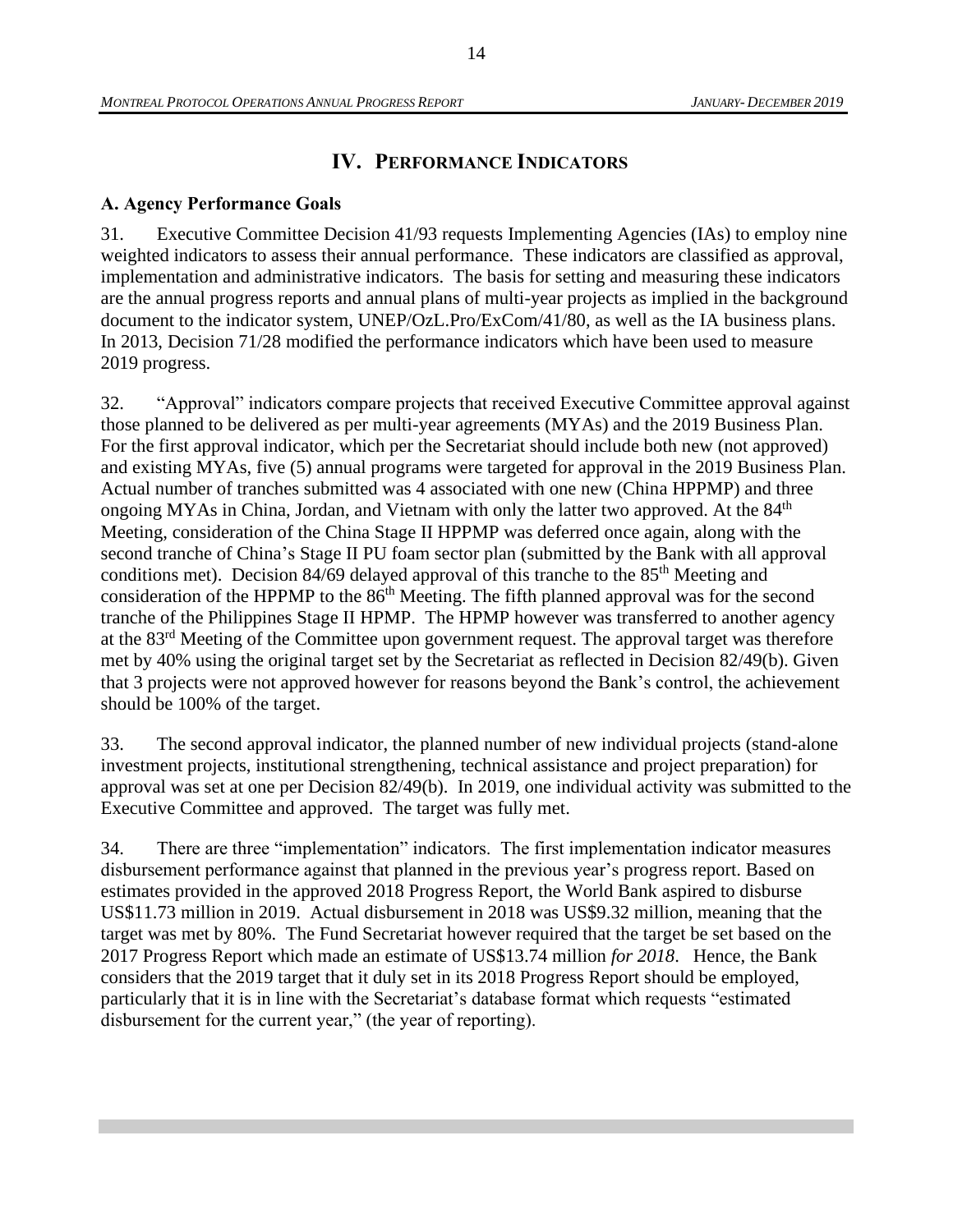# IV. Performance Indicators

## A. Agency Performance Goals

31. Executive Committee Decision 41/93 requests Implementing Agencies (IAs) to employ nine weighted indicators to assess their annual performance. These indicators are classified as approval, implementation and administrative indicators. The basis for setting and measuring these indicators are the annual progress reports and annual plans of multi-year projects as implied in the background document to the indicator system, UNEP/OzL.Pro/ExCom/41/80, as well as the IA business plans. In 2013, Decision 71/28 modified the performance indicators which have been used to measure 2019 progress.

32. "Approval" indicators compare projects that received Executive Committee approval against those planned to be delivered as per multi-year agreements (MYAs) and the 2019 Business Plan. For the first approval indicator, which per the Secretariat should include both new (not approved) and existing MYAs, five (5) annual programs were targeted for approval in the 2019 Business Plan. Actual number of tranches submitted was 4 associated with one new (China HPPMP) and three ongoing MYAs in China, Jordan, and Vietnam with only the latter two approved. At the 84th Meeting, consideration of the China Stage II HPPMP was deferred once again, along with the second tranche of China's Stage II PU foam sector plan (submitted by the Bank with all approval conditions met). Decision 84/69 delayed approval of this tranche to the 85th Meeting and consideration of the HPPMP to the 86th Meeting. The fifth planned approval was for the second tranche of the Philippines Stage II HPMP. The HPMP however was transferred to another agency at the 83rd Meeting of the Committee upon government request. The approval target was therefore met by 40% using the original target set by the Secretariat as reflected in Decision 82/49(b). Given that 3 projects were not approved however for reasons beyond the Bank's control, the achievement should be 100% of the target.

33. The second approval indicator, the planned number of new individual projects (stand-alone investment projects, institutional strengthening, technical assistance and project preparation) for approval was set at one per Decision 82/49(b). In 2019, one individual activity was submitted to the Executive Committee and approved. The target was fully met.

34. There are three "implementation" indicators. The first implementation indicator measures disbursement performance against that planned in the previous year's progress report. Based on estimates provided in the approved 2018 Progress Report, the World Bank aspired to disburse US$11.73 million in 2019. Actual disbursement in 2018 was US$9.32 million, meaning that the target was met by 80%. The Fund Secretariat however required that the target be set based on the 2017 Progress Report which made an estimate of US$13.74 million *for 2018*. Hence, the Bank considers that the 2019 target that it duly set in its 2018 Progress Report should be employed, particularly that it is in line with the Secretariat's database format which requests "estimated disbursement for the current year," (the year of reporting).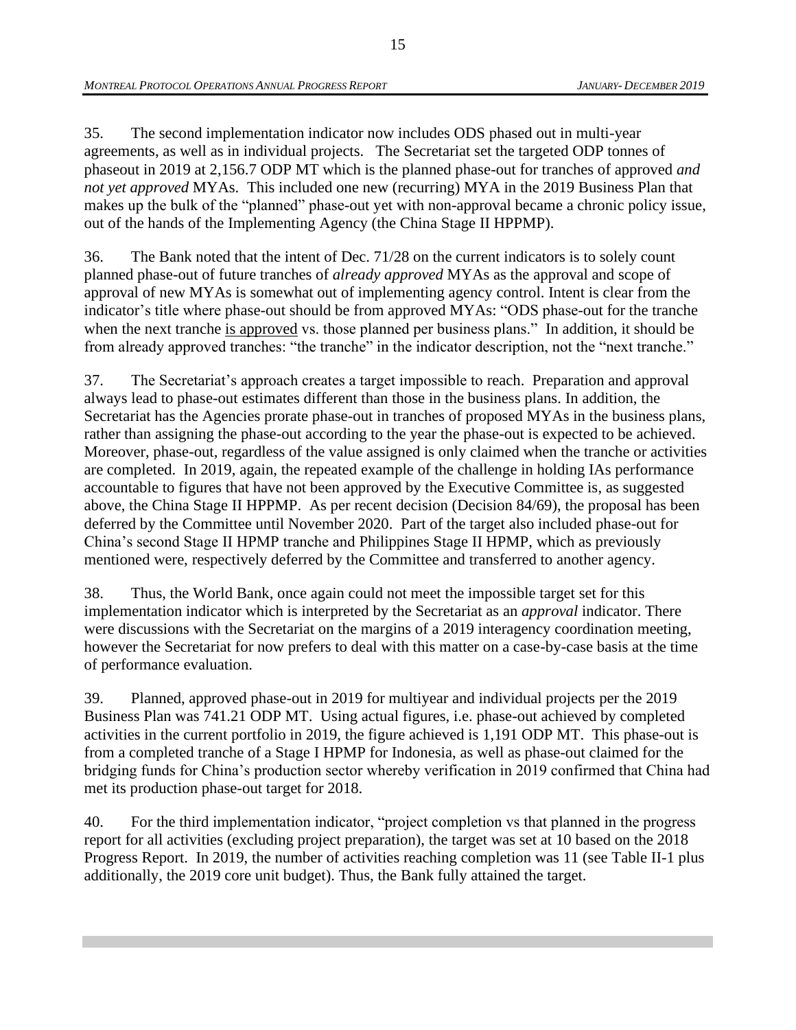35. The second implementation indicator now includes ODS phased out in multi-year agreements, as well as in individual projects. The Secretariat set the targeted ODP tonnes of phaseout in 2019 at 2,156.7 ODP MT which is the planned phase-out for tranches of approved *and not yet approved* MYAs. This included one new (recurring) MYA in the 2019 Business Plan that makes up the bulk of the "planned" phase-out yet with non-approval became a chronic policy issue, out of the hands of the Implementing Agency (the China Stage II HPPMP).

36. The Bank noted that the intent of Dec. 71/28 on the current indicators is to solely count planned phase-out of future tranches of *already approved* MYAs as the approval and scope of approval of new MYAs is somewhat out of implementing agency control. Intent is clear from the indicator's title where phase-out should be from approved MYAs: "ODS phase-out for the tranche when the next tranche <u>is approved</u> vs. those planned per business plans." In addition, it should be from already approved tranches: "the tranche" in the indicator description, not the "next tranche."

37. The Secretariat's approach creates a target impossible to reach. Preparation and approval always lead to phase-out estimates different than those in the business plans. In addition, the Secretariat has the Agencies prorate phase-out in tranches of proposed MYAs in the business plans, rather than assigning the phase-out according to the year the phase-out is expected to be achieved. Moreover, phase-out, regardless of the value assigned is only claimed when the tranche or activities are completed. In 2019, again, the repeated example of the challenge in holding IAs performance accountable to figures that have not been approved by the Executive Committee is, as suggested above, the China Stage II HPPMP. As per recent decision (Decision 84/69), the proposal has been deferred by the Committee until November 2020. Part of the target also included phase-out for China's second Stage II HPMP tranche and Philippines Stage II HPMP, which as previously mentioned were, respectively deferred by the Committee and transferred to another agency.

38. Thus, the World Bank, once again could not meet the impossible target set for this implementation indicator which is interpreted by the Secretariat as an *approval* indicator. There were discussions with the Secretariat on the margins of a 2019 interagency coordination meeting, however the Secretariat for now prefers to deal with this matter on a case-by-case basis at the time of performance evaluation.

39. Planned, approved phase-out in 2019 for multiyear and individual projects per the 2019 Business Plan was 741.21 ODP MT. Using actual figures, i.e. phase-out achieved by completed activities in the current portfolio in 2019, the figure achieved is 1,191 ODP MT. This phase-out is from a completed tranche of a Stage I HPMP for Indonesia, as well as phase-out claimed for the bridging funds for China's production sector whereby verification in 2019 confirmed that China had met its production phase-out target for 2018.

40. For the third implementation indicator, "project completion vs that planned in the progress report for all activities (excluding project preparation), the target was set at 10 based on the 2018 Progress Report. In 2019, the number of activities reaching completion was 11 (see Table II-1 plus additionally, the 2019 core unit budget). Thus, the Bank fully attained the target.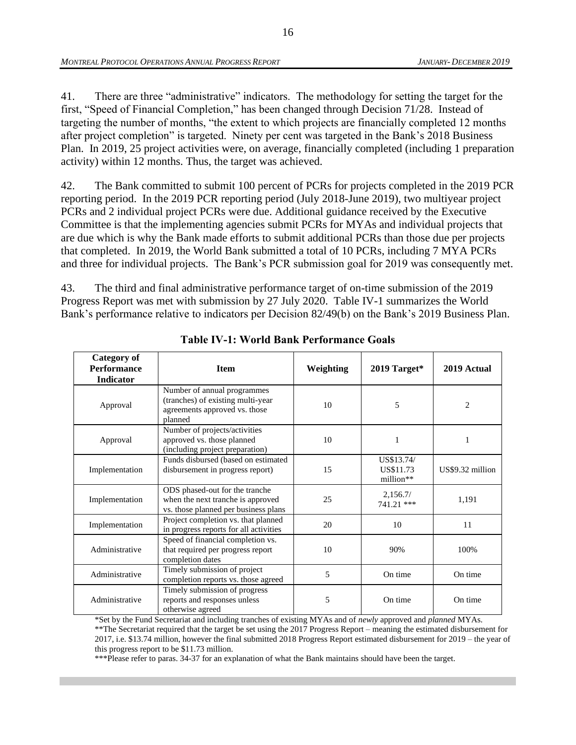41. There are three "administrative" indicators. The methodology for setting the target for the first, "Speed of Financial Completion," has been changed through Decision 71/28. Instead of targeting the number of months, "the extent to which projects are financially completed 12 months after project completion" is targeted. Ninety per cent was targeted in the Bank's 2018 Business Plan. In 2019, 25 project activities were, on average, financially completed (including 1 preparation activity) within 12 months. Thus, the target was achieved.

42. The Bank committed to submit 100 percent of PCRs for projects completed in the 2019 PCR reporting period. In the 2019 PCR reporting period (July 2018-June 2019), two multiyear project PCRs and 2 individual project PCRs were due. Additional guidance received by the Executive Committee is that the implementing agencies submit PCRs for MYAs and individual projects that are due which is why the Bank made efforts to submit additional PCRs than those due per projects that completed. In 2019, the World Bank submitted a total of 10 PCRs, including 7 MYA PCRs and three for individual projects. The Bank's PCR submission goal for 2019 was consequently met.

43. The third and final administrative performance target of on-time submission of the 2019 Progress Report was met with submission by 27 July 2020. Table IV-1 summarizes the World Bank's performance relative to indicators per Decision 82/49(b) on the Bank's 2019 Business Plan.

**Table IV-1: World Bank Performance Goals**

| Category of Performance Indicator | Item | Weighting | 2019 Target* | 2019 Actual |
|---|---|---|---|---|
| Approval | Number of annual programmes (tranches) of existing multi-year agreements approved vs. those planned | 10 | 5 | 2 |
| Approval | Number of projects/activities approved vs. those planned (including project preparation) | 10 | 1 | 1 |
| Implementation | Funds disbursed (based on estimated disbursement in progress report) | 15 | US$13.74/ US$11.73 million** | US$9.32 million |
| Implementation | ODS phased-out for the tranche when the next tranche is approved vs. those planned per business plans | 25 | 2,156.7/ 741.21 *** | 1,191 |
| Implementation | Project completion vs. that planned in progress reports for all activities | 20 | 10 | 11 |
| Administrative | Speed of financial completion vs. that required per progress report completion dates | 10 | 90% | 100% |
| Administrative | Timely submission of project completion reports vs. those agreed | 5 | On time | On time |
| Administrative | Timely submission of progress reports and responses unless otherwise agreed | 5 | On time | On time |

*Set by the Fund Secretariat and including tranches of existing MYAs and of *newly* approved and *planned* MYAs.
**The Secretariat required that the target be set using the 2017 Progress Report – meaning the estimated disbursement for 2017, i.e. $13.74 million, however the final submitted 2018 Progress Report estimated disbursement for 2019 – the year of this progress report to be $11.73 million.
***Please refer to paras. 34-37 for an explanation of what the Bank maintains should have been the target.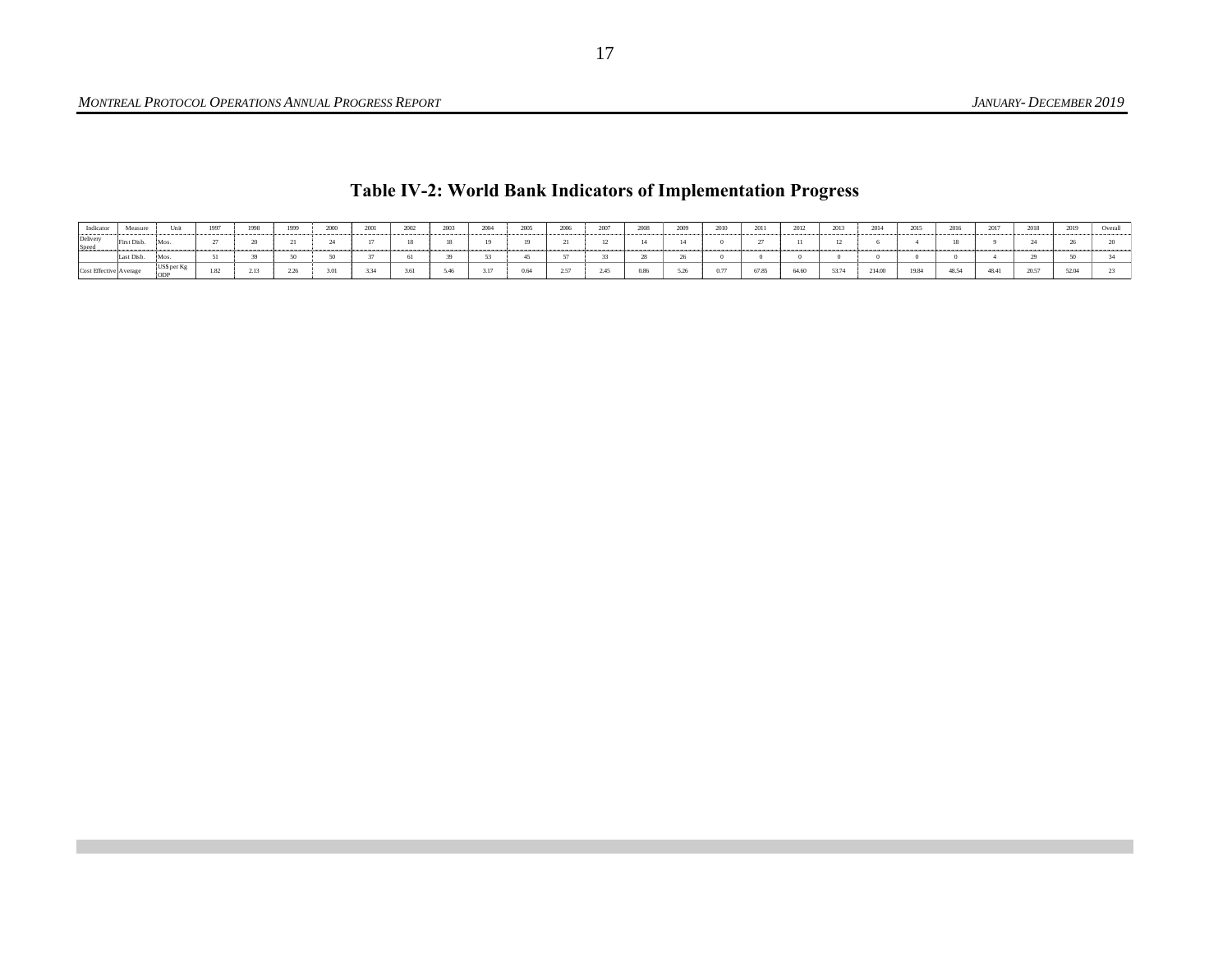## Table IV-2: World Bank Indicators of Implementation Progress

| Indicator | Measure | Unit | 1997 | 1998 | 1999 | 2000 | 2001 | 2002 | 2003 | 2004 | 2005 | 2006 | 2007 | 2008 | 2009 | 2010 | 2011 | 2012 | 2013 | 2014 | 2015 | 2016 | 2017 | 2018 | 2019 | Overall |
|---|---|---|---|---|---|---|---|---|---|---|---|---|---|---|---|---|---|---|---|---|---|---|---|---|---|---|
| Delivery Speed | First Disb. | Mos. | 27 | 20 | 21 | 24 | 17 | 18 | 18 | 19 | 19 | 21 | 12 | 14 | 14 | 0 | 27 | 11 | 12 | 6 | 4 | 18 | 9 | 24 | 26 | 20 |
| | Last Disb. | Mos. | 51 | 39 | 50 | 50 | 37 | 61 | 39 | 53 | 45 | 57 | 33 | 28 | 26 | 0 | 0 | 0 | 0 | 0 | 0 | 0 | 4 | 29 | 50 | 34 |
| Cost Effective | Average | US$ per Kg ODP | 1.82 | 2.13 | 2.26 | 3.01 | 3.34 | 3.61 | 5.46 | 3.17 | 0.64 | 2.57 | 2.45 | 0.86 | 5.26 | 0.77 | 67.85 | 64.60 | 53.74 | 214.00 | 19.84 | 48.54 | 48.41 | 20.57 | 52.04 | 23 |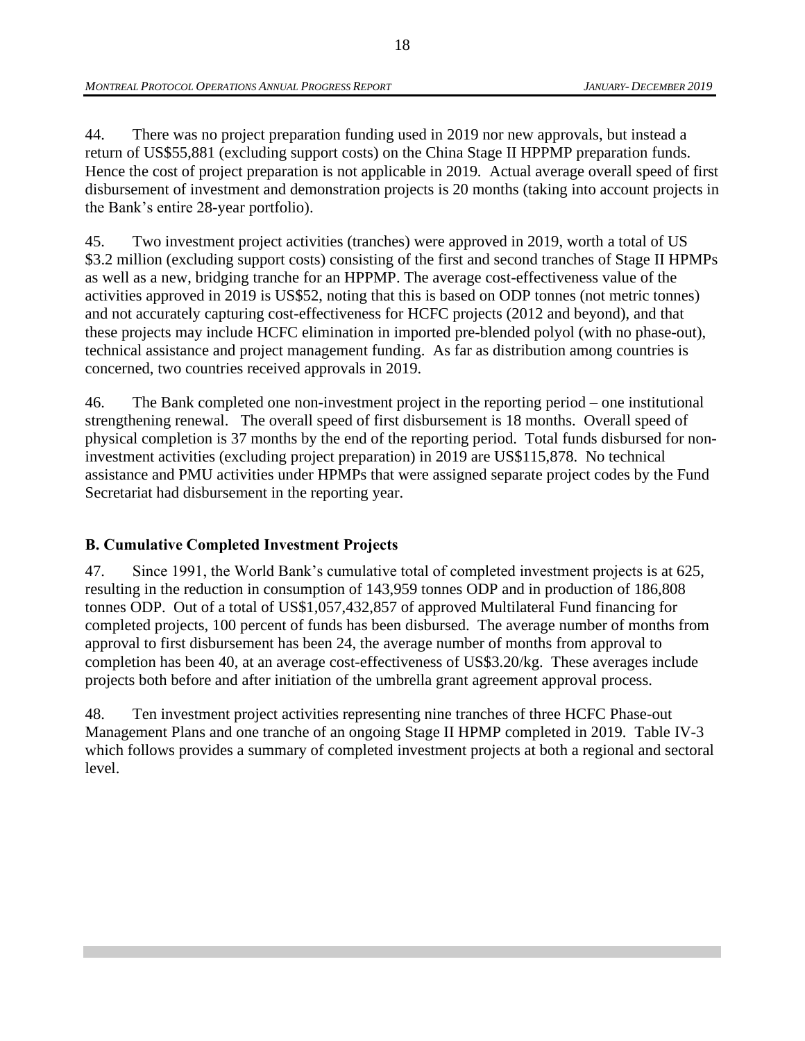44. There was no project preparation funding used in 2019 nor new approvals, but instead a return of US$55,881 (excluding support costs) on the China Stage II HPPMP preparation funds. Hence the cost of project preparation is not applicable in 2019. Actual average overall speed of first disbursement of investment and demonstration projects is 20 months (taking into account projects in the Bank's entire 28-year portfolio).

45. Two investment project activities (tranches) were approved in 2019, worth a total of US $3.2 million (excluding support costs) consisting of the first and second tranches of Stage II HPMPs as well as a new, bridging tranche for an HPPMP. The average cost-effectiveness value of the activities approved in 2019 is US$52, noting that this is based on ODP tonnes (not metric tonnes) and not accurately capturing cost-effectiveness for HCFC projects (2012 and beyond), and that these projects may include HCFC elimination in imported pre-blended polyol (with no phase-out), technical assistance and project management funding. As far as distribution among countries is concerned, two countries received approvals in 2019.

46. The Bank completed one non-investment project in the reporting period – one institutional strengthening renewal. The overall speed of first disbursement is 18 months. Overall speed of physical completion is 37 months by the end of the reporting period. Total funds disbursed for non-investment activities (excluding project preparation) in 2019 are US$115,878. No technical assistance and PMU activities under HPMPs that were assigned separate project codes by the Fund Secretariat had disbursement in the reporting year.

### B. Cumulative Completed Investment Projects

47. Since 1991, the World Bank's cumulative total of completed investment projects is at 625, resulting in the reduction in consumption of 143,959 tonnes ODP and in production of 186,808 tonnes ODP. Out of a total of US$1,057,432,857 of approved Multilateral Fund financing for completed projects, 100 percent of funds has been disbursed. The average number of months from approval to first disbursement has been 24, the average number of months from approval to completion has been 40, at an average cost-effectiveness of US$3.20/kg. These averages include projects both before and after initiation of the umbrella grant agreement approval process.

48. Ten investment project activities representing nine tranches of three HCFC Phase-out Management Plans and one tranche of an ongoing Stage II HPMP completed in 2019. Table IV-3 which follows provides a summary of completed investment projects at both a regional and sectoral level.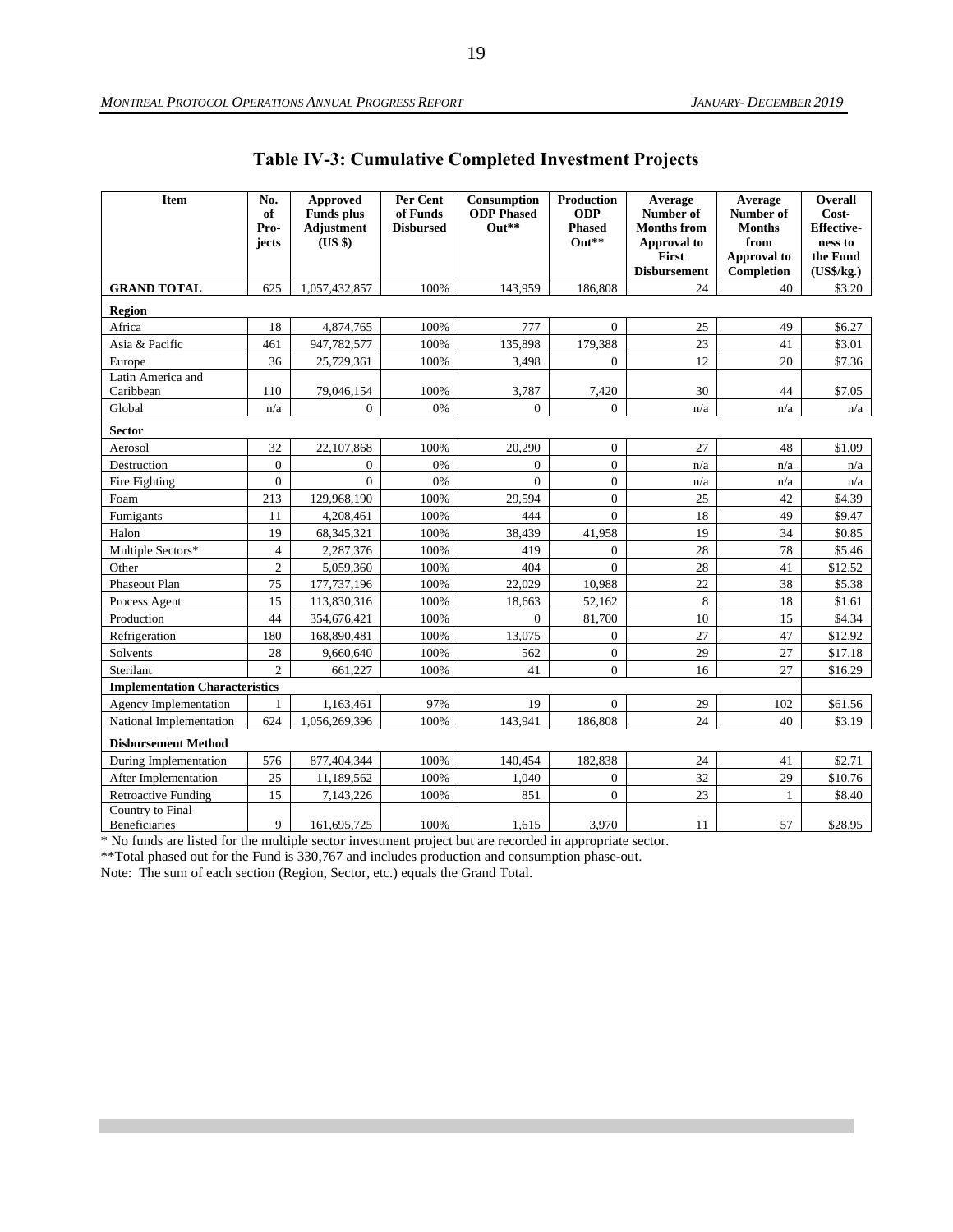# Table IV-3: Cumulative Completed Investment Projects

| Item | No. of Pro-jects | Approved Funds plus Adjustment (US $) | Per Cent of Funds Disbursed | Consumption ODP Phased Out** | Production ODP Phased Out** | Average Number of Months from Approval to First Disbursement | Average Number of Months from Approval to Completion | Overall Cost-Effective-ness to the Fund (US$/kg.) |
|---|---|---|---|---|---|---|---|---|
| **GRAND TOTAL** | 625 | 1,057,432,857 | 100% | 143,959 | 186,808 | 24 | 40 | $3.20 |
| **Region** | | | | | | | | |
| Africa | 18 | 4,874,765 | 100% | 777 | 0 | 25 | 49 | $6.27 |
| Asia & Pacific | 461 | 947,782,577 | 100% | 135,898 | 179,388 | 23 | 41 | $3.01 |
| Europe | 36 | 25,729,361 | 100% | 3,498 | 0 | 12 | 20 | $7.36 |
| Latin America and Caribbean | 110 | 79,046,154 | 100% | 3,787 | 7,420 | 30 | 44 | $7.05 |
| Global | n/a | 0 | 0% | 0 | 0 | n/a | n/a | n/a |
| **Sector** | | | | | | | | |
| Aerosol | 32 | 22,107,868 | 100% | 20,290 | 0 | 27 | 48 | $1.09 |
| Destruction | 0 | 0 | 0% | 0 | 0 | n/a | n/a | n/a |
| Fire Fighting | 0 | 0 | 0% | 0 | 0 | n/a | n/a | n/a |
| Foam | 213 | 129,968,190 | 100% | 29,594 | 0 | 25 | 42 | $4.39 |
| Fumigants | 11 | 4,208,461 | 100% | 444 | 0 | 18 | 49 | $9.47 |
| Halon | 19 | 68,345,321 | 100% | 38,439 | 41,958 | 19 | 34 | $0.85 |
| Multiple Sectors* | 4 | 2,287,376 | 100% | 419 | 0 | 28 | 78 | $5.46 |
| Other | 2 | 5,059,360 | 100% | 404 | 0 | 28 | 41 | $12.52 |
| Phaseout Plan | 75 | 177,737,196 | 100% | 22,029 | 10,988 | 22 | 38 | $5.38 |
| Process Agent | 15 | 113,830,316 | 100% | 18,663 | 52,162 | 8 | 18 | $1.61 |
| Production | 44 | 354,676,421 | 100% | 0 | 81,700 | 10 | 15 | $4.34 |
| Refrigeration | 180 | 168,890,481 | 100% | 13,075 | 0 | 27 | 47 | $12.92 |
| Solvents | 28 | 9,660,640 | 100% | 562 | 0 | 29 | 27 | $17.18 |
| Sterilant | 2 | 661,227 | 100% | 41 | 0 | 16 | 27 | $16.29 |
| **Implementation Characteristics** | | | | | | | | |
| Agency Implementation | 1 | 1,163,461 | 97% | 19 | 0 | 29 | 102 | $61.56 |
| National Implementation | 624 | 1,056,269,396 | 100% | 143,941 | 186,808 | 24 | 40 | $3.19 |
| **Disbursement Method** | | | | | | | | |
| During Implementation | 576 | 877,404,344 | 100% | 140,454 | 182,838 | 24 | 41 | $2.71 |
| After Implementation | 25 | 11,189,562 | 100% | 1,040 | 0 | 32 | 29 | $10.76 |
| Retroactive Funding | 15 | 7,143,226 | 100% | 851 | 0 | 23 | 1 | $8.40 |
| Country to Final Beneficiaries | 9 | 161,695,725 | 100% | 1,615 | 3,970 | 11 | 57 | $28.95 |

* No funds are listed for the multiple sector investment project but are recorded in appropriate sector.

**Total phased out for the Fund is 330,767 and includes production and consumption phase-out.

Note: The sum of each section (Region, Sector, etc.) equals the Grand Total.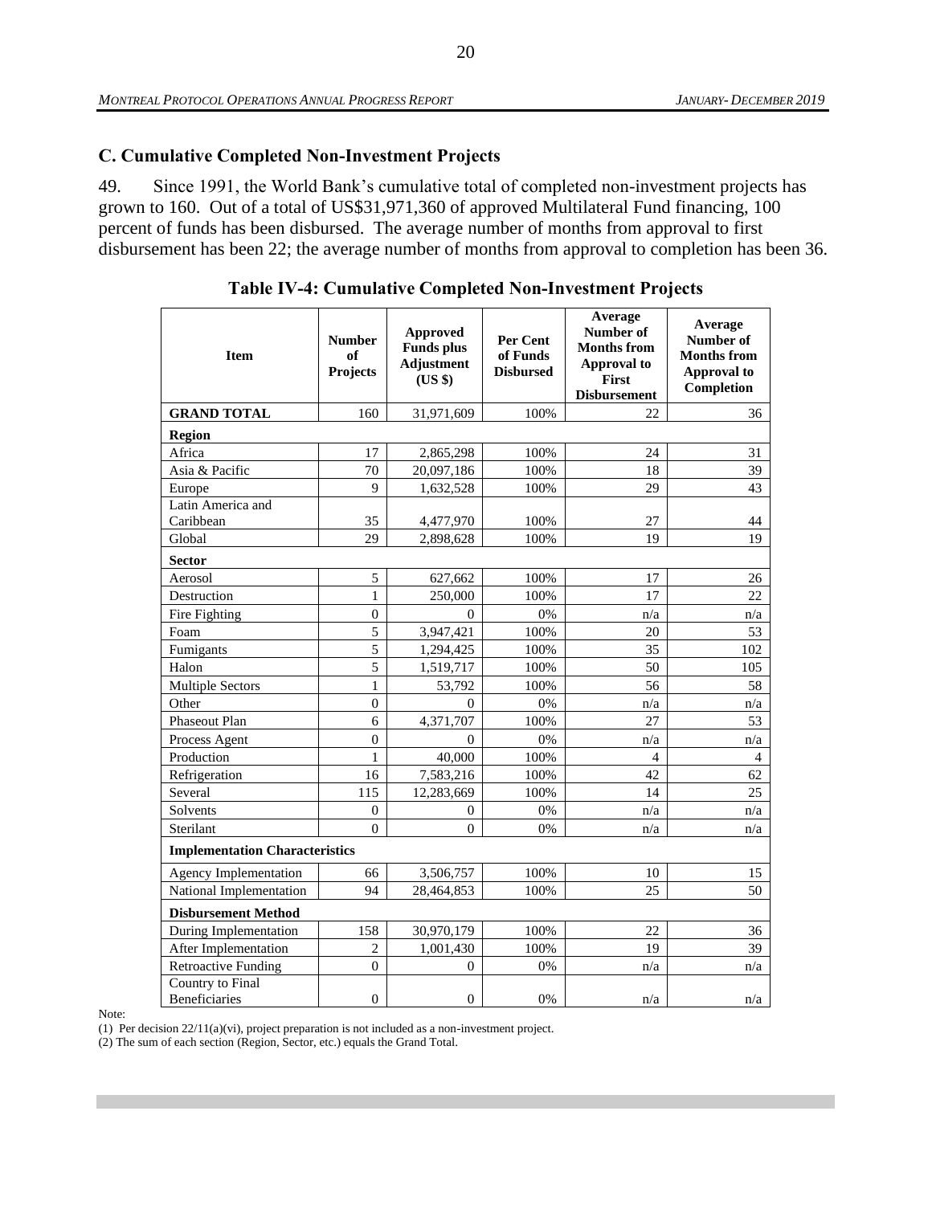## C. Cumulative Completed Non-Investment Projects

49. Since 1991, the World Bank's cumulative total of completed non-investment projects has grown to 160. Out of a total of US$31,971,360 of approved Multilateral Fund financing, 100 percent of funds has been disbursed. The average number of months from approval to first disbursement has been 22; the average number of months from approval to completion has been 36.

**Table IV-4: Cumulative Completed Non-Investment Projects**

| Item | Number of Projects | Approved Funds plus Adjustment (US $) | Per Cent of Funds Disbursed | Average Number of Months from Approval to First Disbursement | Average Number of Months from Approval to Completion |
|---|---|---|---|---|---|
| **GRAND TOTAL** | 160 | 31,971,609 | 100% | 22 | 36 |
| **Region** | | | | | |
| Africa | 17 | 2,865,298 | 100% | 24 | 31 |
| Asia & Pacific | 70 | 20,097,186 | 100% | 18 | 39 |
| Europe | 9 | 1,632,528 | 100% | 29 | 43 |
| Latin America and Caribbean | 35 | 4,477,970 | 100% | 27 | 44 |
| Global | 29 | 2,898,628 | 100% | 19 | 19 |
| **Sector** | | | | | |
| Aerosol | 5 | 627,662 | 100% | 17 | 26 |
| Destruction | 1 | 250,000 | 100% | 17 | 22 |
| Fire Fighting | 0 | 0 | 0% | n/a | n/a |
| Foam | 5 | 3,947,421 | 100% | 20 | 53 |
| Fumigants | 5 | 1,294,425 | 100% | 35 | 102 |
| Halon | 5 | 1,519,717 | 100% | 50 | 105 |
| Multiple Sectors | 1 | 53,792 | 100% | 56 | 58 |
| Other | 0 | 0 | 0% | n/a | n/a |
| Phaseout Plan | 6 | 4,371,707 | 100% | 27 | 53 |
| Process Agent | 0 | 0 | 0% | n/a | n/a |
| Production | 1 | 40,000 | 100% | 4 | 4 |
| Refrigeration | 16 | 7,583,216 | 100% | 42 | 62 |
| Several | 115 | 12,283,669 | 100% | 14 | 25 |
| Solvents | 0 | 0 | 0% | n/a | n/a |
| Sterilant | 0 | 0 | 0% | n/a | n/a |
| **Implementation Characteristics** | | | | | |
| Agency Implementation | 66 | 3,506,757 | 100% | 10 | 15 |
| National Implementation | 94 | 28,464,853 | 100% | 25 | 50 |
| **Disbursement Method** | | | | | |
| During Implementation | 158 | 30,970,179 | 100% | 22 | 36 |
| After Implementation | 2 | 1,001,430 | 100% | 19 | 39 |
| Retroactive Funding | 0 | 0 | 0% | n/a | n/a |
| Country to Final Beneficiaries | 0 | 0 | 0% | n/a | n/a |

Note:

(1) Per decision 22/11(a)(vi), project preparation is not included as a non-investment project.

(2) The sum of each section (Region, Sector, etc.) equals the Grand Total.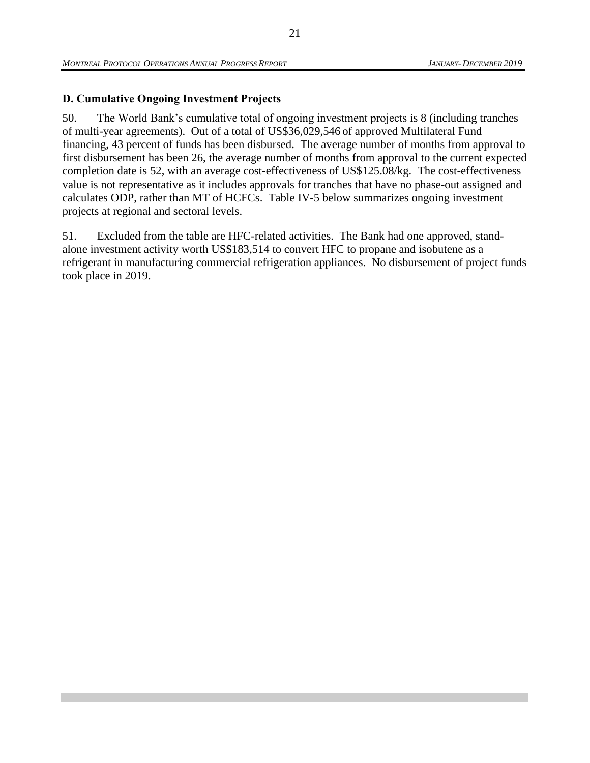## D. Cumulative Ongoing Investment Projects

50. The World Bank's cumulative total of ongoing investment projects is 8 (including tranches of multi-year agreements). Out of a total of US$36,029,546 of approved Multilateral Fund financing, 43 percent of funds has been disbursed. The average number of months from approval to first disbursement has been 26, the average number of months from approval to the current expected completion date is 52, with an average cost-effectiveness of US$125.08/kg. The cost-effectiveness value is not representative as it includes approvals for tranches that have no phase-out assigned and calculates ODP, rather than MT of HCFCs. Table IV-5 below summarizes ongoing investment projects at regional and sectoral levels.

51. Excluded from the table are HFC-related activities. The Bank had one approved, stand-alone investment activity worth US$183,514 to convert HFC to propane and isobutene as a refrigerant in manufacturing commercial refrigeration appliances. No disbursement of project funds took place in 2019.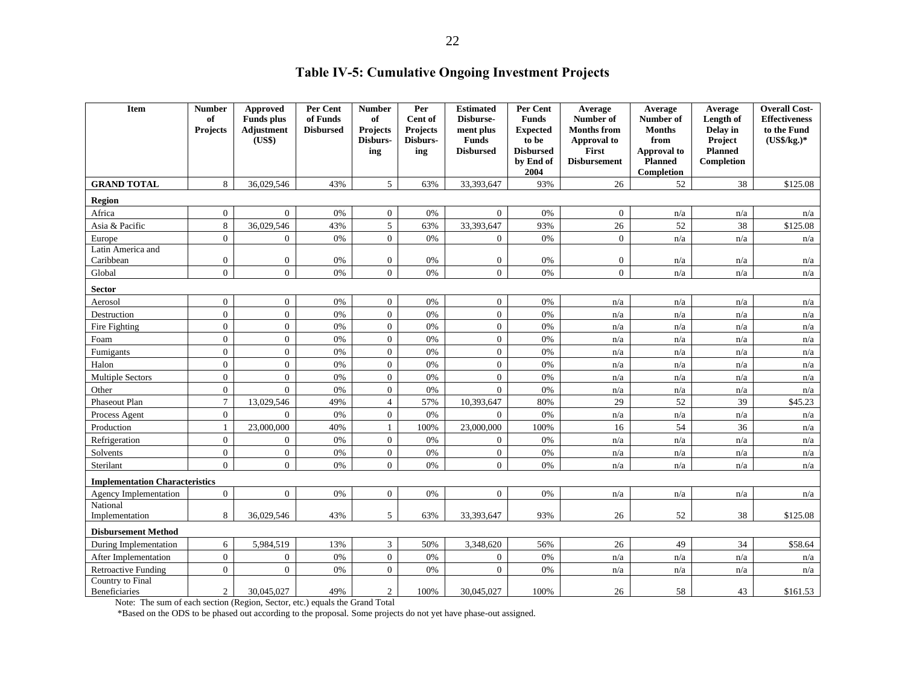# Table IV-5: Cumulative Ongoing Investment Projects

| Item | Number of Projects | Approved Funds plus Adjustment (US$) | Per Cent of Funds Disbursed | Number of Projects Disbursing | Per Cent of Projects Disbursing | Estimated Disbursement plus Funds Disbursed | Per Cent Funds Expected to be Disbursed by End of 2004 | Average Number of Months from Approval to First Disbursement | Average Number of Months from Approval to Planned Completion | Average Length of Delay in Project Planned Completion | Overall Cost-Effectiveness to the Fund (US$/kg.)* |
|---|---|---|---|---|---|---|---|---|---|---|---|
| **GRAND TOTAL** | 8 | 36,029,546 | 43% | 5 | 63% | 33,393,647 | 93% | 26 | 52 | 38 | $125.08 |
| **Region** | | | | | | | | | | | |
| Africa | 0 | 0 | 0% | 0 | 0% | 0 | 0% | 0 | n/a | n/a | n/a |
| Asia & Pacific | 8 | 36,029,546 | 43% | 5 | 63% | 33,393,647 | 93% | 26 | 52 | 38 | $125.08 |
| Europe | 0 | 0 | 0% | 0 | 0% | 0 | 0% | 0 | n/a | n/a | n/a |
| Latin America and Caribbean | 0 | 0 | 0% | 0 | 0% | 0 | 0% | 0 | n/a | n/a | n/a |
| Global | 0 | 0 | 0% | 0 | 0% | 0 | 0% | 0 | n/a | n/a | n/a |
| **Sector** | | | | | | | | | | | |
| Aerosol | 0 | 0 | 0% | 0 | 0% | 0 | 0% | n/a | n/a | n/a | n/a |
| Destruction | 0 | 0 | 0% | 0 | 0% | 0 | 0% | n/a | n/a | n/a | n/a |
| Fire Fighting | 0 | 0 | 0% | 0 | 0% | 0 | 0% | n/a | n/a | n/a | n/a |
| Foam | 0 | 0 | 0% | 0 | 0% | 0 | 0% | n/a | n/a | n/a | n/a |
| Fumigants | 0 | 0 | 0% | 0 | 0% | 0 | 0% | n/a | n/a | n/a | n/a |
| Halon | 0 | 0 | 0% | 0 | 0% | 0 | 0% | n/a | n/a | n/a | n/a |
| Multiple Sectors | 0 | 0 | 0% | 0 | 0% | 0 | 0% | n/a | n/a | n/a | n/a |
| Other | 0 | 0 | 0% | 0 | 0% | 0 | 0% | n/a | n/a | n/a | n/a |
| Phaseout Plan | 7 | 13,029,546 | 49% | 4 | 57% | 10,393,647 | 80% | 29 | 52 | 39 | $45.23 |
| Process Agent | 0 | 0 | 0% | 0 | 0% | 0 | 0% | n/a | n/a | n/a | n/a |
| Production | 1 | 23,000,000 | 40% | 1 | 100% | 23,000,000 | 100% | 16 | 54 | 36 | n/a |
| Refrigeration | 0 | 0 | 0% | 0 | 0% | 0 | 0% | n/a | n/a | n/a | n/a |
| Solvents | 0 | 0 | 0% | 0 | 0% | 0 | 0% | n/a | n/a | n/a | n/a |
| Sterilant | 0 | 0 | 0% | 0 | 0% | 0 | 0% | n/a | n/a | n/a | n/a |
| **Implementation Characteristics** | | | | | | | | | | | |
| Agency Implementation | 0 | 0 | 0% | 0 | 0% | 0 | 0% | n/a | n/a | n/a | n/a |
| National Implementation | 8 | 36,029,546 | 43% | 5 | 63% | 33,393,647 | 93% | 26 | 52 | 38 | $125.08 |
| **Disbursement Method** | | | | | | | | | | | |
| During Implementation | 6 | 5,984,519 | 13% | 3 | 50% | 3,348,620 | 56% | 26 | 49 | 34 | $58.64 |
| After Implementation | 0 | 0 | 0% | 0 | 0% | 0 | 0% | n/a | n/a | n/a | n/a |
| Retroactive Funding | 0 | 0 | 0% | 0 | 0% | 0 | 0% | n/a | n/a | n/a | n/a |
| Country to Final Beneficiaries | 2 | 30,045,027 | 49% | 2 | 100% | 30,045,027 | 100% | 26 | 58 | 43 | $161.53 |

Note: The sum of each section (Region, Sector, etc.) equals the Grand Total

*Based on the ODS to be phased out according to the proposal. Some projects do not yet have phase-out assigned.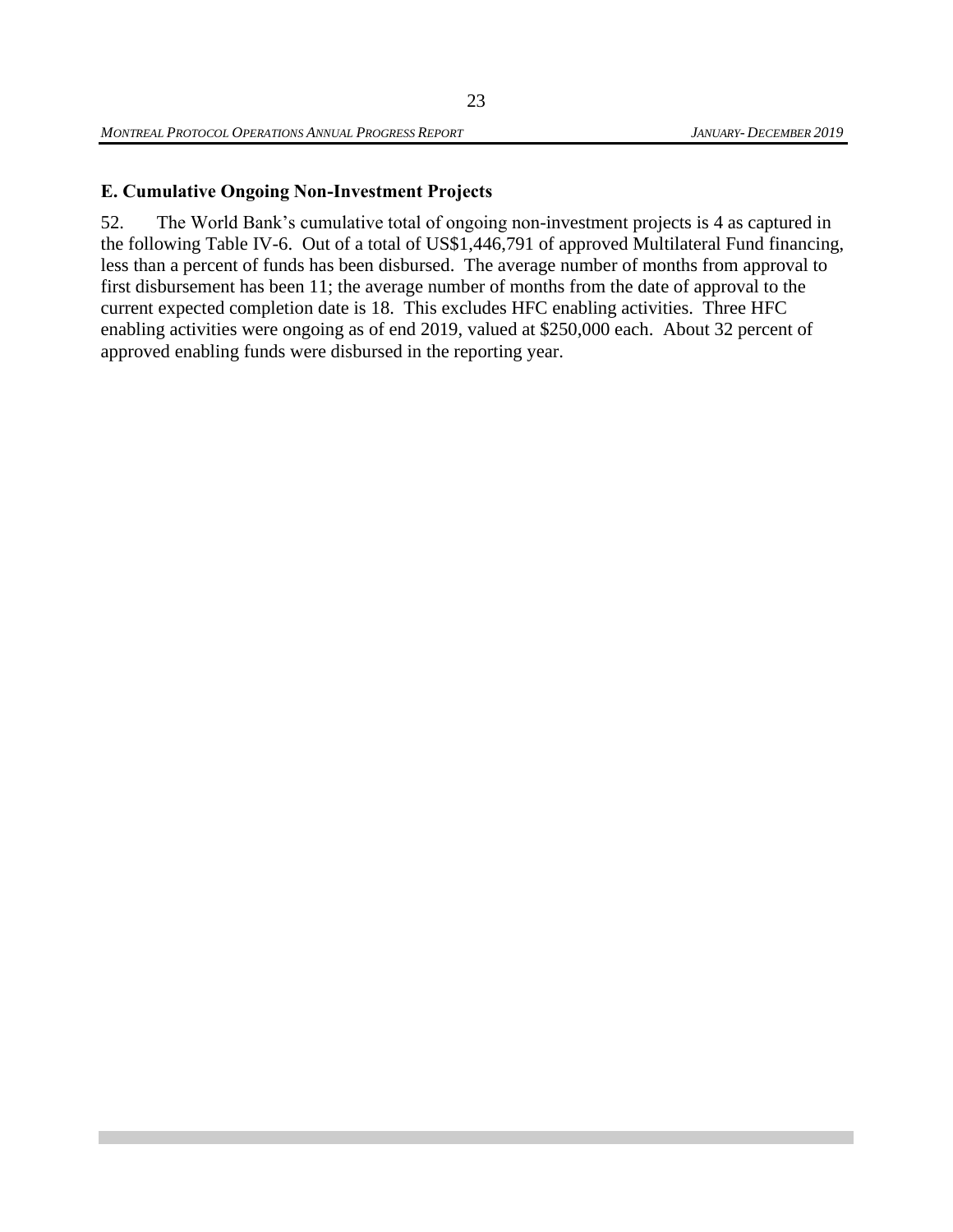## E. Cumulative Ongoing Non-Investment Projects

52. The World Bank's cumulative total of ongoing non-investment projects is 4 as captured in the following Table IV-6. Out of a total of US$1,446,791 of approved Multilateral Fund financing, less than a percent of funds has been disbursed. The average number of months from approval to first disbursement has been 11; the average number of months from the date of approval to the current expected completion date is 18. This excludes HFC enabling activities. Three HFC enabling activities were ongoing as of end 2019, valued at $250,000 each. About 32 percent of approved enabling funds were disbursed in the reporting year.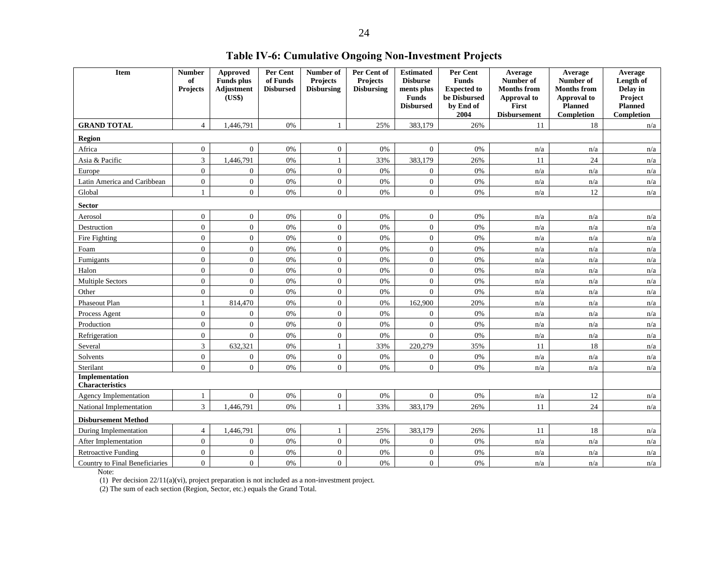# Table IV-6: Cumulative Ongoing Non-Investment Projects

| Item | Number of Projects | Approved Funds plus Adjustment (US$) | Per Cent of Funds Disbursed | Number of Projects Disbursing | Per Cent of Projects Disbursing | Estimated Disburse ments plus Funds Disbursed | Per Cent Funds Expected to be Disbursed by End of 2004 | Average Number of Months from Approval to First Disbursement | Average Number of Months from Approval to Planned Completion | Average Length of Delay in Project Planned Completion |
|---|---|---|---|---|---|---|---|---|---|---|
| **GRAND TOTAL** | 4 | 1,446,791 | 0% | 1 | 25% | 383,179 | 26% | 11 | 18 | n/a |
| **Region** | | | | | | | | | | |
| Africa | 0 | 0 | 0% | 0 | 0% | 0 | 0% | n/a | n/a | n/a |
| Asia & Pacific | 3 | 1,446,791 | 0% | 1 | 33% | 383,179 | 26% | 11 | 24 | n/a |
| Europe | 0 | 0 | 0% | 0 | 0% | 0 | 0% | n/a | n/a | n/a |
| Latin America and Caribbean | 0 | 0 | 0% | 0 | 0% | 0 | 0% | n/a | n/a | n/a |
| Global | 1 | 0 | 0% | 0 | 0% | 0 | 0% | n/a | 12 | n/a |
| **Sector** | | | | | | | | | | |
| Aerosol | 0 | 0 | 0% | 0 | 0% | 0 | 0% | n/a | n/a | n/a |
| Destruction | 0 | 0 | 0% | 0 | 0% | 0 | 0% | n/a | n/a | n/a |
| Fire Fighting | 0 | 0 | 0% | 0 | 0% | 0 | 0% | n/a | n/a | n/a |
| Foam | 0 | 0 | 0% | 0 | 0% | 0 | 0% | n/a | n/a | n/a |
| Fumigants | 0 | 0 | 0% | 0 | 0% | 0 | 0% | n/a | n/a | n/a |
| Halon | 0 | 0 | 0% | 0 | 0% | 0 | 0% | n/a | n/a | n/a |
| Multiple Sectors | 0 | 0 | 0% | 0 | 0% | 0 | 0% | n/a | n/a | n/a |
| Other | 0 | 0 | 0% | 0 | 0% | 0 | 0% | n/a | n/a | n/a |
| Phaseout Plan | 1 | 814,470 | 0% | 0 | 0% | 162,900 | 20% | n/a | n/a | n/a |
| Process Agent | 0 | 0 | 0% | 0 | 0% | 0 | 0% | n/a | n/a | n/a |
| Production | 0 | 0 | 0% | 0 | 0% | 0 | 0% | n/a | n/a | n/a |
| Refrigeration | 0 | 0 | 0% | 0 | 0% | 0 | 0% | n/a | n/a | n/a |
| Several | 3 | 632,321 | 0% | 1 | 33% | 220,279 | 35% | 11 | 18 | n/a |
| Solvents | 0 | 0 | 0% | 0 | 0% | 0 | 0% | n/a | n/a | n/a |
| Sterilant | 0 | 0 | 0% | 0 | 0% | 0 | 0% | n/a | n/a | n/a |
| **Implementation Characteristics** | | | | | | | | | | |
| Agency Implementation | 1 | 0 | 0% | 0 | 0% | 0 | 0% | n/a | 12 | n/a |
| National Implementation | 3 | 1,446,791 | 0% | 1 | 33% | 383,179 | 26% | 11 | 24 | n/a |
| **Disbursement Method** | | | | | | | | | | |
| During Implementation | 4 | 1,446,791 | 0% | 1 | 25% | 383,179 | 26% | 11 | 18 | n/a |
| After Implementation | 0 | 0 | 0% | 0 | 0% | 0 | 0% | n/a | n/a | n/a |
| Retroactive Funding | 0 | 0 | 0% | 0 | 0% | 0 | 0% | n/a | n/a | n/a |
| Country to Final Beneficiaries | 0 | 0 | 0% | 0 | 0% | 0 | 0% | n/a | n/a | n/a |

Note:

(1) Per decision 22/11(a)(vi), project preparation is not included as a non-investment project.

(2) The sum of each section (Region, Sector, etc.) equals the Grand Total.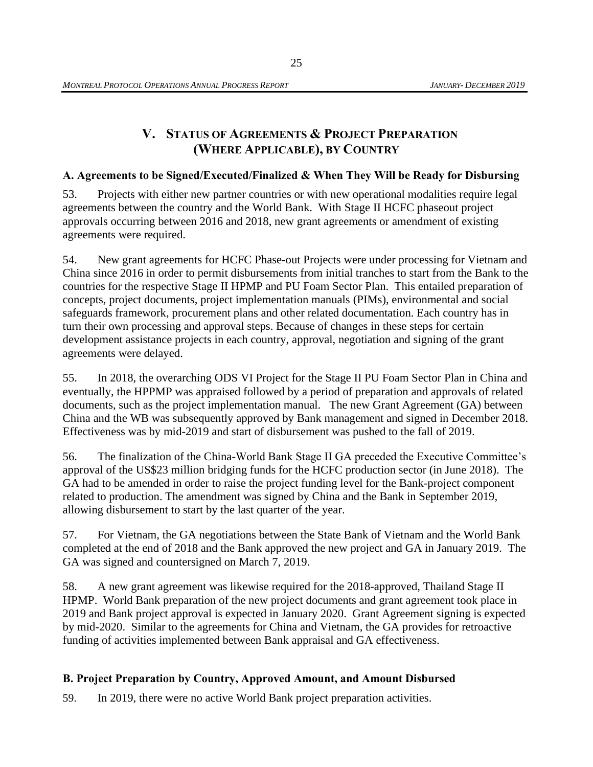# V. STATUS OF AGREEMENTS & PROJECT PREPARATION (WHERE APPLICABLE), BY COUNTRY

## A. Agreements to be Signed/Executed/Finalized & When They Will be Ready for Disbursing

53. Projects with either new partner countries or with new operational modalities require legal agreements between the country and the World Bank. With Stage II HCFC phaseout project approvals occurring between 2016 and 2018, new grant agreements or amendment of existing agreements were required.

54. New grant agreements for HCFC Phase-out Projects were under processing for Vietnam and China since 2016 in order to permit disbursements from initial tranches to start from the Bank to the countries for the respective Stage II HPMP and PU Foam Sector Plan. This entailed preparation of concepts, project documents, project implementation manuals (PIMs), environmental and social safeguards framework, procurement plans and other related documentation. Each country has in turn their own processing and approval steps. Because of changes in these steps for certain development assistance projects in each country, approval, negotiation and signing of the grant agreements were delayed.

55. In 2018, the overarching ODS VI Project for the Stage II PU Foam Sector Plan in China and eventually, the HPPMP was appraised followed by a period of preparation and approvals of related documents, such as the project implementation manual. The new Grant Agreement (GA) between China and the WB was subsequently approved by Bank management and signed in December 2018. Effectiveness was by mid-2019 and start of disbursement was pushed to the fall of 2019.

56. The finalization of the China-World Bank Stage II GA preceded the Executive Committee's approval of the US$23 million bridging funds for the HCFC production sector (in June 2018). The GA had to be amended in order to raise the project funding level for the Bank-project component related to production. The amendment was signed by China and the Bank in September 2019, allowing disbursement to start by the last quarter of the year.

57. For Vietnam, the GA negotiations between the State Bank of Vietnam and the World Bank completed at the end of 2018 and the Bank approved the new project and GA in January 2019. The GA was signed and countersigned on March 7, 2019.

58. A new grant agreement was likewise required for the 2018-approved, Thailand Stage II HPMP. World Bank preparation of the new project documents and grant agreement took place in 2019 and Bank project approval is expected in January 2020. Grant Agreement signing is expected by mid-2020. Similar to the agreements for China and Vietnam, the GA provides for retroactive funding of activities implemented between Bank appraisal and GA effectiveness.

## B. Project Preparation by Country, Approved Amount, and Amount Disbursed

59. In 2019, there were no active World Bank project preparation activities.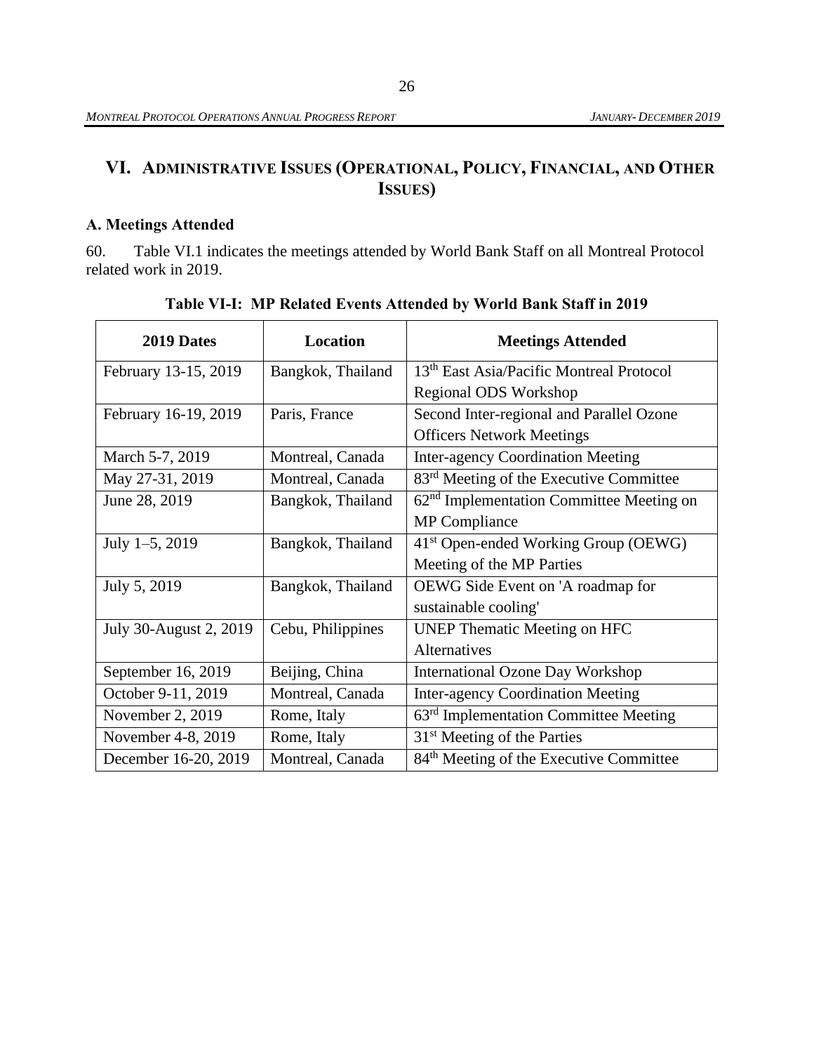# VI. ADMINISTRATIVE ISSUES (OPERATIONAL, POLICY, FINANCIAL, AND OTHER ISSUES)

### A. Meetings Attended

60. Table VI.1 indicates the meetings attended by World Bank Staff on all Montreal Protocol related work in 2019.

**Table VI-I: MP Related Events Attended by World Bank Staff in 2019**

| 2019 Dates | Location | Meetings Attended |
|---|---|---|
| February 13-15, 2019 | Bangkok, Thailand | 13th East Asia/Pacific Montreal Protocol Regional ODS Workshop |
| February 16-19, 2019 | Paris, France | Second Inter-regional and Parallel Ozone Officers Network Meetings |
| March 5-7, 2019 | Montreal, Canada | Inter-agency Coordination Meeting |
| May 27-31, 2019 | Montreal, Canada | 83rd Meeting of the Executive Committee |
| June 28, 2019 | Bangkok, Thailand | 62nd Implementation Committee Meeting on MP Compliance |
| July 1–5, 2019 | Bangkok, Thailand | 41st Open-ended Working Group (OEWG) Meeting of the MP Parties |
| July 5, 2019 | Bangkok, Thailand | OEWG Side Event on 'A roadmap for sustainable cooling' |
| July 30-August 2, 2019 | Cebu, Philippines | UNEP Thematic Meeting on HFC Alternatives |
| September 16, 2019 | Beijing, China | International Ozone Day Workshop |
| October 9-11, 2019 | Montreal, Canada | Inter-agency Coordination Meeting |
| November 2, 2019 | Rome, Italy | 63rd Implementation Committee Meeting |
| November 4-8, 2019 | Rome, Italy | 31st Meeting of the Parties |
| December 16-20, 2019 | Montreal, Canada | 84th Meeting of the Executive Committee |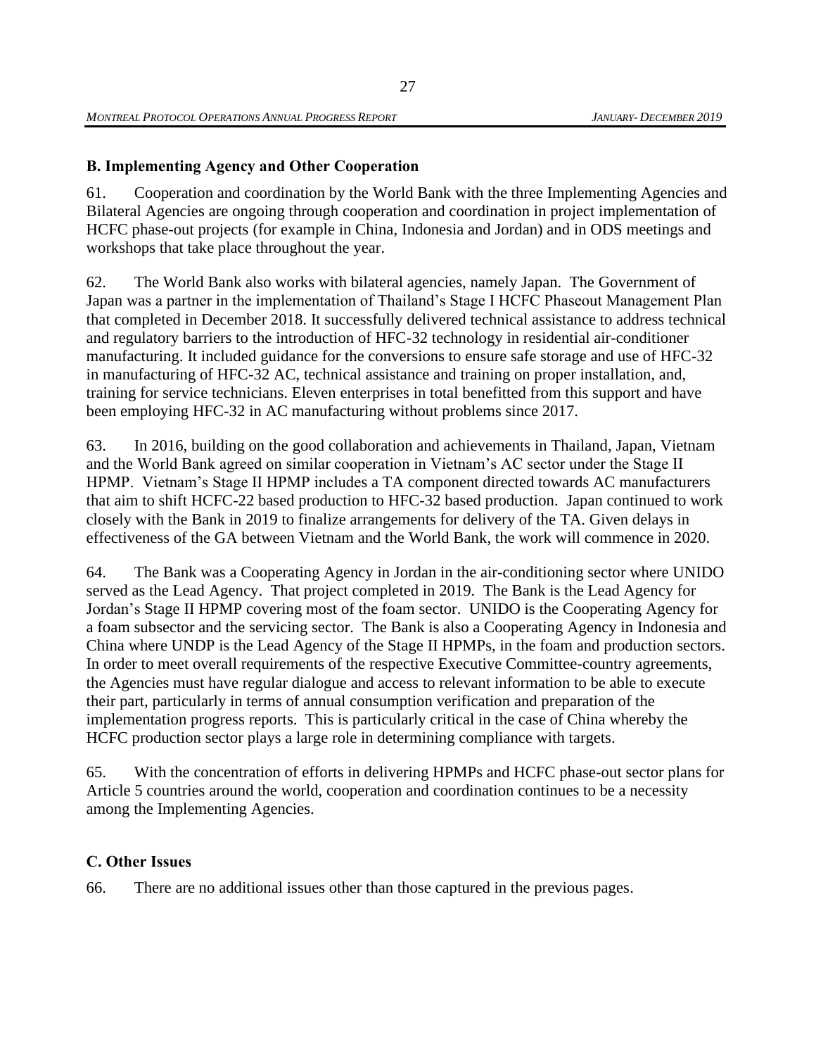## B. Implementing Agency and Other Cooperation

61. Cooperation and coordination by the World Bank with the three Implementing Agencies and Bilateral Agencies are ongoing through cooperation and coordination in project implementation of HCFC phase-out projects (for example in China, Indonesia and Jordan) and in ODS meetings and workshops that take place throughout the year.

62. The World Bank also works with bilateral agencies, namely Japan. The Government of Japan was a partner in the implementation of Thailand's Stage I HCFC Phaseout Management Plan that completed in December 2018. It successfully delivered technical assistance to address technical and regulatory barriers to the introduction of HFC-32 technology in residential air-conditioner manufacturing. It included guidance for the conversions to ensure safe storage and use of HFC-32 in manufacturing of HFC-32 AC, technical assistance and training on proper installation, and, training for service technicians. Eleven enterprises in total benefitted from this support and have been employing HFC-32 in AC manufacturing without problems since 2017.

63. In 2016, building on the good collaboration and achievements in Thailand, Japan, Vietnam and the World Bank agreed on similar cooperation in Vietnam's AC sector under the Stage II HPMP. Vietnam's Stage II HPMP includes a TA component directed towards AC manufacturers that aim to shift HCFC-22 based production to HFC-32 based production. Japan continued to work closely with the Bank in 2019 to finalize arrangements for delivery of the TA. Given delays in effectiveness of the GA between Vietnam and the World Bank, the work will commence in 2020.

64. The Bank was a Cooperating Agency in Jordan in the air-conditioning sector where UNIDO served as the Lead Agency. That project completed in 2019. The Bank is the Lead Agency for Jordan's Stage II HPMP covering most of the foam sector. UNIDO is the Cooperating Agency for a foam subsector and the servicing sector. The Bank is also a Cooperating Agency in Indonesia and China where UNDP is the Lead Agency of the Stage II HPMPs, in the foam and production sectors. In order to meet overall requirements of the respective Executive Committee-country agreements, the Agencies must have regular dialogue and access to relevant information to be able to execute their part, particularly in terms of annual consumption verification and preparation of the implementation progress reports. This is particularly critical in the case of China whereby the HCFC production sector plays a large role in determining compliance with targets.

65. With the concentration of efforts in delivering HPMPs and HCFC phase-out sector plans for Article 5 countries around the world, cooperation and coordination continues to be a necessity among the Implementing Agencies.

## C. Other Issues

66. There are no additional issues other than those captured in the previous pages.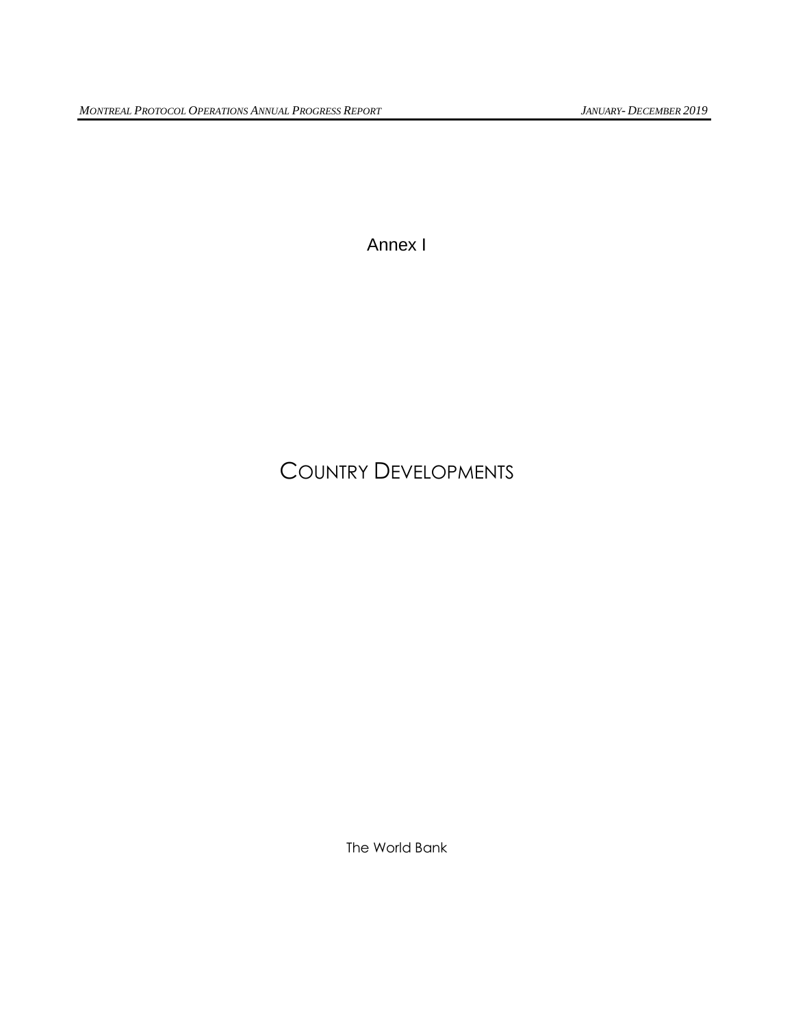Annex I

# Country Developments

The World Bank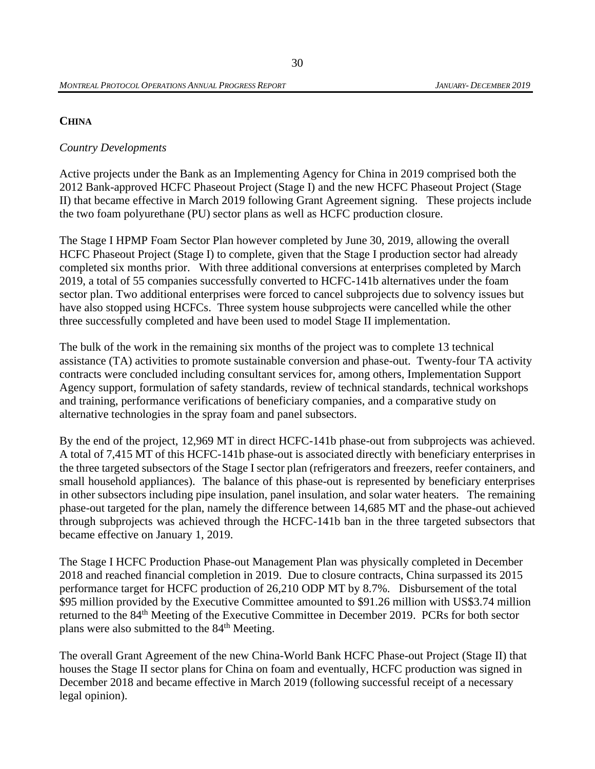## CHINA

*Country Developments*

Active projects under the Bank as an Implementing Agency for China in 2019 comprised both the 2012 Bank-approved HCFC Phaseout Project (Stage I) and the new HCFC Phaseout Project (Stage II) that became effective in March 2019 following Grant Agreement signing. These projects include the two foam polyurethane (PU) sector plans as well as HCFC production closure.

The Stage I HPMP Foam Sector Plan however completed by June 30, 2019, allowing the overall HCFC Phaseout Project (Stage I) to complete, given that the Stage I production sector had already completed six months prior. With three additional conversions at enterprises completed by March 2019, a total of 55 companies successfully converted to HCFC-141b alternatives under the foam sector plan. Two additional enterprises were forced to cancel subprojects due to solvency issues but have also stopped using HCFCs. Three system house subprojects were cancelled while the other three successfully completed and have been used to model Stage II implementation.

The bulk of the work in the remaining six months of the project was to complete 13 technical assistance (TA) activities to promote sustainable conversion and phase-out. Twenty-four TA activity contracts were concluded including consultant services for, among others, Implementation Support Agency support, formulation of safety standards, review of technical standards, technical workshops and training, performance verifications of beneficiary companies, and a comparative study on alternative technologies in the spray foam and panel subsectors.

By the end of the project, 12,969 MT in direct HCFC-141b phase-out from subprojects was achieved. A total of 7,415 MT of this HCFC-141b phase-out is associated directly with beneficiary enterprises in the three targeted subsectors of the Stage I sector plan (refrigerators and freezers, reefer containers, and small household appliances). The balance of this phase-out is represented by beneficiary enterprises in other subsectors including pipe insulation, panel insulation, and solar water heaters. The remaining phase-out targeted for the plan, namely the difference between 14,685 MT and the phase-out achieved through subprojects was achieved through the HCFC-141b ban in the three targeted subsectors that became effective on January 1, 2019.

The Stage I HCFC Production Phase-out Management Plan was physically completed in December 2018 and reached financial completion in 2019. Due to closure contracts, China surpassed its 2015 performance target for HCFC production of 26,210 ODP MT by 8.7%. Disbursement of the total \$95 million provided by the Executive Committee amounted to \$91.26 million with US\$3.74 million returned to the 84th Meeting of the Executive Committee in December 2019. PCRs for both sector plans were also submitted to the 84th Meeting.

The overall Grant Agreement of the new China-World Bank HCFC Phase-out Project (Stage II) that houses the Stage II sector plans for China on foam and eventually, HCFC production was signed in December 2018 and became effective in March 2019 (following successful receipt of a necessary legal opinion).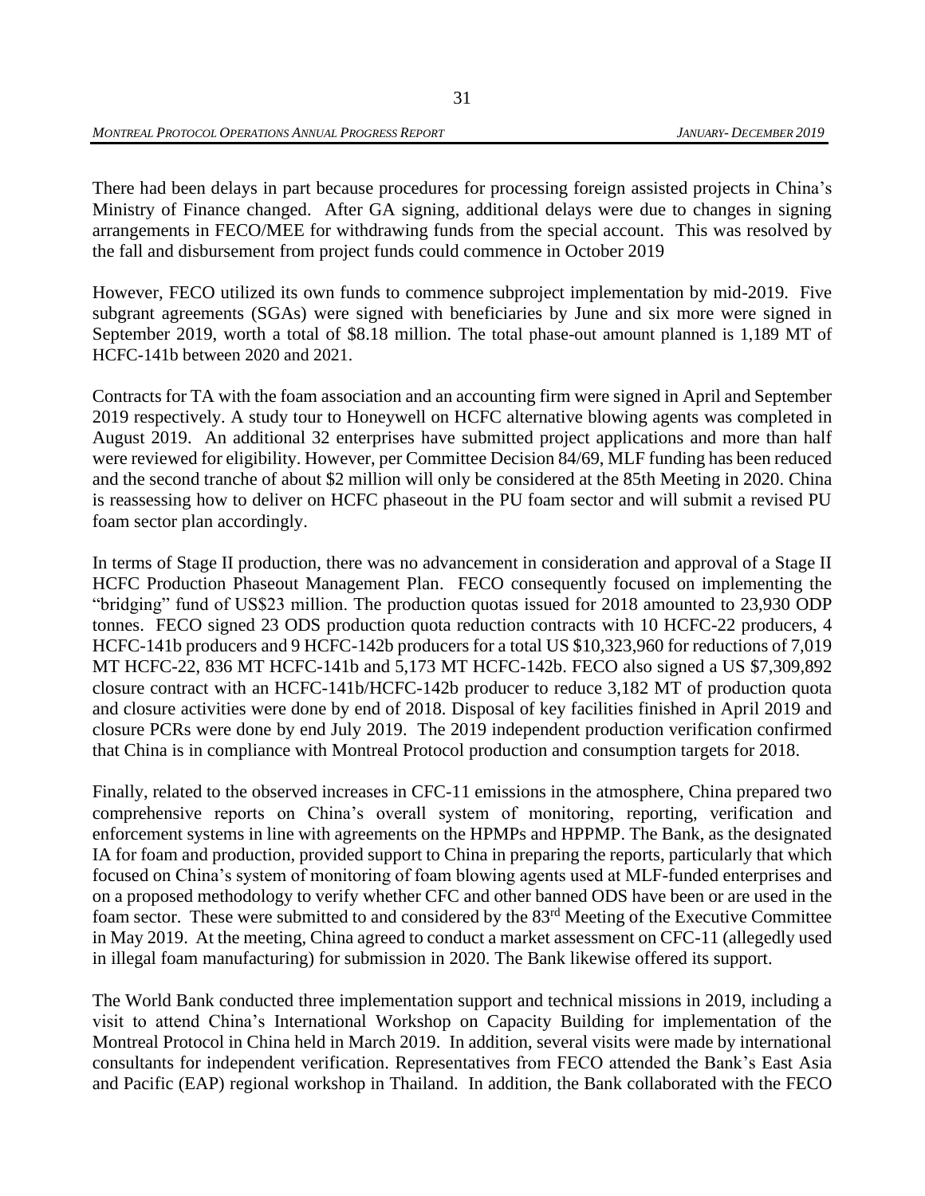There had been delays in part because procedures for processing foreign assisted projects in China's Ministry of Finance changed. After GA signing, additional delays were due to changes in signing arrangements in FECO/MEE for withdrawing funds from the special account. This was resolved by the fall and disbursement from project funds could commence in October 2019

However, FECO utilized its own funds to commence subproject implementation by mid-2019. Five subgrant agreements (SGAs) were signed with beneficiaries by June and six more were signed in September 2019, worth a total of $8.18 million. The total phase-out amount planned is 1,189 MT of HCFC-141b between 2020 and 2021.

Contracts for TA with the foam association and an accounting firm were signed in April and September 2019 respectively. A study tour to Honeywell on HCFC alternative blowing agents was completed in August 2019. An additional 32 enterprises have submitted project applications and more than half were reviewed for eligibility. However, per Committee Decision 84/69, MLF funding has been reduced and the second tranche of about $2 million will only be considered at the 85th Meeting in 2020. China is reassessing how to deliver on HCFC phaseout in the PU foam sector and will submit a revised PU foam sector plan accordingly.

In terms of Stage II production, there was no advancement in consideration and approval of a Stage II HCFC Production Phaseout Management Plan. FECO consequently focused on implementing the "bridging" fund of US$23 million. The production quotas issued for 2018 amounted to 23,930 ODP tonnes. FECO signed 23 ODS production quota reduction contracts with 10 HCFC-22 producers, 4 HCFC-141b producers and 9 HCFC-142b producers for a total US $10,323,960 for reductions of 7,019 MT HCFC-22, 836 MT HCFC-141b and 5,173 MT HCFC-142b. FECO also signed a US $7,309,892 closure contract with an HCFC-141b/HCFC-142b producer to reduce 3,182 MT of production quota and closure activities were done by end of 2018. Disposal of key facilities finished in April 2019 and closure PCRs were done by end July 2019. The 2019 independent production verification confirmed that China is in compliance with Montreal Protocol production and consumption targets for 2018.

Finally, related to the observed increases in CFC-11 emissions in the atmosphere, China prepared two comprehensive reports on China's overall system of monitoring, reporting, verification and enforcement systems in line with agreements on the HPMPs and HPPMP. The Bank, as the designated IA for foam and production, provided support to China in preparing the reports, particularly that which focused on China's system of monitoring of foam blowing agents used at MLF-funded enterprises and on a proposed methodology to verify whether CFC and other banned ODS have been or are used in the foam sector. These were submitted to and considered by the 83rd Meeting of the Executive Committee in May 2019. At the meeting, China agreed to conduct a market assessment on CFC-11 (allegedly used in illegal foam manufacturing) for submission in 2020. The Bank likewise offered its support.

The World Bank conducted three implementation support and technical missions in 2019, including a visit to attend China's International Workshop on Capacity Building for implementation of the Montreal Protocol in China held in March 2019. In addition, several visits were made by international consultants for independent verification. Representatives from FECO attended the Bank's East Asia and Pacific (EAP) regional workshop in Thailand. In addition, the Bank collaborated with the FECO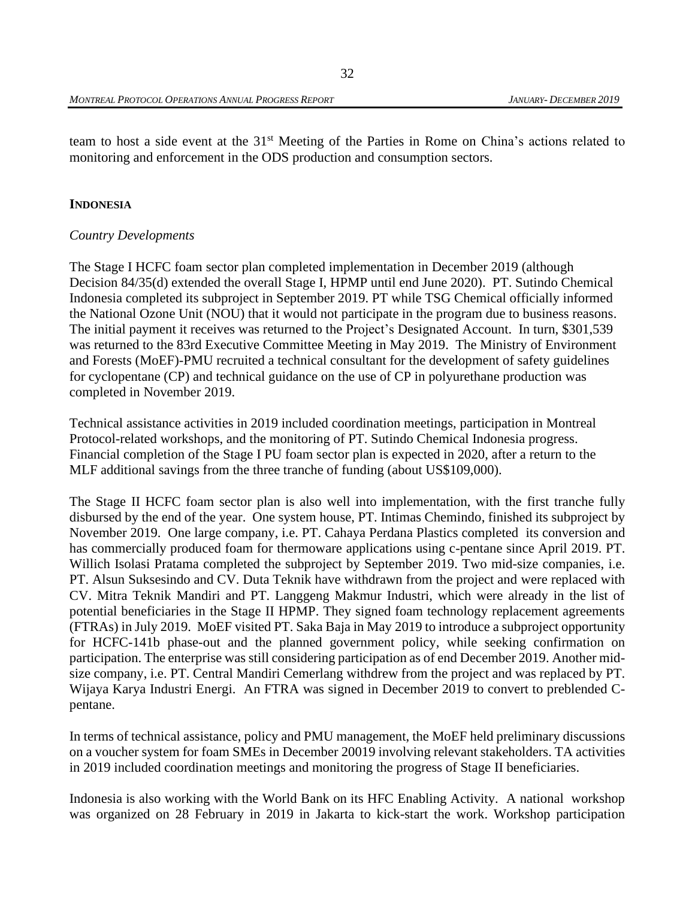team to host a side event at the 31st Meeting of the Parties in Rome on China's actions related to monitoring and enforcement in the ODS production and consumption sectors.

**INDONESIA**

*Country Developments*

The Stage I HCFC foam sector plan completed implementation in December 2019 (although Decision 84/35(d) extended the overall Stage I, HPMP until end June 2020). PT. Sutindo Chemical Indonesia completed its subproject in September 2019. PT while TSG Chemical officially informed the National Ozone Unit (NOU) that it would not participate in the program due to business reasons. The initial payment it receives was returned to the Project's Designated Account. In turn, $301,539 was returned to the 83rd Executive Committee Meeting in May 2019. The Ministry of Environment and Forests (MoEF)-PMU recruited a technical consultant for the development of safety guidelines for cyclopentane (CP) and technical guidance on the use of CP in polyurethane production was completed in November 2019.

Technical assistance activities in 2019 included coordination meetings, participation in Montreal Protocol-related workshops, and the monitoring of PT. Sutindo Chemical Indonesia progress. Financial completion of the Stage I PU foam sector plan is expected in 2020, after a return to the MLF additional savings from the three tranche of funding (about US$109,000).

The Stage II HCFC foam sector plan is also well into implementation, with the first tranche fully disbursed by the end of the year. One system house, PT. Intimas Chemindo, finished its subproject by November 2019. One large company, i.e. PT. Cahaya Perdana Plastics completed its conversion and has commercially produced foam for thermoware applications using c-pentane since April 2019. PT. Willich Isolasi Pratama completed the subproject by September 2019. Two mid-size companies, i.e. PT. Alsun Suksesindo and CV. Duta Teknik have withdrawn from the project and were replaced with CV. Mitra Teknik Mandiri and PT. Langgeng Makmur Industri, which were already in the list of potential beneficiaries in the Stage II HPMP. They signed foam technology replacement agreements (FTRAs) in July 2019. MoEF visited PT. Saka Baja in May 2019 to introduce a subproject opportunity for HCFC-141b phase-out and the planned government policy, while seeking confirmation on participation. The enterprise was still considering participation as of end December 2019. Another mid-size company, i.e. PT. Central Mandiri Cemerlang withdrew from the project and was replaced by PT. Wijaya Karya Industri Energi. An FTRA was signed in December 2019 to convert to preblended C-pentane.

In terms of technical assistance, policy and PMU management, the MoEF held preliminary discussions on a voucher system for foam SMEs in December 20019 involving relevant stakeholders. TA activities in 2019 included coordination meetings and monitoring the progress of Stage II beneficiaries.

Indonesia is also working with the World Bank on its HFC Enabling Activity. A national workshop was organized on 28 February in 2019 in Jakarta to kick-start the work. Workshop participation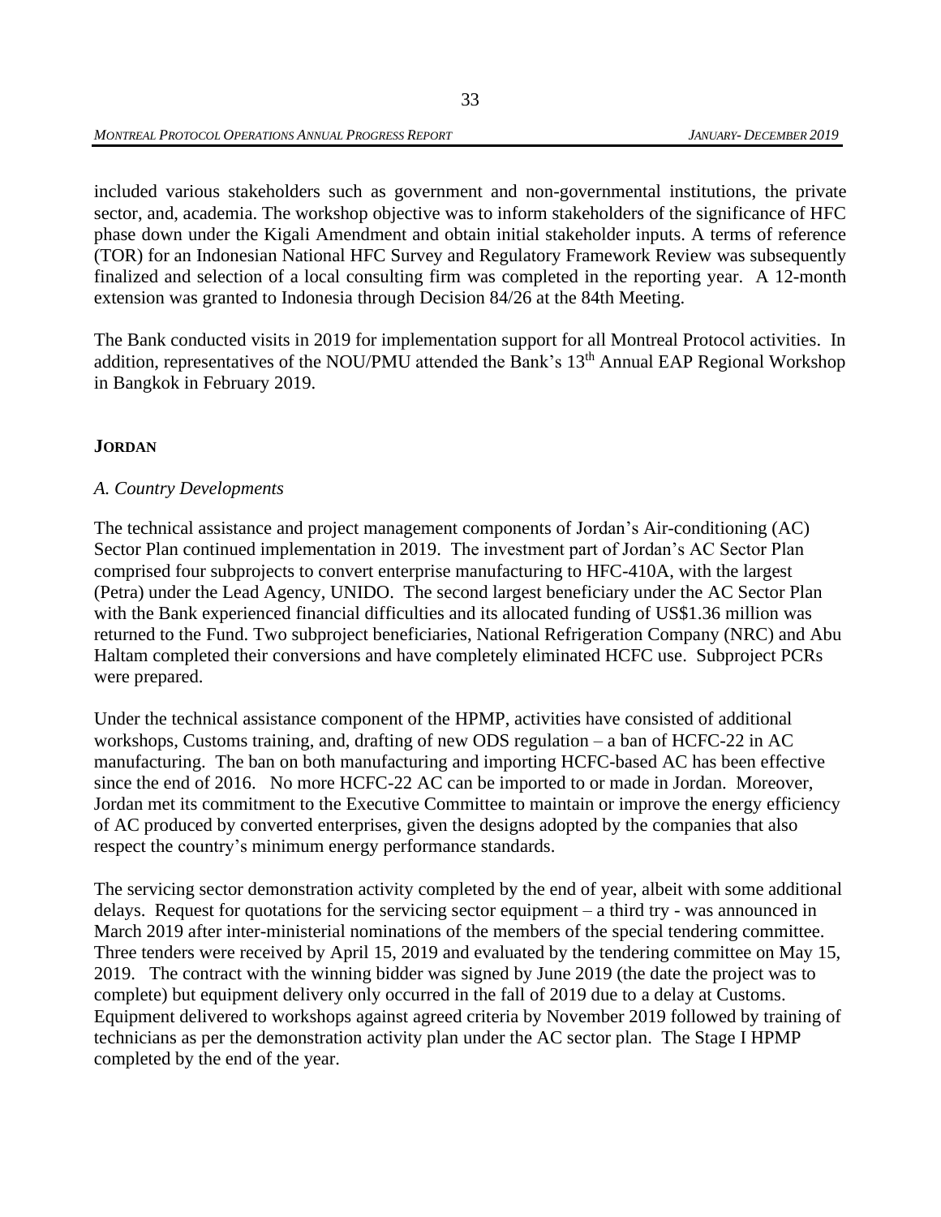included various stakeholders such as government and non-governmental institutions, the private sector, and, academia. The workshop objective was to inform stakeholders of the significance of HFC phase down under the Kigali Amendment and obtain initial stakeholder inputs. A terms of reference (TOR) for an Indonesian National HFC Survey and Regulatory Framework Review was subsequently finalized and selection of a local consulting firm was completed in the reporting year. A 12-month extension was granted to Indonesia through Decision 84/26 at the 84th Meeting.

The Bank conducted visits in 2019 for implementation support for all Montreal Protocol activities. In addition, representatives of the NOU/PMU attended the Bank's 13th Annual EAP Regional Workshop in Bangkok in February 2019.

## JORDAN

### *A. Country Developments*

The technical assistance and project management components of Jordan's Air-conditioning (AC) Sector Plan continued implementation in 2019. The investment part of Jordan's AC Sector Plan comprised four subprojects to convert enterprise manufacturing to HFC-410A, with the largest (Petra) under the Lead Agency, UNIDO. The second largest beneficiary under the AC Sector Plan with the Bank experienced financial difficulties and its allocated funding of US$1.36 million was returned to the Fund. Two subproject beneficiaries, National Refrigeration Company (NRC) and Abu Haltam completed their conversions and have completely eliminated HCFC use. Subproject PCRs were prepared.

Under the technical assistance component of the HPMP, activities have consisted of additional workshops, Customs training, and, drafting of new ODS regulation – a ban of HCFC-22 in AC manufacturing. The ban on both manufacturing and importing HCFC-based AC has been effective since the end of 2016. No more HCFC-22 AC can be imported to or made in Jordan. Moreover, Jordan met its commitment to the Executive Committee to maintain or improve the energy efficiency of AC produced by converted enterprises, given the designs adopted by the companies that also respect the country's minimum energy performance standards.

The servicing sector demonstration activity completed by the end of year, albeit with some additional delays. Request for quotations for the servicing sector equipment – a third try - was announced in March 2019 after inter-ministerial nominations of the members of the special tendering committee. Three tenders were received by April 15, 2019 and evaluated by the tendering committee on May 15, 2019. The contract with the winning bidder was signed by June 2019 (the date the project was to complete) but equipment delivery only occurred in the fall of 2019 due to a delay at Customs. Equipment delivered to workshops against agreed criteria by November 2019 followed by training of technicians as per the demonstration activity plan under the AC sector plan. The Stage I HPMP completed by the end of the year.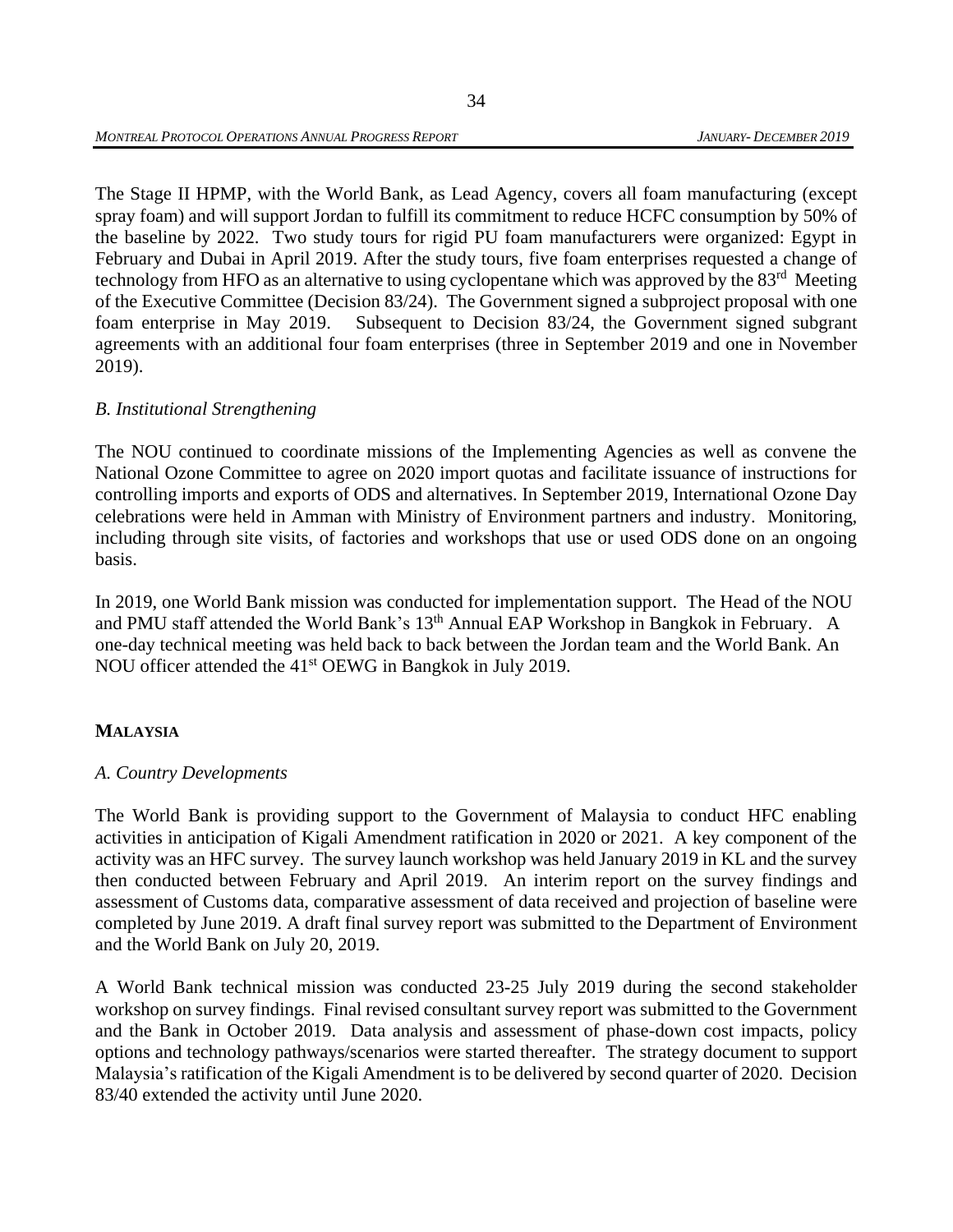The Stage II HPMP, with the World Bank, as Lead Agency, covers all foam manufacturing (except spray foam) and will support Jordan to fulfill its commitment to reduce HCFC consumption by 50% of the baseline by 2022. Two study tours for rigid PU foam manufacturers were organized: Egypt in February and Dubai in April 2019. After the study tours, five foam enterprises requested a change of technology from HFO as an alternative to using cyclopentane which was approved by the 83rd Meeting of the Executive Committee (Decision 83/24). The Government signed a subproject proposal with one foam enterprise in May 2019. Subsequent to Decision 83/24, the Government signed subgrant agreements with an additional four foam enterprises (three in September 2019 and one in November 2019).

*B. Institutional Strengthening*

The NOU continued to coordinate missions of the Implementing Agencies as well as convene the National Ozone Committee to agree on 2020 import quotas and facilitate issuance of instructions for controlling imports and exports of ODS and alternatives. In September 2019, International Ozone Day celebrations were held in Amman with Ministry of Environment partners and industry. Monitoring, including through site visits, of factories and workshops that use or used ODS done on an ongoing basis.

In 2019, one World Bank mission was conducted for implementation support. The Head of the NOU and PMU staff attended the World Bank's 13th Annual EAP Workshop in Bangkok in February. A one-day technical meeting was held back to back between the Jordan team and the World Bank. An NOU officer attended the 41st OEWG in Bangkok in July 2019.

## MALAYSIA

*A. Country Developments*

The World Bank is providing support to the Government of Malaysia to conduct HFC enabling activities in anticipation of Kigali Amendment ratification in 2020 or 2021. A key component of the activity was an HFC survey. The survey launch workshop was held January 2019 in KL and the survey then conducted between February and April 2019. An interim report on the survey findings and assessment of Customs data, comparative assessment of data received and projection of baseline were completed by June 2019. A draft final survey report was submitted to the Department of Environment and the World Bank on July 20, 2019.

A World Bank technical mission was conducted 23-25 July 2019 during the second stakeholder workshop on survey findings. Final revised consultant survey report was submitted to the Government and the Bank in October 2019. Data analysis and assessment of phase-down cost impacts, policy options and technology pathways/scenarios were started thereafter. The strategy document to support Malaysia's ratification of the Kigali Amendment is to be delivered by second quarter of 2020. Decision 83/40 extended the activity until June 2020.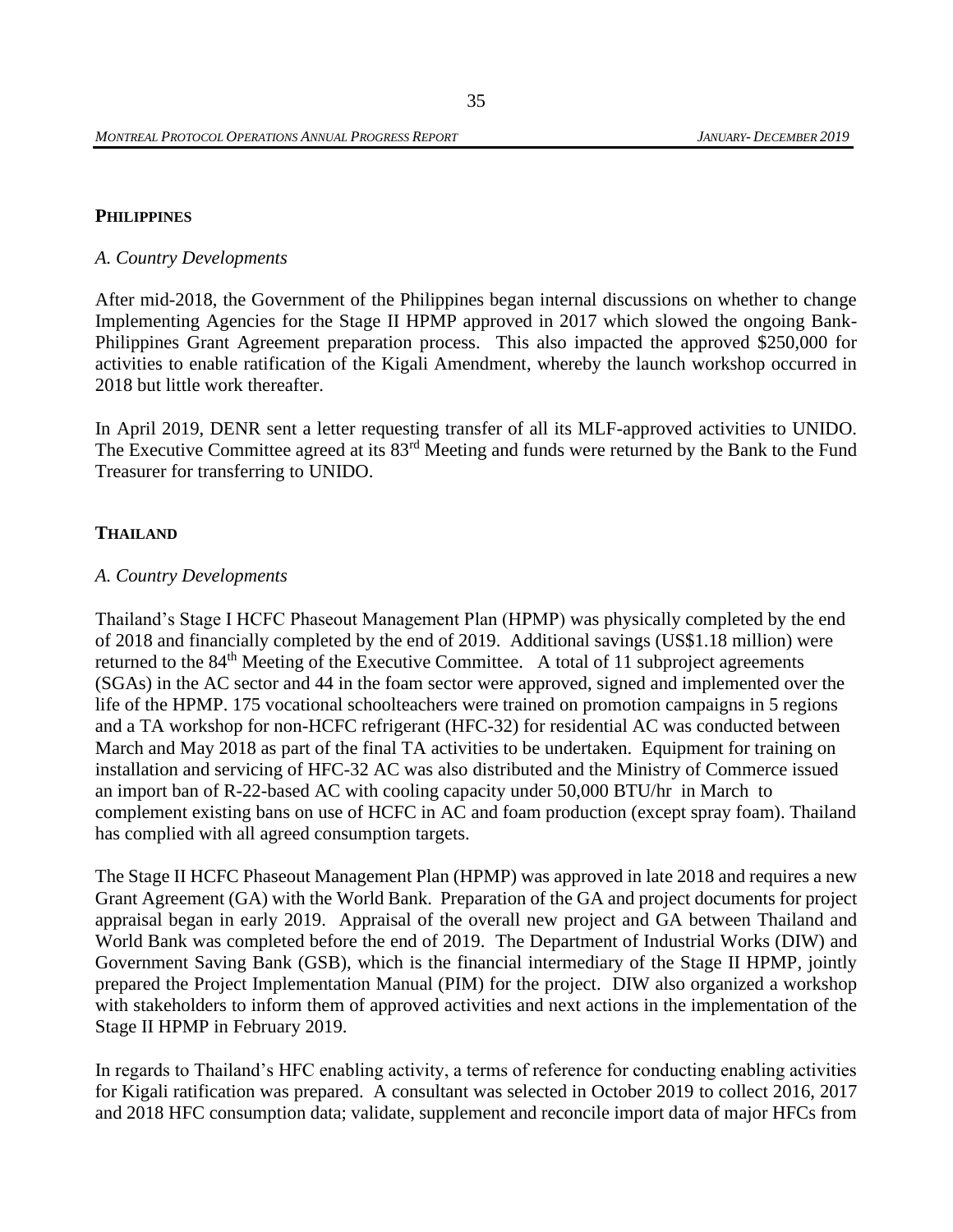## PHILIPPINES

### *A. Country Developments*

After mid-2018, the Government of the Philippines began internal discussions on whether to change Implementing Agencies for the Stage II HPMP approved in 2017 which slowed the ongoing Bank-Philippines Grant Agreement preparation process. This also impacted the approved $250,000 for activities to enable ratification of the Kigali Amendment, whereby the launch workshop occurred in 2018 but little work thereafter.

In April 2019, DENR sent a letter requesting transfer of all its MLF-approved activities to UNIDO. The Executive Committee agreed at its 83rd Meeting and funds were returned by the Bank to the Fund Treasurer for transferring to UNIDO.

## THAILAND

### *A. Country Developments*

Thailand's Stage I HCFC Phaseout Management Plan (HPMP) was physically completed by the end of 2018 and financially completed by the end of 2019. Additional savings (US$1.18 million) were returned to the 84th Meeting of the Executive Committee. A total of 11 subproject agreements (SGAs) in the AC sector and 44 in the foam sector were approved, signed and implemented over the life of the HPMP. 175 vocational schoolteachers were trained on promotion campaigns in 5 regions and a TA workshop for non-HCFC refrigerant (HFC-32) for residential AC was conducted between March and May 2018 as part of the final TA activities to be undertaken. Equipment for training on installation and servicing of HFC-32 AC was also distributed and the Ministry of Commerce issued an import ban of R-22-based AC with cooling capacity under 50,000 BTU/hr in March to complement existing bans on use of HCFC in AC and foam production (except spray foam). Thailand has complied with all agreed consumption targets.

The Stage II HCFC Phaseout Management Plan (HPMP) was approved in late 2018 and requires a new Grant Agreement (GA) with the World Bank. Preparation of the GA and project documents for project appraisal began in early 2019. Appraisal of the overall new project and GA between Thailand and World Bank was completed before the end of 2019. The Department of Industrial Works (DIW) and Government Saving Bank (GSB), which is the financial intermediary of the Stage II HPMP, jointly prepared the Project Implementation Manual (PIM) for the project. DIW also organized a workshop with stakeholders to inform them of approved activities and next actions in the implementation of the Stage II HPMP in February 2019.

In regards to Thailand's HFC enabling activity, a terms of reference for conducting enabling activities for Kigali ratification was prepared. A consultant was selected in October 2019 to collect 2016, 2017 and 2018 HFC consumption data; validate, supplement and reconcile import data of major HFCs from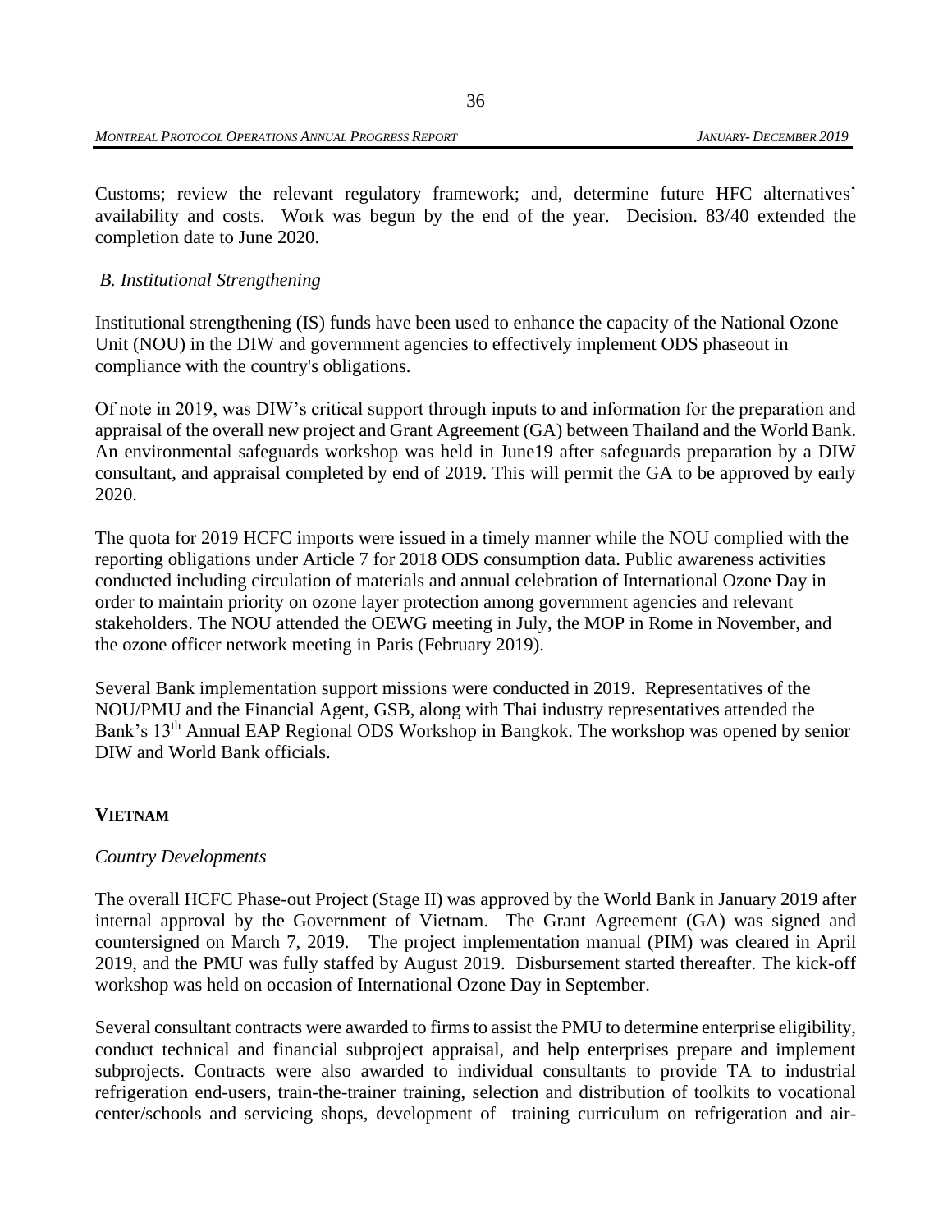Customs; review the relevant regulatory framework; and, determine future HFC alternatives' availability and costs. Work was begun by the end of the year. Decision. 83/40 extended the completion date to June 2020.

*B. Institutional Strengthening*

Institutional strengthening (IS) funds have been used to enhance the capacity of the National Ozone Unit (NOU) in the DIW and government agencies to effectively implement ODS phaseout in compliance with the country's obligations.

Of note in 2019, was DIW's critical support through inputs to and information for the preparation and appraisal of the overall new project and Grant Agreement (GA) between Thailand and the World Bank. An environmental safeguards workshop was held in June19 after safeguards preparation by a DIW consultant, and appraisal completed by end of 2019. This will permit the GA to be approved by early 2020.

The quota for 2019 HCFC imports were issued in a timely manner while the NOU complied with the reporting obligations under Article 7 for 2018 ODS consumption data. Public awareness activities conducted including circulation of materials and annual celebration of International Ozone Day in order to maintain priority on ozone layer protection among government agencies and relevant stakeholders. The NOU attended the OEWG meeting in July, the MOP in Rome in November, and the ozone officer network meeting in Paris (February 2019).

Several Bank implementation support missions were conducted in 2019. Representatives of the NOU/PMU and the Financial Agent, GSB, along with Thai industry representatives attended the Bank's 13th Annual EAP Regional ODS Workshop in Bangkok. The workshop was opened by senior DIW and World Bank officials.

## VIETNAM

*Country Developments*

The overall HCFC Phase-out Project (Stage II) was approved by the World Bank in January 2019 after internal approval by the Government of Vietnam. The Grant Agreement (GA) was signed and countersigned on March 7, 2019. The project implementation manual (PIM) was cleared in April 2019, and the PMU was fully staffed by August 2019. Disbursement started thereafter. The kick-off workshop was held on occasion of International Ozone Day in September.

Several consultant contracts were awarded to firms to assist the PMU to determine enterprise eligibility, conduct technical and financial subproject appraisal, and help enterprises prepare and implement subprojects. Contracts were also awarded to individual consultants to provide TA to industrial refrigeration end-users, train-the-trainer training, selection and distribution of toolkits to vocational center/schools and servicing shops, development of training curriculum on refrigeration and air-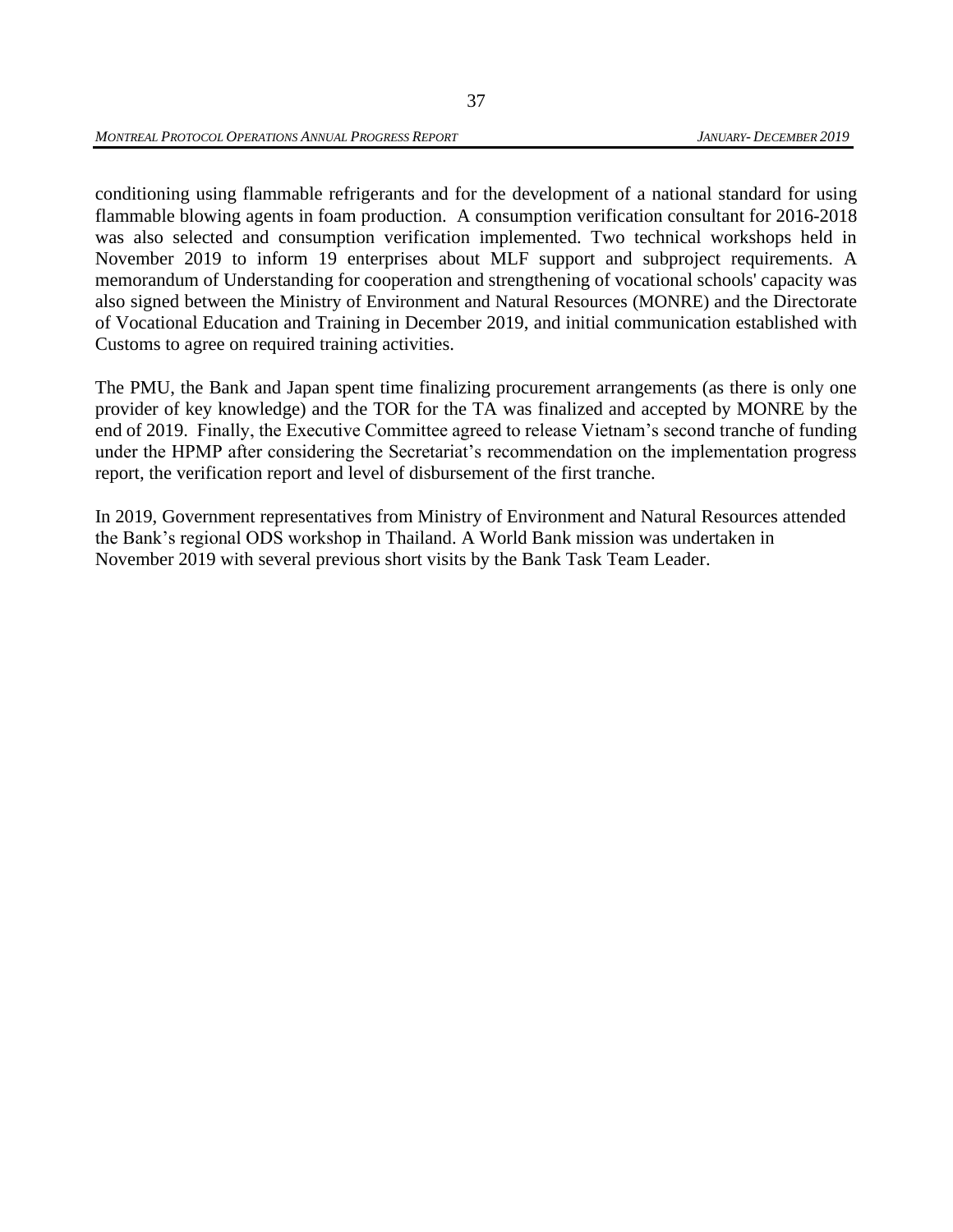conditioning using flammable refrigerants and for the development of a national standard for using flammable blowing agents in foam production. A consumption verification consultant for 2016-2018 was also selected and consumption verification implemented. Two technical workshops held in November 2019 to inform 19 enterprises about MLF support and subproject requirements. A memorandum of Understanding for cooperation and strengthening of vocational schools' capacity was also signed between the Ministry of Environment and Natural Resources (MONRE) and the Directorate of Vocational Education and Training in December 2019, and initial communication established with Customs to agree on required training activities.

The PMU, the Bank and Japan spent time finalizing procurement arrangements (as there is only one provider of key knowledge) and the TOR for the TA was finalized and accepted by MONRE by the end of 2019. Finally, the Executive Committee agreed to release Vietnam's second tranche of funding under the HPMP after considering the Secretariat's recommendation on the implementation progress report, the verification report and level of disbursement of the first tranche.

In 2019, Government representatives from Ministry of Environment and Natural Resources attended the Bank's regional ODS workshop in Thailand. A World Bank mission was undertaken in November 2019 with several previous short visits by the Bank Task Team Leader.